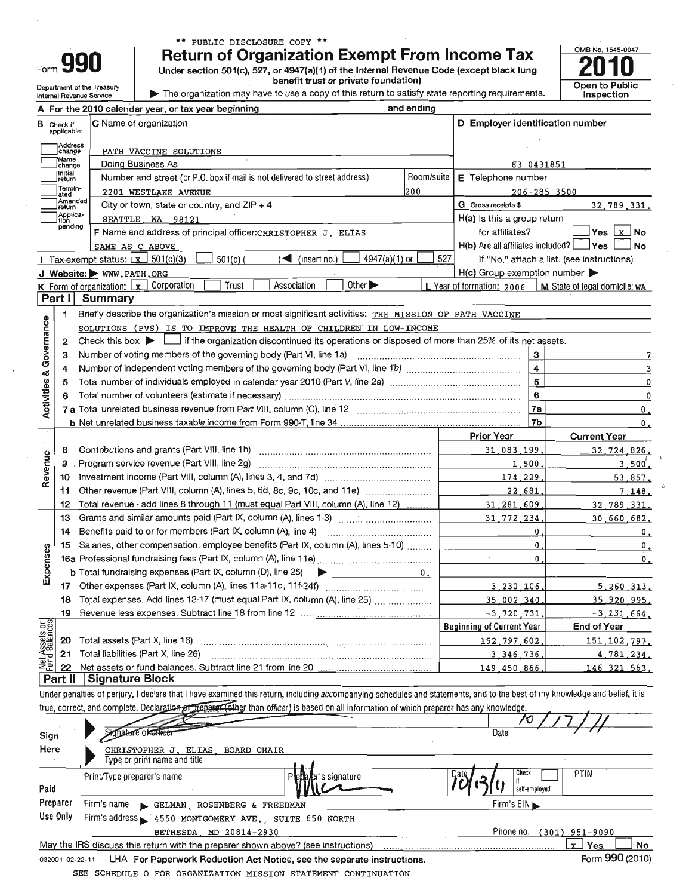** PUBLIC DISCLOSURE COPY **

# Form 990 — Return of Organization Exempt From Income Tax

**Under section 501(c), 527, or 4947(a)(1) of the Internal Revenue Code (except black lung benefit trust or private foundation)**

Department of the Treasury
Internal Revenue Service

▶ The organization may have to use a copy of this return to satisfy state reporting requirements.

OMB No. 1545-0047

**2010**

**Open to Public Inspection**

**A** For the 2010 calendar year, or tax year beginning and ending

**B** Check if applicable: Address change / Name change / Initial return / Terminated / Amended return / Application pending

**C** Name of organization: PATH VACCINE SOLUTIONS

Doing Business As

Number and street (or P.O. box if mail is not delivered to street address): 2201 WESTLAKE AVENUE — Room/suite: 200

City or town, state or country, and ZIP + 4: SEATTLE, WA 98121

**D** Employer identification number: 83-0431851

**E** Telephone number: 206-285-3500

**G** Gross receipts $ 32,789,331.

**F** Name and address of principal officer: CHRISTOPHER J. ELIAS, SAME AS C ABOVE

**H(a)** Is this a group return for affiliates? ☐ Yes ☒ No

**H(b)** Are all affiliates included? ☐ Yes ☐ No — If "No," attach a list. (see instructions)

**H(c)** Group exemption number ▶

**I** Tax-exempt status: ☒ 501(c)(3) ☐ 501(c)( ) ◀ (insert no.) ☐ 4947(a)(1) or ☐ 527

**J** Website: ▶ WWW.PATH.ORG

**K** Form of organization: ☒ Corporation ☐ Trust ☐ Association ☐ Other ▶

**L** Year of formation: 2006 **M** State of legal domicile: WA

## Part I Summary

**Activities & Governance**

1 Briefly describe the organization's mission or most significant activities: THE MISSION OF PATH VACCINE SOLUTIONS (PVS) IS TO IMPROVE THE HEALTH OF CHILDREN IN LOW-INCOME

2 Check this box ▶ ☐ if the organization discontinued its operations or disposed of more than 25% of its net assets.

| Line | Description | No. | Value |
|---|---|---|---|
| 3 | Number of voting members of the governing body (Part VI, line 1a) | 3 | 7 |
| 4 | Number of independent voting members of the governing body (Part VI, line 1b) | 4 | 3 |
| 5 | Total number of individuals employed in calendar year 2010 (Part V, line 2a) | 5 | 0 |
| 6 | Total number of volunteers (estimate if necessary) | 6 | 0 |
| 7a | Total unrelated business revenue from Part VIII, column (C), line 12 | 7a | 0. |
| 7b | Net unrelated business taxable income from Form 990-T, line 34 | 7b | 0. |

| | Line | Description | Prior Year | Current Year |
|---|---|---|---|---|
| Revenue | 8 | Contributions and grants (Part VIII, line 1h) | 31,083,199. | 32,724,826. |
| | 9 | Program service revenue (Part VIII, line 2g) | 1,500. | 3,500. |
| | 10 | Investment income (Part VIII, column (A), lines 3, 4, and 7d) | 174,229. | 53,857. |
| | 11 | Other revenue (Part VIII, column (A), lines 5, 6d, 8c, 9c, 10c, and 11e) | 22,681. | 7,148. |
| | 12 | Total revenue - add lines 8 through 11 (must equal Part VIII, column (A), line 12) | 31,281,609. | 32,789,331. |
| Expenses | 13 | Grants and similar amounts paid (Part IX, column (A), lines 1-3) | 31,772,234. | 30,660,682. |
| | 14 | Benefits paid to or for members (Part IX, column (A), line 4) | 0. | 0. |
| | 15 | Salaries, other compensation, employee benefits (Part IX, column (A), lines 5-10) | 0. | 0. |
| | 16a | Professional fundraising fees (Part IX, column (A), line 11e) | 0. | 0. |
| | 16b | Total fundraising expenses (Part IX, column (D), line 25) ▶ 0. | | |
| | 17 | Other expenses (Part IX, column (A), lines 11a-11d, 11f-24f) | 3,230,106. | 5,260,313. |
| | 18 | Total expenses. Add lines 13-17 (must equal Part IX, column (A), line 25) | 35,002,340. | 35,920,995. |
| | 19 | Revenue less expenses. Subtract line 18 from line 12 | -3,720,731. | -3,131,664. |

| | Line | Description | Beginning of Current Year | End of Year |
|---|---|---|---|---|
| Net Assets or Fund Balances | 20 | Total assets (Part X, line 16) | 152,797,602. | 151,102,797. |
| | 21 | Total liabilities (Part X, line 26) | 3,346,736. | 4,781,234. |
| | 22 | Net assets or fund balances. Subtract line 21 from line 20 | 149,450,866. | 146,321,563. |

## Part II Signature Block

Under penalties of perjury, I declare that I have examined this return, including accompanying schedules and statements, and to the best of my knowledge and belief, it is true, correct, and complete. Declaration of preparer (other than officer) is based on all information of which preparer has any knowledge.

**Sign Here**

Signature of officer — Date: 10/17/11

CHRISTOPHER J. ELIAS, BOARD CHAIR
Type or print name and title

**Paid Preparer Use Only**

Print/Type preparer's name — Preparer's signature — Date: 10/13/11 — Check ☐ if self-employed — PTIN

Firm's name ▶ GELMAN, ROSENBERG & FREEDMAN — Firm's EIN ▶

Firm's address ▶ 4550 MONTGOMERY AVE., SUITE 650 NORTH, BETHESDA, MD 20814-2930 — Phone no. (301) 951-9090

May the IRS discuss this return with the preparer shown above? (see instructions) ☒ Yes ☐ No

032001 02-22-11 LHA For Paperwork Reduction Act Notice, see the separate instructions. Form **990** (2010)

SEE SCHEDULE O FOR ORGANIZATION MISSION STATEMENT CONTINUATION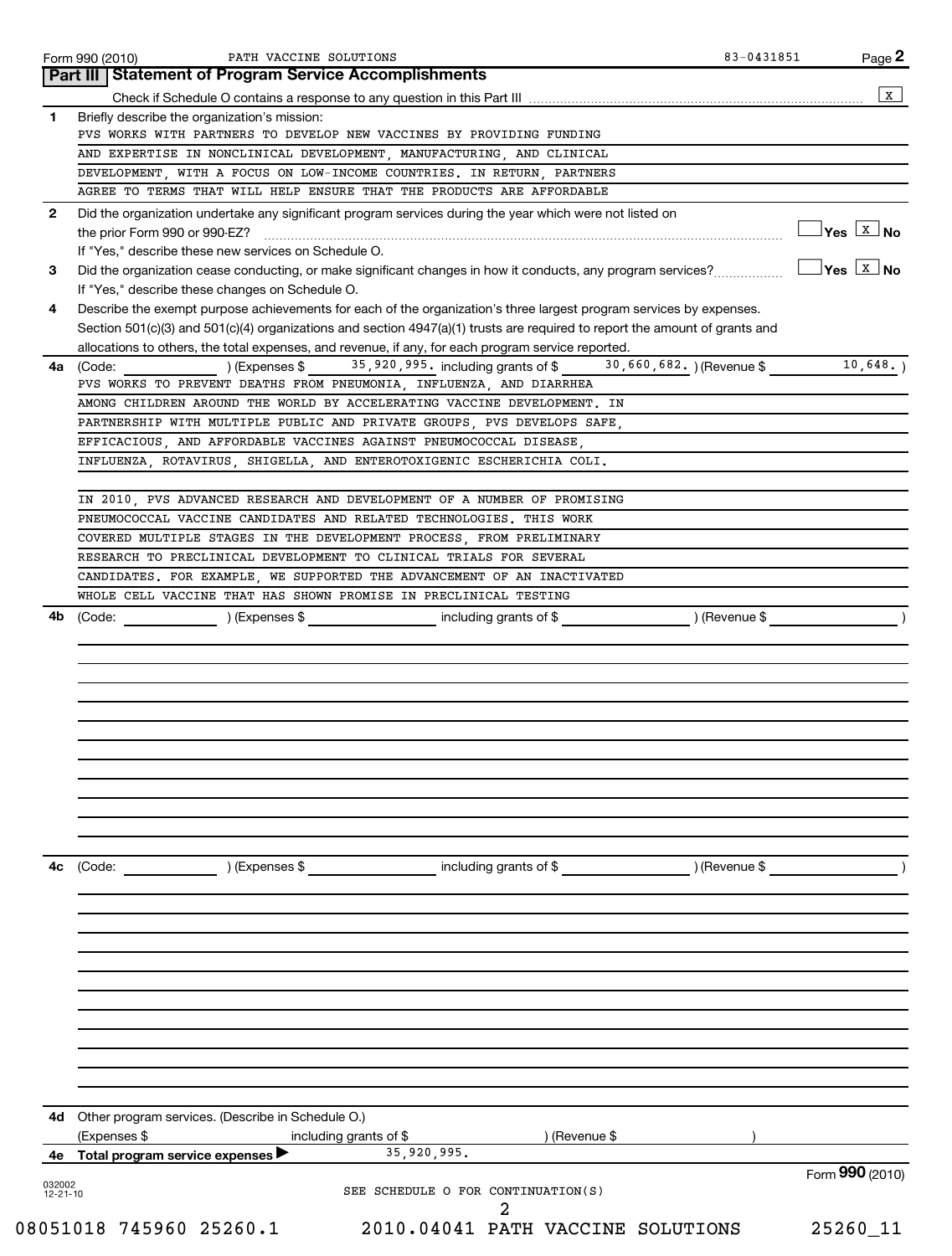Form 990 (2010) PATH VACCINE SOLUTIONS 83-0431851

## Part III Statement of Program Service Accomplishments

Check if Schedule O contains a response to any question in this Part III [X]

**1** Briefly describe the organization's mission:

PVS WORKS WITH PARTNERS TO DEVELOP NEW VACCINES BY PROVIDING FUNDING AND EXPERTISE IN NONCLINICAL DEVELOPMENT, MANUFACTURING, AND CLINICAL DEVELOPMENT, WITH A FOCUS ON LOW-INCOME COUNTRIES. IN RETURN, PARTNERS AGREE TO TERMS THAT WILL HELP ENSURE THAT THE PRODUCTS ARE AFFORDABLE

**2** Did the organization undertake any significant program services during the year which were not listed on the prior Form 990 or 990-EZ? [ ] Yes [X] No

If "Yes," describe these new services on Schedule O.

**3** Did the organization cease conducting, or make significant changes in how it conducts, any program services? [ ] Yes [X] No

If "Yes," describe these changes on Schedule O.

**4** Describe the exempt purpose achievements for each of the organization's three largest program services by expenses. Section 501(c)(3) and 501(c)(4) organizations and section 4947(a)(1) trusts are required to report the amount of grants and allocations to others, the total expenses, and revenue, if any, for each program service reported.

**4a** (Code: ) (Expenses $ 35,920,995. including grants of $ 30,660,682. ) (Revenue $ 10,648. )

PVS WORKS TO PREVENT DEATHS FROM PNEUMONIA, INFLUENZA, AND DIARRHEA AMONG CHILDREN AROUND THE WORLD BY ACCELERATING VACCINE DEVELOPMENT. IN PARTNERSHIP WITH MULTIPLE PUBLIC AND PRIVATE GROUPS, PVS DEVELOPS SAFE, EFFICACIOUS, AND AFFORDABLE VACCINES AGAINST PNEUMOCOCCAL DISEASE, INFLUENZA, ROTAVIRUS, SHIGELLA, AND ENTEROTOXIGENIC ESCHERICHIA COLI.

IN 2010, PVS ADVANCED RESEARCH AND DEVELOPMENT OF A NUMBER OF PROMISING PNEUMOCOCCAL VACCINE CANDIDATES AND RELATED TECHNOLOGIES. THIS WORK COVERED MULTIPLE STAGES IN THE DEVELOPMENT PROCESS, FROM PRELIMINARY RESEARCH TO PRECLINICAL DEVELOPMENT TO CLINICAL TRIALS FOR SEVERAL CANDIDATES. FOR EXAMPLE, WE SUPPORTED THE ADVANCEMENT OF AN INACTIVATED WHOLE CELL VACCINE THAT HAS SHOWN PROMISE IN PRECLINICAL TESTING

**4b** (Code: ) (Expenses $ including grants of $ ) (Revenue $ )

**4c** (Code: ) (Expenses $ including grants of $ ) (Revenue $ )

**4d** Other program services. (Describe in Schedule O.)

(Expenses $ including grants of $ ) (Revenue $ )

**4e** Total program service expenses ▶ 35,920,995.

Form **990** (2010)

SEE SCHEDULE O FOR CONTINUATION(S)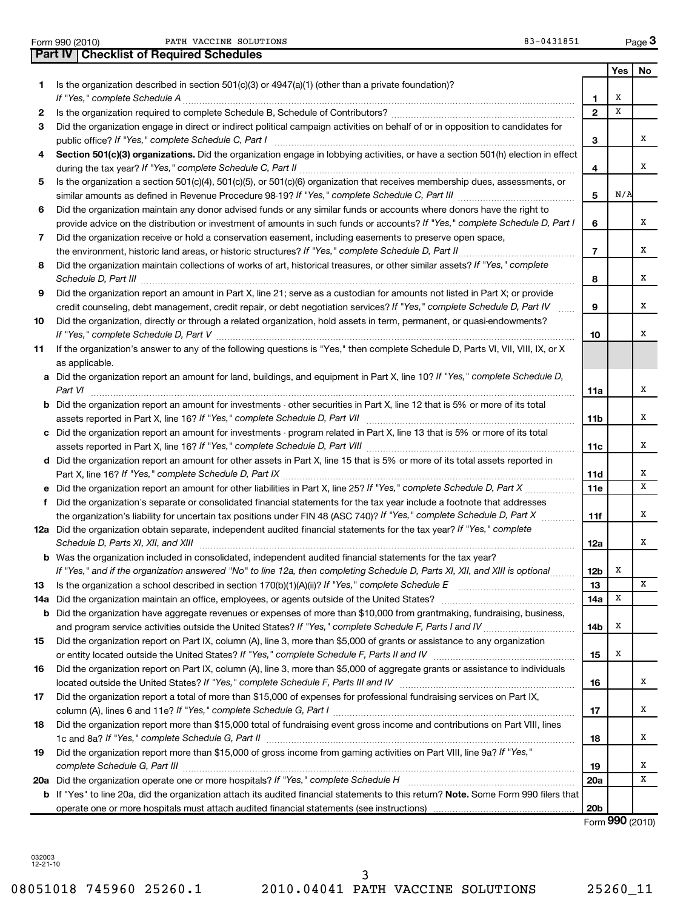Form 990 (2010) PATH VACCINE SOLUTIONS 83-0431851

## Part IV Checklist of Required Schedules

| | | | Yes | No |
|---|---|---|---|---|
| 1 | Is the organization described in section 501(c)(3) or 4947(a)(1) (other than a private foundation)? *If "Yes," complete Schedule A* | 1 | X | |
| 2 | Is the organization required to complete Schedule B, Schedule of Contributors? | 2 | X | |
| 3 | Did the organization engage in direct or indirect political campaign activities on behalf of or in opposition to candidates for public office? *If "Yes," complete Schedule C, Part I* | 3 | | X |
| 4 | **Section 501(c)(3) organizations.** Did the organization engage in lobbying activities, or have a section 501(h) election in effect during the tax year? *If "Yes," complete Schedule C, Part II* | 4 | | X |
| 5 | Is the organization a section 501(c)(4), 501(c)(5), or 501(c)(6) organization that receives membership dues, assessments, or similar amounts as defined in Revenue Procedure 98-19? *If "Yes," complete Schedule C, Part III* | 5 | N/A | |
| 6 | Did the organization maintain any donor advised funds or any similar funds or accounts where donors have the right to provide advice on the distribution or investment of amounts in such funds or accounts? *If "Yes," complete Schedule D, Part I* | 6 | | X |
| 7 | Did the organization receive or hold a conservation easement, including easements to preserve open space, the environment, historic land areas, or historic structures? *If "Yes," complete Schedule D, Part II* | 7 | | X |
| 8 | Did the organization maintain collections of works of art, historical treasures, or other similar assets? *If "Yes," complete Schedule D, Part III* | 8 | | X |
| 9 | Did the organization report an amount in Part X, line 21; serve as a custodian for amounts not listed in Part X; or provide credit counseling, debt management, credit repair, or debt negotiation services? *If "Yes," complete Schedule D, Part IV* | 9 | | X |
| 10 | Did the organization, directly or through a related organization, hold assets in term, permanent, or quasi-endowments? *If "Yes," complete Schedule D, Part V* | 10 | | X |
| 11 | If the organization's answer to any of the following questions is "Yes," then complete Schedule D, Parts VI, VII, VIII, IX, or X as applicable. | | | |
| a | Did the organization report an amount for land, buildings, and equipment in Part X, line 10? *If "Yes," complete Schedule D, Part VI* | 11a | | X |
| b | Did the organization report an amount for investments - other securities in Part X, line 12 that is 5% or more of its total assets reported in Part X, line 16? *If "Yes," complete Schedule D, Part VII* | 11b | | X |
| c | Did the organization report an amount for investments - program related in Part X, line 13 that is 5% or more of its total assets reported in Part X, line 16? *If "Yes," complete Schedule D, Part VIII* | 11c | | X |
| d | Did the organization report an amount for other assets in Part X, line 15 that is 5% or more of its total assets reported in Part X, line 16? *If "Yes," complete Schedule D, Part IX* | 11d | | X |
| e | Did the organization report an amount for other liabilities in Part X, line 25? *If "Yes," complete Schedule D, Part X* | 11e | | X |
| f | Did the organization's separate or consolidated financial statements for the tax year include a footnote that addresses the organization's liability for uncertain tax positions under FIN 48 (ASC 740)? *If "Yes," complete Schedule D, Part X* | 11f | | X |
| 12a | Did the organization obtain separate, independent audited financial statements for the tax year? *If "Yes," complete Schedule D, Parts XI, XII, and XIII* | 12a | | X |
| b | Was the organization included in consolidated, independent audited financial statements for the tax year? *If "Yes," and if the organization answered "No" to line 12a, then completing Schedule D, Parts XI, XII, and XIII is optional* | 12b | X | |
| 13 | Is the organization a school described in section 170(b)(1)(A)(ii)? *If "Yes," complete Schedule E* | 13 | | X |
| 14a | Did the organization maintain an office, employees, or agents outside of the United States? | 14a | X | |
| b | Did the organization have aggregate revenues or expenses of more than $10,000 from grantmaking, fundraising, business, and program service activities outside the United States? *If "Yes," complete Schedule F, Parts I and IV* | 14b | X | |
| 15 | Did the organization report on Part IX, column (A), line 3, more than $5,000 of grants or assistance to any organization or entity located outside the United States? *If "Yes," complete Schedule F, Parts II and IV* | 15 | X | |
| 16 | Did the organization report on Part IX, column (A), line 3, more than $5,000 of aggregate grants or assistance to individuals located outside the United States? *If "Yes," complete Schedule F, Parts III and IV* | 16 | | X |
| 17 | Did the organization report a total of more than $15,000 of expenses for professional fundraising services on Part IX, column (A), lines 6 and 11e? *If "Yes," complete Schedule G, Part I* | 17 | | X |
| 18 | Did the organization report more than $15,000 total of fundraising event gross income and contributions on Part VIII, lines 1c and 8a? *If "Yes," complete Schedule G, Part II* | 18 | | X |
| 19 | Did the organization report more than $15,000 of gross income from gaming activities on Part VIII, line 9a? *If "Yes," complete Schedule G, Part III* | 19 | | X |
| 20a | Did the organization operate one or more hospitals? *If "Yes," complete Schedule H* | 20a | | X |
| b | If "Yes" to line 20a, did the organization attach its audited financial statements to this return? **Note.** Some Form 990 filers that operate one or more hospitals must attach audited financial statements (see instructions) | 20b | | |

Form **990** (2010)

032003 12-21-10

08051018 745960 25260.1 2010.04041 PATH VACCINE SOLUTIONS 25260_11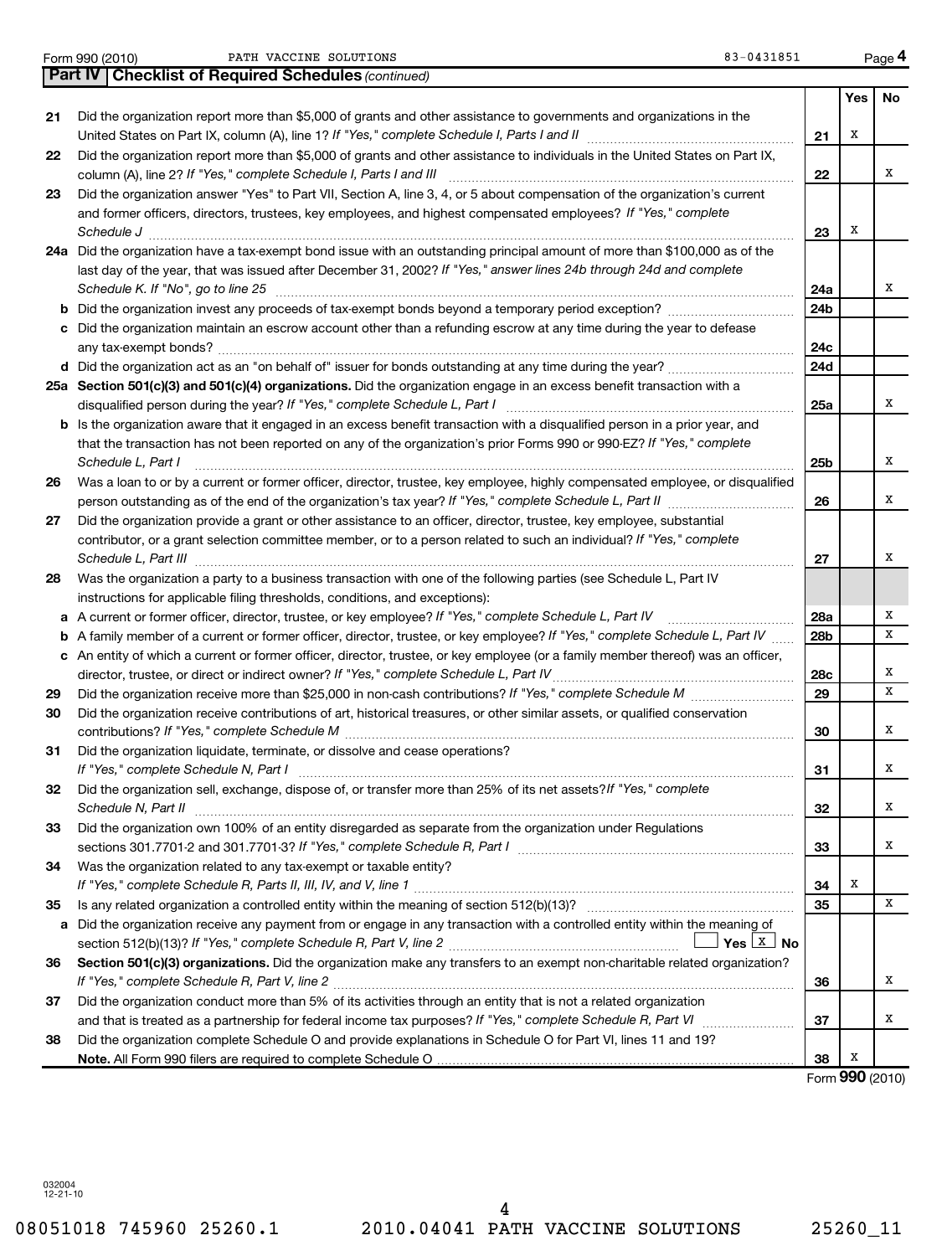Form 990 (2010) PATH VACCINE SOLUTIONS 83-0431851

## Part IV Checklist of Required Schedules *(continued)*

| | | | Yes | No |
|---|---|---|---|---|
| 21 | Did the organization report more than $5,000 of grants and other assistance to governments and organizations in the United States on Part IX, column (A), line 1? *If "Yes," complete Schedule I, Parts I and II* | 21 | X | |
| 22 | Did the organization report more than $5,000 of grants and other assistance to individuals in the United States on Part IX, column (A), line 2? *If "Yes," complete Schedule I, Parts I and III* | 22 | | X |
| 23 | Did the organization answer "Yes" to Part VII, Section A, line 3, 4, or 5 about compensation of the organization's current and former officers, directors, trustees, key employees, and highest compensated employees? *If "Yes," complete Schedule J* | 23 | X | |
| 24a | Did the organization have a tax-exempt bond issue with an outstanding principal amount of more than $100,000 as of the last day of the year, that was issued after December 31, 2002? *If "Yes," answer lines 24b through 24d and complete Schedule K. If "No", go to line 25* | 24a | | X |
| b | Did the organization invest any proceeds of tax-exempt bonds beyond a temporary period exception? | 24b | | |
| c | Did the organization maintain an escrow account other than a refunding escrow at any time during the year to defease any tax-exempt bonds? | 24c | | |
| d | Did the organization act as an "on behalf of" issuer for bonds outstanding at any time during the year? | 24d | | |
| 25a | **Section 501(c)(3) and 501(c)(4) organizations.** Did the organization engage in an excess benefit transaction with a disqualified person during the year? *If "Yes," complete Schedule L, Part I* | 25a | | X |
| b | Is the organization aware that it engaged in an excess benefit transaction with a disqualified person in a prior year, and that the transaction has not been reported on any of the organization's prior Forms 990 or 990-EZ? *If "Yes," complete Schedule L, Part I* | 25b | | X |
| 26 | Was a loan to or by a current or former officer, director, trustee, key employee, highly compensated employee, or disqualified person outstanding as of the end of the organization's tax year? *If "Yes," complete Schedule L, Part II* | 26 | | X |
| 27 | Did the organization provide a grant or other assistance to an officer, director, trustee, key employee, substantial contributor, or a grant selection committee member, or to a person related to such an individual? *If "Yes," complete Schedule L, Part III* | 27 | | X |
| 28 | Was the organization a party to a business transaction with one of the following parties (see Schedule L, Part IV instructions for applicable filing thresholds, conditions, and exceptions): | | | |
| a | A current or former officer, director, trustee, or key employee? *If "Yes," complete Schedule L, Part IV* | 28a | | X |
| b | A family member of a current or former officer, director, trustee, or key employee? *If "Yes," complete Schedule L, Part IV* | 28b | | X |
| c | An entity of which a current or former officer, director, trustee, or key employee (or a family member thereof) was an officer, director, trustee, or direct or indirect owner? *If "Yes," complete Schedule L, Part IV* | 28c | | X |
| 29 | Did the organization receive more than $25,000 in non-cash contributions? *If "Yes," complete Schedule M* | 29 | | X |
| 30 | Did the organization receive contributions of art, historical treasures, or other similar assets, or qualified conservation contributions? *If "Yes," complete Schedule M* | 30 | | X |
| 31 | Did the organization liquidate, terminate, or dissolve and cease operations? *If "Yes," complete Schedule N, Part I* | 31 | | X |
| 32 | Did the organization sell, exchange, dispose of, or transfer more than 25% of its net assets? *If "Yes," complete Schedule N, Part II* | 32 | | X |
| 33 | Did the organization own 100% of an entity disregarded as separate from the organization under Regulations sections 301.7701-2 and 301.7701-3? *If "Yes," complete Schedule R, Part I* | 33 | | X |
| 34 | Was the organization related to any tax-exempt or taxable entity? *If "Yes," complete Schedule R, Parts II, III, IV, and V, line 1* | 34 | X | |
| 35 | Is any related organization a controlled entity within the meaning of section 512(b)(13)? | 35 | | X |
| a | Did the organization receive any payment from or engage in any transaction with a controlled entity within the meaning of section 512(b)(13)? *If "Yes," complete Schedule R, Part V, line 2* ☐ Yes ☒ No | | | |
| 36 | **Section 501(c)(3) organizations.** Did the organization make any transfers to an exempt non-charitable related organization? *If "Yes," complete Schedule R, Part V, line 2* | 36 | | X |
| 37 | Did the organization conduct more than 5% of its activities through an entity that is not a related organization and that is treated as a partnership for federal income tax purposes? *If "Yes," complete Schedule R, Part VI* | 37 | | X |
| 38 | Did the organization complete Schedule O and provide explanations in Schedule O for Part VI, lines 11 and 19? **Note.** All Form 990 filers are required to complete Schedule O | 38 | X | |

Form **990** (2010)

032004 12-21-10

08051018 745960 25260.1 2010.04041 PATH VACCINE SOLUTIONS 25260_11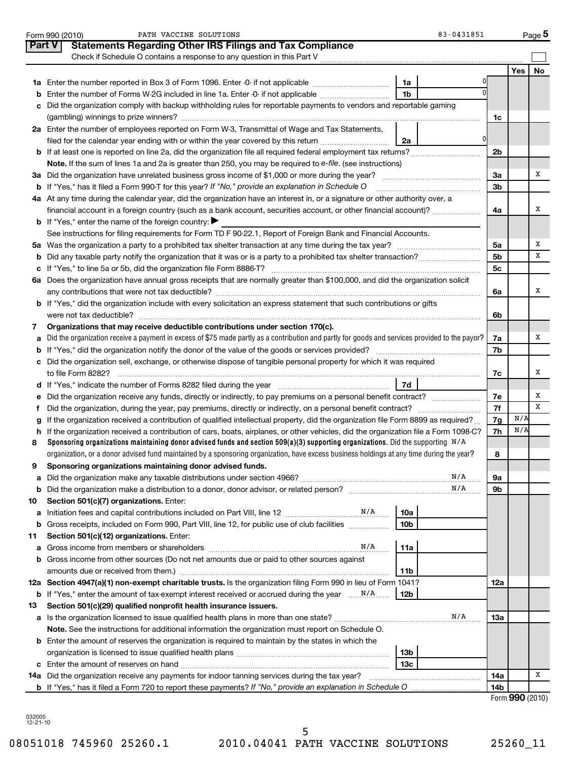Form 990 (2010) PATH VACCINE SOLUTIONS 83-0431851 Page 5

## Part V Statements Regarding Other IRS Filings and Tax Compliance

Check if Schedule O contains a response to any question in this Part V ☐

| | | | | | Yes | No |
|---|---|---|---|---|---|---|
| **1a** | Enter the number reported in Box 3 of Form 1096. Enter -0- if not applicable | 1a | 0 | | | |
| **b** | Enter the number of Forms W-2G included in line 1a. Enter -0- if not applicable | 1b | 0 | | | |
| **c** | Did the organization comply with backup withholding rules for reportable payments to vendors and reportable gaming (gambling) winnings to prize winners? | | | 1c | | |
| **2a** | Enter the number of employees reported on Form W-3, Transmittal of Wage and Tax Statements, filed for the calendar year ending with or within the year covered by this return | 2a | 0 | | | |
| **b** | If at least one is reported on line 2a, did the organization file all required federal employment tax returns? | | | 2b | | |
| | **Note.** If the sum of lines 1a and 2a is greater than 250, you may be required to *e-file*. (see instructions) | | | | | |
| **3a** | Did the organization have unrelated business gross income of $1,000 or more during the year? | | | 3a | | X |
| **b** | If "Yes," has it filed a Form 990-T for this year? *If "No," provide an explanation in Schedule O* | | | 3b | | |
| **4a** | At any time during the calendar year, did the organization have an interest in, or a signature or other authority over, a financial account in a foreign country (such as a bank account, securities account, or other financial account)? | | | 4a | | X |
| **b** | If "Yes," enter the name of the foreign country: ▶ | | | | | |
| | See instructions for filing requirements for Form TD F 90-22.1, Report of Foreign Bank and Financial Accounts. | | | | | |
| **5a** | Was the organization a party to a prohibited tax shelter transaction at any time during the tax year? | | | 5a | | X |
| **b** | Did any taxable party notify the organization that it was or is a party to a prohibited tax shelter transaction? | | | 5b | | X |
| **c** | If "Yes," to line 5a or 5b, did the organization file Form 8886-T? | | | 5c | | |
| **6a** | Does the organization have annual gross receipts that are normally greater than $100,000, and did the organization solicit any contributions that were not tax deductible? | | | 6a | | X |
| **b** | If "Yes," did the organization include with every solicitation an express statement that such contributions or gifts were not tax deductible? | | | 6b | | |
| **7** | **Organizations that may receive deductible contributions under section 170(c).** | | | | | |
| **a** | Did the organization receive a payment in excess of $75 made partly as a contribution and partly for goods and services provided to the payor? | | | 7a | | X |
| **b** | If "Yes," did the organization notify the donor of the value of the goods or services provided? | | | 7b | | |
| **c** | Did the organization sell, exchange, or otherwise dispose of tangible personal property for which it was required to file Form 8282? | | | 7c | | X |
| **d** | If "Yes," indicate the number of Forms 8282 filed during the year | 7d | | | | |
| **e** | Did the organization receive any funds, directly or indirectly, to pay premiums on a personal benefit contract? | | | 7e | | X |
| **f** | Did the organization, during the year, pay premiums, directly or indirectly, on a personal benefit contract? | | | 7f | | X |
| **g** | If the organization received a contribution of qualified intellectual property, did the organization file Form 8899 as required? | | | 7g | N/A | |
| **h** | If the organization received a contribution of cars, boats, airplanes, or other vehicles, did the organization file a Form 1098-C? | | | 7h | N/A | |
| **8** | **Sponsoring organizations maintaining donor advised funds and section 509(a)(3) supporting organizations.** Did the supporting organization, or a donor advised fund maintained by a sponsoring organization, have excess business holdings at any time during the year? N/A | | | 8 | | |
| **9** | **Sponsoring organizations maintaining donor advised funds.** | | | | | |
| **a** | Did the organization make any taxable distributions under section 4966? N/A | | | 9a | | |
| **b** | Did the organization make a distribution to a donor, donor advisor, or related person? N/A | | | 9b | | |
| **10** | **Section 501(c)(7) organizations.** Enter: | | | | | |
| **a** | Initiation fees and capital contributions included on Part VIII, line 12 N/A | 10a | | | | |
| **b** | Gross receipts, included on Form 990, Part VIII, line 12, for public use of club facilities | 10b | | | | |
| **11** | **Section 501(c)(12) organizations.** Enter: | | | | | |
| **a** | Gross income from members or shareholders N/A | 11a | | | | |
| **b** | Gross income from other sources (Do not net amounts due or paid to other sources against amounts due or received from them.) | 11b | | | | |
| **12a** | **Section 4947(a)(1) non-exempt charitable trusts.** Is the organization filing Form 990 in lieu of Form 1041? | | | 12a | | |
| **b** | If "Yes," enter the amount of tax-exempt interest received or accrued during the year N/A | 12b | | | | |
| **13** | **Section 501(c)(29) qualified nonprofit health insurance issuers.** | | | | | |
| **a** | Is the organization licensed to issue qualified health plans in more than one state? N/A | | | 13a | | |
| | **Note.** See the instructions for additional information the organization must report on Schedule O. | | | | | |
| **b** | Enter the amount of reserves the organization is required to maintain by the states in which the organization is licensed to issue qualified health plans | 13b | | | | |
| **c** | Enter the amount of reserves on hand | 13c | | | | |
| **14a** | Did the organization receive any payments for indoor tanning services during the tax year? | | | 14a | | X |
| **b** | If "Yes," has it filed a Form 720 to report these payments? *If "No," provide an explanation in Schedule O* | | | 14b | | |

Form **990** (2010)

032005 12-21-10

08051018 745960 25260.1 2010.04041 PATH VACCINE SOLUTIONS 25260_11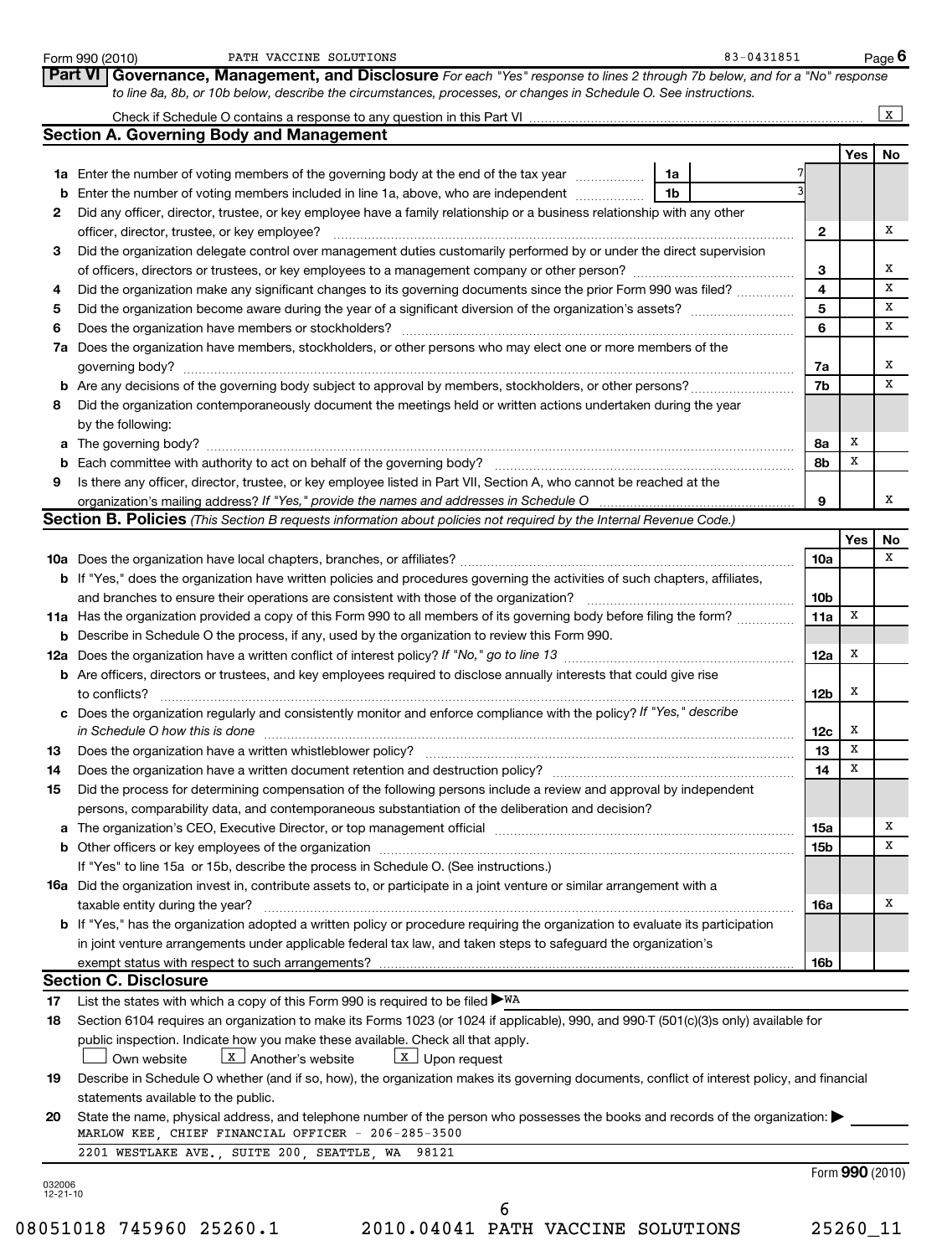Form 990 (2010) PATH VACCINE SOLUTIONS 83-0431851 Page 6

**Part VI | Governance, Management, and Disclosure** *For each "Yes" response to lines 2 through 7b below, and for a "No" response to line 8a, 8b, or 10b below, describe the circumstances, processes, or changes in Schedule O. See instructions.*

Check if Schedule O contains a response to any question in this Part VI ..... X

## Section A. Governing Body and Management

| | | | | Yes | No |
|---|---|---|---|---|---|
| **1a** | Enter the number of voting members of the governing body at the end of the tax year | 1a | 7 | | |
| **b** | Enter the number of voting members included in line 1a, above, who are independent | 1b | 3 | | |
| **2** | Did any officer, director, trustee, or key employee have a family relationship or a business relationship with any other officer, director, trustee, or key employee? | | 2 | | X |
| **3** | Did the organization delegate control over management duties customarily performed by or under the direct supervision of officers, directors or trustees, or key employees to a management company or other person? | | 3 | | X |
| **4** | Did the organization make any significant changes to its governing documents since the prior Form 990 was filed? | | 4 | | X |
| **5** | Did the organization become aware during the year of a significant diversion of the organization's assets? | | 5 | | X |
| **6** | Does the organization have members or stockholders? | | 6 | | X |
| **7a** | Does the organization have members, stockholders, or other persons who may elect one or more members of the governing body? | | 7a | | X |
| **b** | Are any decisions of the governing body subject to approval by members, stockholders, or other persons? | | 7b | | X |
| **8** | Did the organization contemporaneously document the meetings held or written actions undertaken during the year by the following: | | | | |
| **a** | The governing body? | | 8a | X | |
| **b** | Each committee with authority to act on behalf of the governing body? | | 8b | X | |
| **9** | Is there any officer, director, trustee, or key employee listed in Part VII, Section A, who cannot be reached at the organization's mailing address? *If "Yes," provide the names and addresses in Schedule O* | | 9 | | X |

## Section B. Policies *(This Section B requests information about policies not required by the Internal Revenue Code.)*

| | | | Yes | No |
|---|---|---|---|---|
| **10a** | Does the organization have local chapters, branches, or affiliates? | 10a | | X |
| **b** | If "Yes," does the organization have written policies and procedures governing the activities of such chapters, affiliates, and branches to ensure their operations are consistent with those of the organization? | 10b | | |
| **11a** | Has the organization provided a copy of this Form 990 to all members of its governing body before filing the form? | 11a | X | |
| **b** | Describe in Schedule O the process, if any, used by the organization to review this Form 990. | | | |
| **12a** | Does the organization have a written conflict of interest policy? *If "No," go to line 13* | 12a | X | |
| **b** | Are officers, directors or trustees, and key employees required to disclose annually interests that could give rise to conflicts? | 12b | X | |
| **c** | Does the organization regularly and consistently monitor and enforce compliance with the policy? *If "Yes," describe in Schedule O how this is done* | 12c | X | |
| **13** | Does the organization have a written whistleblower policy? | 13 | X | |
| **14** | Does the organization have a written document retention and destruction policy? | 14 | X | |
| **15** | Did the process for determining compensation of the following persons include a review and approval by independent persons, comparability data, and contemporaneous substantiation of the deliberation and decision? | | | |
| **a** | The organization's CEO, Executive Director, or top management official | 15a | | X |
| **b** | Other officers or key employees of the organization | 15b | | X |
| | If "Yes" to line 15a or 15b, describe the process in Schedule O. (See instructions.) | | | |
| **16a** | Did the organization invest in, contribute assets to, or participate in a joint venture or similar arrangement with a taxable entity during the year? | 16a | | X |
| **b** | If "Yes," has the organization adopted a written policy or procedure requiring the organization to evaluate its participation in joint venture arrangements under applicable federal tax law, and taken steps to safeguard the organization's exempt status with respect to such arrangements? | 16b | | |

## Section C. Disclosure

**17** List the states with which a copy of this Form 990 is required to be filed ▶ WA

**18** Section 6104 requires an organization to make its Forms 1023 (or 1024 if applicable), 990, and 990-T (501(c)(3)s only) available for public inspection. Indicate how you make these available. Check all that apply.

☐ Own website ☒ Another's website ☒ Upon request

**19** Describe in Schedule O whether (and if so, how), the organization makes its governing documents, conflict of interest policy, and financial statements available to the public.

**20** State the name, physical address, and telephone number of the person who possesses the books and records of the organization: ▶

MARLOW KEE, CHIEF FINANCIAL OFFICER - 206-285-3500

2201 WESTLAKE AVE., SUITE 200, SEATTLE, WA 98121

032006 12-21-10

Form **990** (2010)

08051018 745960 25260.1 2010.04041 PATH VACCINE SOLUTIONS 25260_11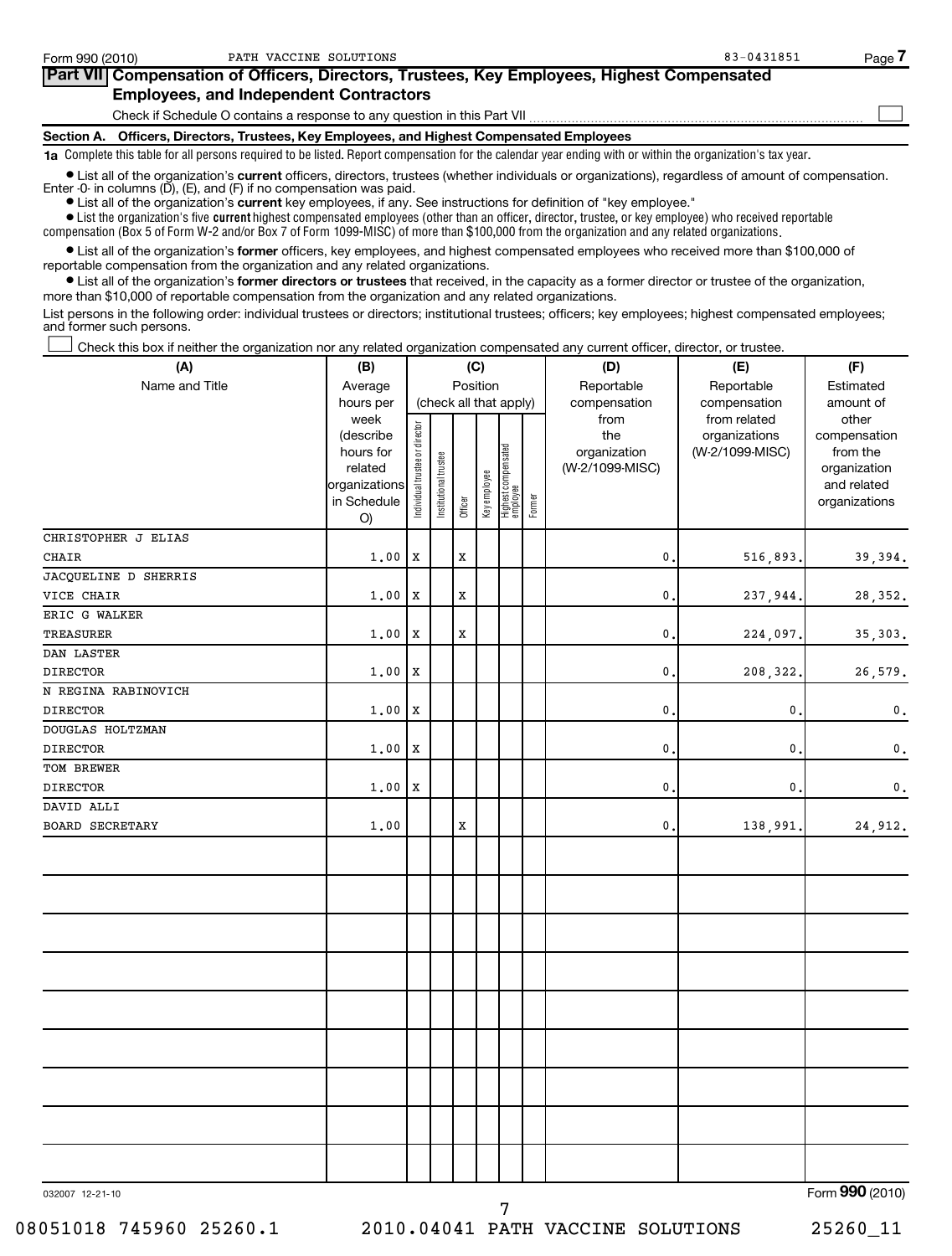Form 990 (2010) PATH VACCINE SOLUTIONS 83-0431851

## Part VII Compensation of Officers, Directors, Trustees, Key Employees, Highest Compensated Employees, and Independent Contractors

Check if Schedule O contains a response to any question in this Part VII ☐

### Section A. Officers, Directors, Trustees, Key Employees, and Highest Compensated Employees

**1a** Complete this table for all persons required to be listed. Report compensation for the calendar year ending with or within the organization's tax year.

- List all of the organization's **current** officers, directors, trustees (whether individuals or organizations), regardless of amount of compensation. Enter -0- in columns (D), (E), and (F) if no compensation was paid.
- List all of the organization's **current** key employees, if any. See instructions for definition of "key employee."
- List the organization's five **current** highest compensated employees (other than an officer, director, trustee, or key employee) who received reportable compensation (Box 5 of Form W-2 and/or Box 7 of Form 1099-MISC) of more than $100,000 from the organization and any related organizations.
- List all of the organization's **former** officers, key employees, and highest compensated employees who received more than $100,000 of reportable compensation from the organization and any related organizations.
- List all of the organization's **former directors or trustees** that received, in the capacity as a former director or trustee of the organization, more than $10,000 of reportable compensation from the organization and any related organizations.

List persons in the following order: individual trustees or directors; institutional trustees; officers; key employees; highest compensated employees; and former such persons.

☐ Check this box if neither the organization nor any related organization compensated any current officer, director, or trustee.

| (A) Name and Title | (B) Average hours per week (describe hours for related organizations in Schedule O) | (C) Position: Individual trustee or director | Institutional trustee | Officer | Key employee | Highest compensated employee | Former | (D) Reportable compensation from the organization (W-2/1099-MISC) | (E) Reportable compensation from related organizations (W-2/1099-MISC) | (F) Estimated amount of other compensation from the organization and related organizations |
|---|---|---|---|---|---|---|---|---|---|---|
| CHRISTOPHER J ELIAS<br>CHAIR | 1.00 | X | | X | | | | 0. | 516,893. | 39,394. |
| JACQUELINE D SHERRIS<br>VICE CHAIR | 1.00 | X | | X | | | | 0. | 237,944. | 28,352. |
| ERIC G WALKER<br>TREASURER | 1.00 | X | | X | | | | 0. | 224,097. | 35,303. |
| DAN LASTER<br>DIRECTOR | 1.00 | X | | | | | | 0. | 208,322. | 26,579. |
| N REGINA RABINOVICH<br>DIRECTOR | 1.00 | X | | | | | | 0. | 0. | 0. |
| DOUGLAS HOLTZMAN<br>DIRECTOR | 1.00 | X | | | | | | 0. | 0. | 0. |
| TOM BREWER<br>DIRECTOR | 1.00 | X | | | | | | 0. | 0. | 0. |
| DAVID ALLI<br>BOARD SECRETARY | 1.00 | | | X | | | | 0. | 138,991. | 24,912. |

032007 12-21-10

Form **990** (2010)

08051018 745960 25260.1 2010.04041 PATH VACCINE SOLUTIONS 25260_11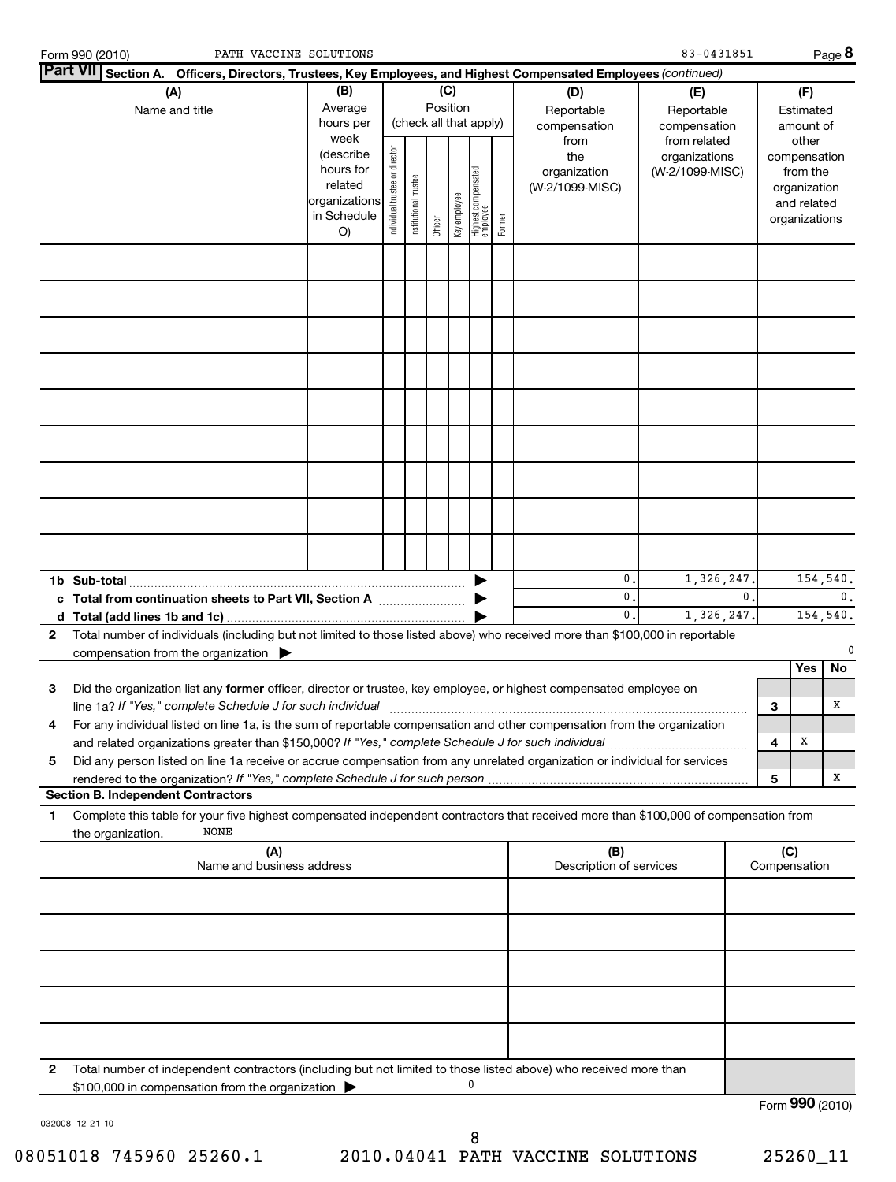Form 990 (2010) PATH VACCINE SOLUTIONS 83-0431851 Page 8

**Part VII Section A. Officers, Directors, Trustees, Key Employees, and Highest Compensated Employees** *(continued)*

| (A) Name and title | (B) Average hours per week (describe hours for related organizations in Schedule O) | (C) Position (check all that apply): Individual trustee or director | Institutional trustee | Officer | Key employee | Highest compensated employee | Former | (D) Reportable compensation from the organization (W-2/1099-MISC) | (E) Reportable compensation from related organizations (W-2/1099-MISC) | (F) Estimated amount of other compensation from the organization and related organizations |
|---|---|---|---|---|---|---|---|---|---|---|
| | | | | | | | | | | |
| | | | | | | | | | | |
| | | | | | | | | | | |
| | | | | | | | | | | |
| | | | | | | | | | | |
| | | | | | | | | | | |
| | | | | | | | | | | |
| | | | | | | | | | | |
| | | | | | | | | | | |
| **1b Sub-total** | | | | | | | | 0. | 1,326,247. | 154,540. |
| **c Total from continuation sheets to Part VII, Section A** | | | | | | | | 0. | 0. | 0. |
| **d Total (add lines 1b and 1c)** | | | | | | | | 0. | 1,326,247. | 154,540. |

**2** Total number of individuals (including but not limited to those listed above) who received more than $100,000 in reportable compensation from the organization ▶ 0

| | | | Yes | No |
|---|---|---|---|---|
| **3** | Did the organization list any **former** officer, director or trustee, key employee, or highest compensated employee on line 1a? *If "Yes," complete Schedule J for such individual* | 3 | | X |
| **4** | For any individual listed on line 1a, is the sum of reportable compensation and other compensation from the organization and related organizations greater than $150,000? *If "Yes," complete Schedule J for such individual* | 4 | X | |
| **5** | Did any person listed on line 1a receive or accrue compensation from any unrelated organization or individual for services rendered to the organization? *If "Yes," complete Schedule J for such person* | 5 | | X |

**Section B. Independent Contractors**

**1** Complete this table for your five highest compensated independent contractors that received more than $100,000 of compensation from the organization. NONE

| (A) Name and business address | (B) Description of services | (C) Compensation |
|---|---|---|
| | | |
| | | |
| | | |
| | | |
| | | |

**2** Total number of independent contractors (including but not limited to those listed above) who received more than $100,000 in compensation from the organization ▶ 0

Form **990** (2010)

032008 12-21-10

08051018 745960 25260.1 2010.04041 PATH VACCINE SOLUTIONS 25260_11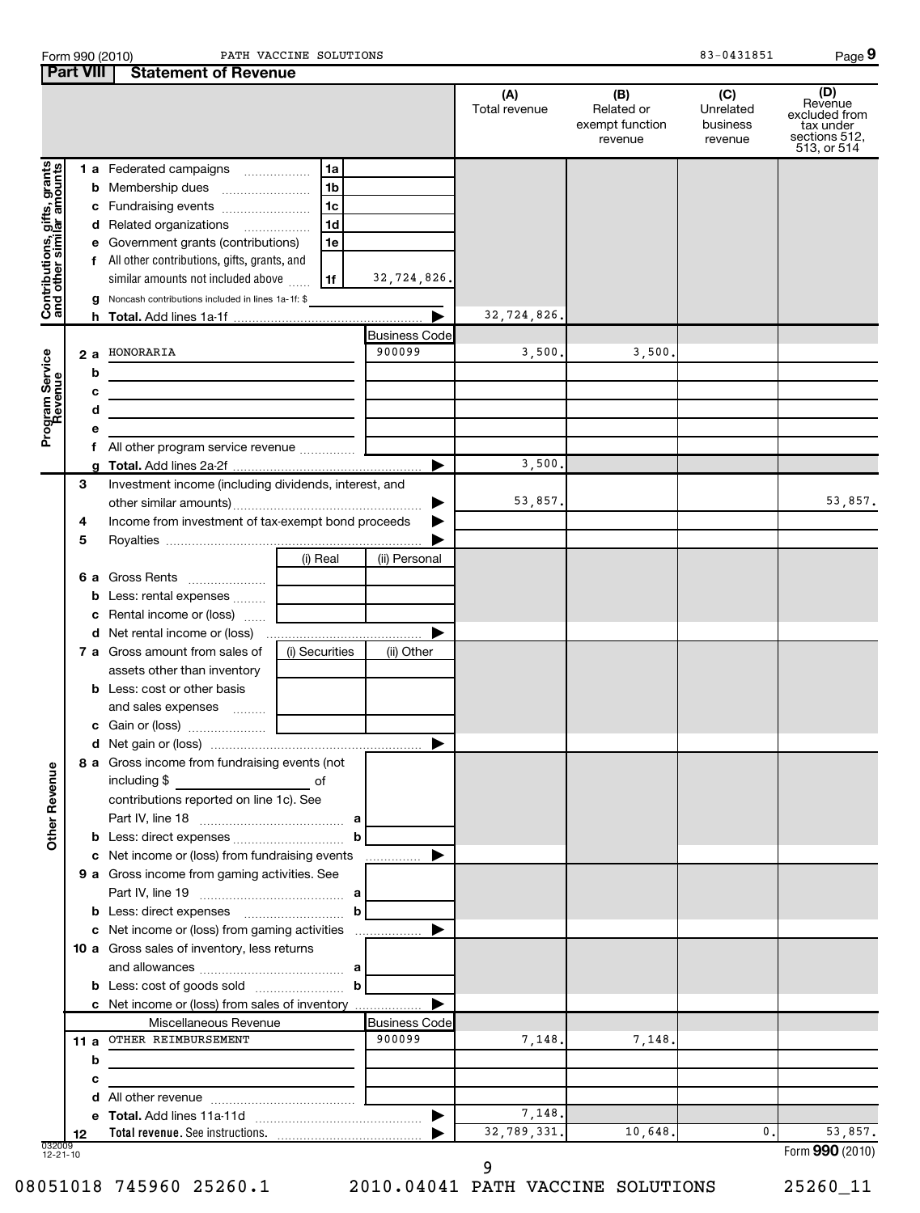Form 990 (2010) PATH VACCINE SOLUTIONS 83-0431851

## Part VIII Statement of Revenue

| | | | (A) Total revenue | (B) Related or exempt function revenue | (C) Unrelated business revenue | (D) Revenue excluded from tax under sections 512, 513, or 514 |
|---|---|---|---|---|---|---|
| **Contributions, gifts, grants and other similar amounts** | | | | | | |
| 1 a Federated campaigns | 1a | | | | | |
| b Membership dues | 1b | | | | | |
| c Fundraising events | 1c | | | | | |
| d Related organizations | 1d | | | | | |
| e Government grants (contributions) | 1e | | | | | |
| f All other contributions, gifts, grants, and similar amounts not included above | 1f | 32,724,826. | | | | |
| g Noncash contributions included in lines 1a-1f: $ | | | | | | |
| h **Total.** Add lines 1a-1f | | ▶ | 32,724,826. | | | |
| **Program Service Revenue** | | Business Code | | | | |
| 2 a HONORARIA | | 900099 | 3,500. | 3,500. | | |
| b | | | | | | |
| c | | | | | | |
| d | | | | | | |
| e | | | | | | |
| f All other program service revenue | | | | | | |
| g **Total.** Add lines 2a-2f | | ▶ | 3,500. | | | |
| 3 Investment income (including dividends, interest, and other similar amounts) | | ▶ | 53,857. | | | 53,857. |
| 4 Income from investment of tax-exempt bond proceeds | | ▶ | | | | |
| 5 Royalties | | ▶ | | | | |
| | (i) Real | (ii) Personal | | | | |
| 6 a Gross Rents | | | | | | |
| b Less: rental expenses | | | | | | |
| c Rental income or (loss) | | | | | | |
| d Net rental income or (loss) | | ▶ | | | | |
| 7 a Gross amount from sales of assets other than inventory | (i) Securities | (ii) Other | | | | |
| b Less: cost or other basis and sales expenses | | | | | | |
| c Gain or (loss) | | | | | | |
| d Net gain or (loss) | | ▶ | | | | |
| **Other Revenue** | | | | | | |
| 8 a Gross income from fundraising events (not including $ of contributions reported on line 1c). See Part IV, line 18 | a | | | | | |
| b Less: direct expenses | b | | | | | |
| c Net income or (loss) from fundraising events | | ▶ | | | | |
| 9 a Gross income from gaming activities. See Part IV, line 19 | a | | | | | |
| b Less: direct expenses | b | | | | | |
| c Net income or (loss) from gaming activities | | ▶ | | | | |
| 10 a Gross sales of inventory, less returns and allowances | a | | | | | |
| b Less: cost of goods sold | b | | | | | |
| c Net income or (loss) from sales of inventory | | ▶ | | | | |
| Miscellaneous Revenue | | Business Code | | | | |
| 11 a OTHER REIMBURSEMENT | | 900099 | 7,148. | 7,148. | | |
| b | | | | | | |
| c | | | | | | |
| d All other revenue | | | | | | |
| e **Total.** Add lines 11a-11d | | ▶ | 7,148. | | | |
| 12 **Total revenue.** See instructions. | | ▶ | 32,789,331. | 10,648. | 0. | 53,857. |

032009 12-21-10

Form **990** (2010)

08051018 745960 25260.1 2010.04041 PATH VACCINE SOLUTIONS 25260_11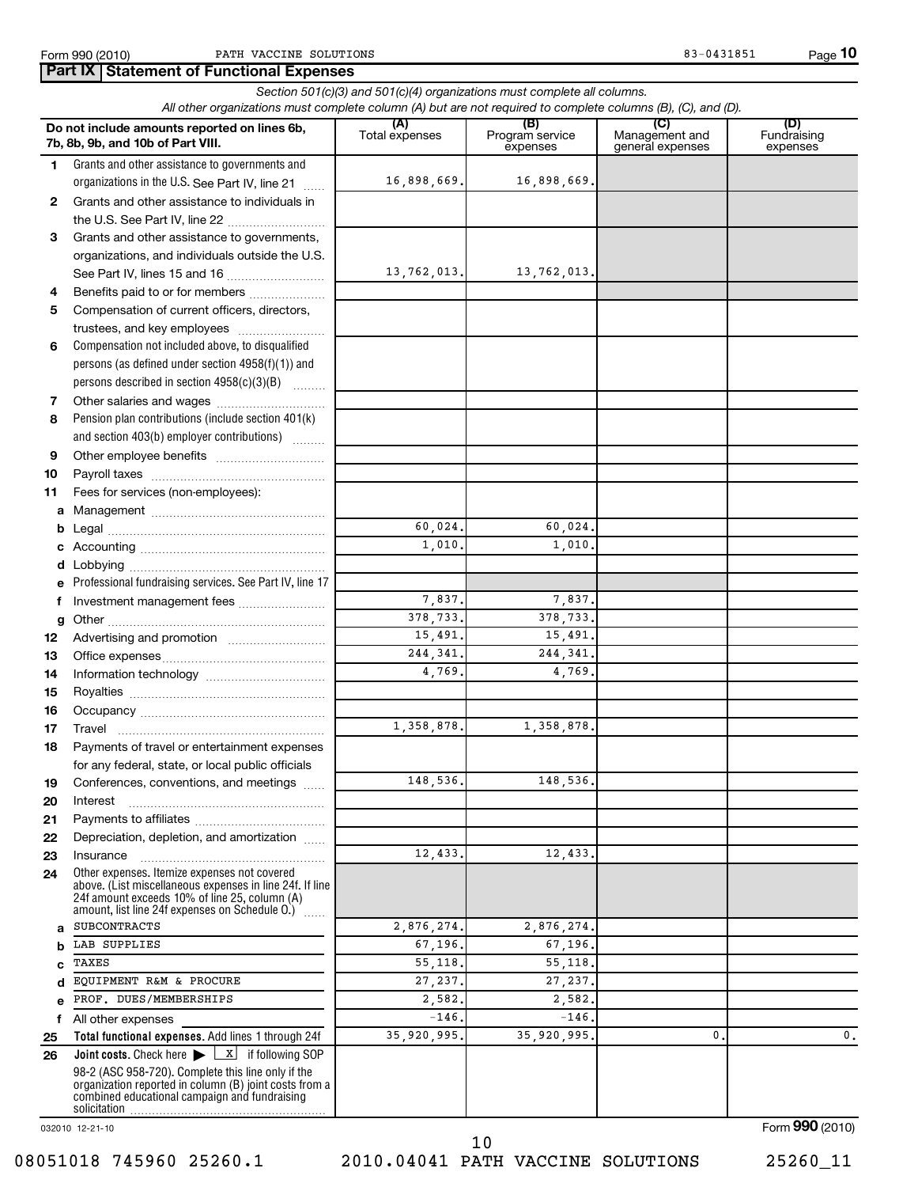Form 990 (2010) PATH VACCINE SOLUTIONS 83-0431851

## Part IX Statement of Functional Expenses

*Section 501(c)(3) and 501(c)(4) organizations must complete all columns.*
*All other organizations must complete column (A) but are not required to complete columns (B), (C), and (D).*

| | Do not include amounts reported on lines 6b, 7b, 8b, 9b, and 10b of Part VIII. | (A) Total expenses | (B) Program service expenses | (C) Management and general expenses | (D) Fundraising expenses |
|---|---|---|---|---|---|
| 1 | Grants and other assistance to governments and organizations in the U.S. See Part IV, line 21 | 16,898,669. | 16,898,669. | | |
| 2 | Grants and other assistance to individuals in the U.S. See Part IV, line 22 | | | | |
| 3 | Grants and other assistance to governments, organizations, and individuals outside the U.S. See Part IV, lines 15 and 16 | 13,762,013. | 13,762,013. | | |
| 4 | Benefits paid to or for members | | | | |
| 5 | Compensation of current officers, directors, trustees, and key employees | | | | |
| 6 | Compensation not included above, to disqualified persons (as defined under section 4958(f)(1)) and persons described in section 4958(c)(3)(B) | | | | |
| 7 | Other salaries and wages | | | | |
| 8 | Pension plan contributions (include section 401(k) and section 403(b) employer contributions) | | | | |
| 9 | Other employee benefits | | | | |
| 10 | Payroll taxes | | | | |
| 11 | Fees for services (non-employees): | | | | |
| a | Management | | | | |
| b | Legal | 60,024. | 60,024. | | |
| c | Accounting | 1,010. | 1,010. | | |
| d | Lobbying | | | | |
| e | Professional fundraising services. See Part IV, line 17 | | | | |
| f | Investment management fees | 7,837. | 7,837. | | |
| g | Other | 378,733. | 378,733. | | |
| 12 | Advertising and promotion | 15,491. | 15,491. | | |
| 13 | Office expenses | 244,341. | 244,341. | | |
| 14 | Information technology | 4,769. | 4,769. | | |
| 15 | Royalties | | | | |
| 16 | Occupancy | | | | |
| 17 | Travel | 1,358,878. | 1,358,878. | | |
| 18 | Payments of travel or entertainment expenses for any federal, state, or local public officials | | | | |
| 19 | Conferences, conventions, and meetings | 148,536. | 148,536. | | |
| 20 | Interest | | | | |
| 21 | Payments to affiliates | | | | |
| 22 | Depreciation, depletion, and amortization | | | | |
| 23 | Insurance | 12,433. | 12,433. | | |
| 24 | Other expenses. Itemize expenses not covered above. (List miscellaneous expenses in line 24f. If line 24f amount exceeds 10% of line 25, column (A) amount, list line 24f expenses on Schedule O.) | | | | |
| a | SUBCONTRACTS | 2,876,274. | 2,876,274. | | |
| b | LAB SUPPLIES | 67,196. | 67,196. | | |
| c | TAXES | 55,118. | 55,118. | | |
| d | EQUIPMENT R&M & PROCURE | 27,237. | 27,237. | | |
| e | PROF. DUES/MEMBERSHIPS | 2,582. | 2,582. | | |
| f | All other expenses | -146. | -146. | | |
| 25 | **Total functional expenses.** Add lines 1 through 24f | 35,920,995. | 35,920,995. | 0. | 0. |
| 26 | **Joint costs.** Check here ▶ [X] if following SOP 98-2 (ASC 958-720). Complete this line only if the organization reported in column (B) joint costs from a combined educational campaign and fundraising solicitation | | | | |

032010 12-21-10 Form **990** (2010)

08051018 745960 25260.1 2010.04041 PATH VACCINE SOLUTIONS 25260_11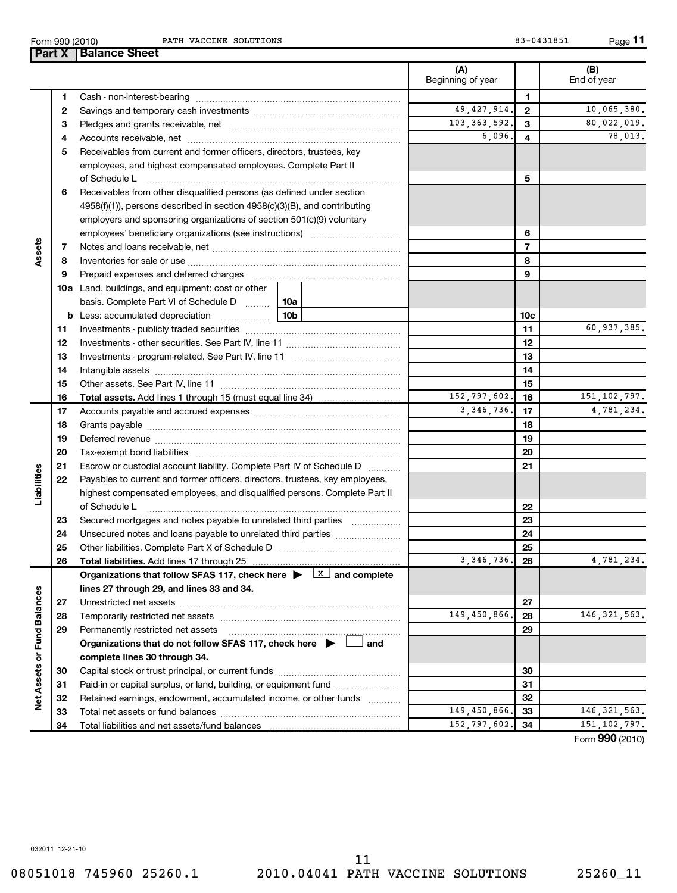Form 990 (2010) PATH VACCINE SOLUTIONS 83-0431851

## Part X | Balance Sheet

| | | | (A) Beginning of year | | (B) End of year |
|---|---|---|---|---|---|
| Assets | 1 | Cash - non-interest-bearing | | 1 | |
| | 2 | Savings and temporary cash investments | 49,427,914. | 2 | 10,065,380. |
| | 3 | Pledges and grants receivable, net | 103,363,592. | 3 | 80,022,019. |
| | 4 | Accounts receivable, net | 6,096. | 4 | 78,013. |
| | 5 | Receivables from current and former officers, directors, trustees, key employees, and highest compensated employees. Complete Part II of Schedule L | | 5 | |
| | 6 | Receivables from other disqualified persons (as defined under section 4958(f)(1)), persons described in section 4958(c)(3)(B), and contributing employers and sponsoring organizations of section 501(c)(9) voluntary employees' beneficiary organizations (see instructions) | | 6 | |
| | 7 | Notes and loans receivable, net | | 7 | |
| | 8 | Inventories for sale or use | | 8 | |
| | 9 | Prepaid expenses and deferred charges | | 9 | |
| | 10a | Land, buildings, and equipment: cost or other basis. Complete Part VI of Schedule D 10a | | | |
| | b | Less: accumulated depreciation 10b | | 10c | |
| | 11 | Investments - publicly traded securities | | 11 | 60,937,385. |
| | 12 | Investments - other securities. See Part IV, line 11 | | 12 | |
| | 13 | Investments - program-related. See Part IV, line 11 | | 13 | |
| | 14 | Intangible assets | | 14 | |
| | 15 | Other assets. See Part IV, line 11 | | 15 | |
| | 16 | **Total assets.** Add lines 1 through 15 (must equal line 34) | 152,797,602. | 16 | 151,102,797. |
| Liabilities | 17 | Accounts payable and accrued expenses | 3,346,736. | 17 | 4,781,234. |
| | 18 | Grants payable | | 18 | |
| | 19 | Deferred revenue | | 19 | |
| | 20 | Tax-exempt bond liabilities | | 20 | |
| | 21 | Escrow or custodial account liability. Complete Part IV of Schedule D | | 21 | |
| | 22 | Payables to current and former officers, directors, trustees, key employees, highest compensated employees, and disqualified persons. Complete Part II of Schedule L | | 22 | |
| | 23 | Secured mortgages and notes payable to unrelated third parties | | 23 | |
| | 24 | Unsecured notes and loans payable to unrelated third parties | | 24 | |
| | 25 | Other liabilities. Complete Part X of Schedule D | | 25 | |
| | 26 | **Total liabilities.** Add lines 17 through 25 | 3,346,736. | 26 | 4,781,234. |
| Net Assets or Fund Balances | | **Organizations that follow SFAS 117, check here ▶ [X] and complete lines 27 through 29, and lines 33 and 34.** | | | |
| | 27 | Unrestricted net assets | | 27 | |
| | 28 | Temporarily restricted net assets | 149,450,866. | 28 | 146,321,563. |
| | 29 | Permanently restricted net assets | | 29 | |
| | | **Organizations that do not follow SFAS 117, check here ▶ [ ] and complete lines 30 through 34.** | | | |
| | 30 | Capital stock or trust principal, or current funds | | 30 | |
| | 31 | Paid-in or capital surplus, or land, building, or equipment fund | | 31 | |
| | 32 | Retained earnings, endowment, accumulated income, or other funds | | 32 | |
| | 33 | Total net assets or fund balances | 149,450,866. | 33 | 146,321,563. |
| | 34 | Total liabilities and net assets/fund balances | 152,797,602. | 34 | 151,102,797. |

Form **990** (2010)

032011 12-21-10

08051018 745960 25260.1 2010.04041 PATH VACCINE SOLUTIONS 25260_11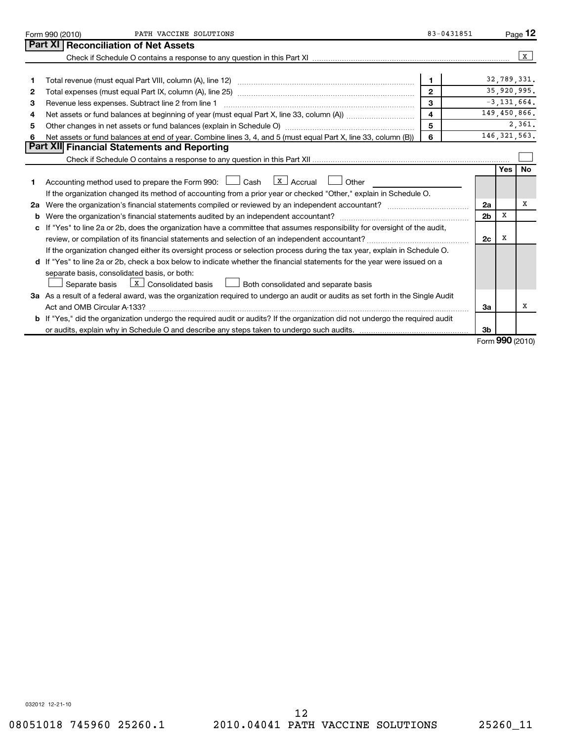Form 990 (2010) PATH VACCINE SOLUTIONS 83-0431851

## Part XI Reconciliation of Net Assets

Check if Schedule O contains a response to any question in this Part XI ☒

| | | | |
|---|---|---|---|
| 1 | Total revenue (must equal Part VIII, column (A), line 12) | 1 | 32,789,331. |
| 2 | Total expenses (must equal Part IX, column (A), line 25) | 2 | 35,920,995. |
| 3 | Revenue less expenses. Subtract line 2 from line 1 | 3 | -3,131,664. |
| 4 | Net assets or fund balances at beginning of year (must equal Part X, line 33, column (A)) | 4 | 149,450,866. |
| 5 | Other changes in net assets or fund balances (explain in Schedule O) | 5 | 2,361. |
| 6 | Net assets or fund balances at end of year. Combine lines 3, 4, and 5 (must equal Part X, line 33, column (B)) | 6 | 146,321,563. |

## Part XII Financial Statements and Reporting

Check if Schedule O contains a response to any question in this Part XII ☐

| | | | Yes | No |
|---|---|---|---|---|
| 1 | Accounting method used to prepare the Form 990: ☐ Cash ☒ Accrual ☐ Other<br>If the organization changed its method of accounting from a prior year or checked "Other," explain in Schedule O. | | | |
| 2a | Were the organization's financial statements compiled or reviewed by an independent accountant? | 2a | | X |
| b | Were the organization's financial statements audited by an independent accountant? | 2b | X | |
| c | If "Yes" to line 2a or 2b, does the organization have a committee that assumes responsibility for oversight of the audit, review, or compilation of its financial statements and selection of an independent accountant?<br>If the organization changed either its oversight process or selection process during the tax year, explain in Schedule O. | 2c | X | |
| d | If "Yes" to line 2a or 2b, check a box below to indicate whether the financial statements for the year were issued on a separate basis, consolidated basis, or both:<br>☐ Separate basis ☒ Consolidated basis ☐ Both consolidated and separate basis | | | |
| 3a | As a result of a federal award, was the organization required to undergo an audit or audits as set forth in the Single Audit Act and OMB Circular A-133? | 3a | | X |
| b | If "Yes," did the organization undergo the required audit or audits? If the organization did not undergo the required audit or audits, explain why in Schedule O and describe any steps taken to undergo such audits. | 3b | | |

Form 990 (2010)

032012 12-21-10

08051018 745960 25260.1 2010.04041 PATH VACCINE SOLUTIONS 25260_11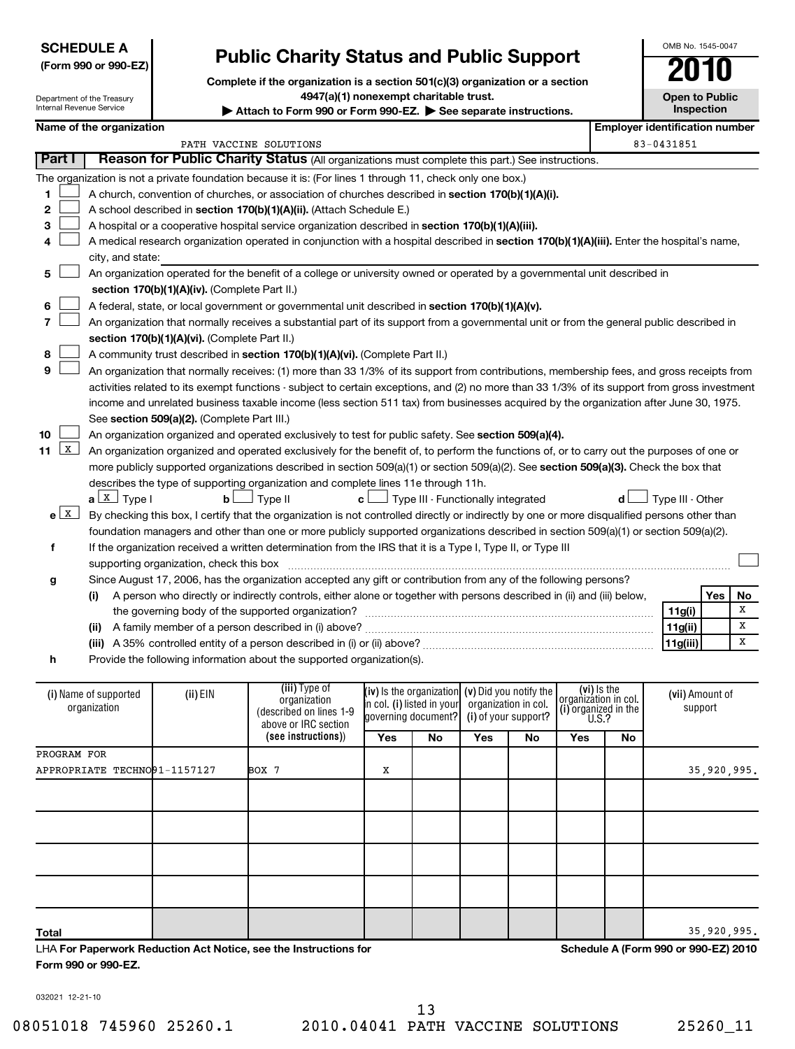**SCHEDULE A (Form 990 or 990-EZ)**

Department of the Treasury
Internal Revenue Service

# Public Charity Status and Public Support

**Complete if the organization is a section 501(c)(3) organization or a section 4947(a)(1) nonexempt charitable trust.**

▶ **Attach to Form 990 or Form 990-EZ.** ▶ **See separate instructions.**

OMB No. 1545-0047

**2010**

**Open to Public Inspection**

**Name of the organization:** PATH VACCINE SOLUTIONS

**Employer identification number:** 83-0431851

## Part I — Reason for Public Charity Status (All organizations must complete this part.) See instructions.

The organization is not a private foundation because it is: (For lines 1 through 11, check only one box.)

1. [ ] A church, convention of churches, or association of churches described in **section 170(b)(1)(A)(i).**
2. [ ] A school described in **section 170(b)(1)(A)(ii).** (Attach Schedule E.)
3. [ ] A hospital or a cooperative hospital service organization described in **section 170(b)(1)(A)(iii).**
4. [ ] A medical research organization operated in conjunction with a hospital described in **section 170(b)(1)(A)(iii).** Enter the hospital's name, city, and state:
5. [ ] An organization operated for the benefit of a college or university owned or operated by a governmental unit described in **section 170(b)(1)(A)(iv).** (Complete Part II.)
6. [ ] A federal, state, or local government or governmental unit described in **section 170(b)(1)(A)(v).**
7. [ ] An organization that normally receives a substantial part of its support from a governmental unit or from the general public described in **section 170(b)(1)(A)(vi).** (Complete Part II.)
8. [ ] A community trust described in **section 170(b)(1)(A)(vi).** (Complete Part II.)
9. [ ] An organization that normally receives: (1) more than 33 1/3% of its support from contributions, membership fees, and gross receipts from activities related to its exempt functions - subject to certain exceptions, and (2) no more than 33 1/3% of its support from gross investment income and unrelated business taxable income (less section 511 tax) from businesses acquired by the organization after June 30, 1975. See **section 509(a)(2).** (Complete Part III.)
10. [ ] An organization organized and operated exclusively to test for public safety. See **section 509(a)(4).**
11. [X] An organization organized and operated exclusively for the benefit of, to perform the functions of, or to carry out the purposes of one or more publicly supported organizations described in section 509(a)(1) or section 509(a)(2). See **section 509(a)(3).** Check the box that describes the type of supporting organization and complete lines 11e through 11h.

   **a** [X] Type I  **b** [ ] Type II  **c** [ ] Type III - Functionally integrated  **d** [ ] Type III - Other

   **e** [X] By checking this box, I certify that the organization is not controlled directly or indirectly by one or more disqualified persons other than foundation managers and other than one or more publicly supported organizations described in section 509(a)(1) or section 509(a)(2).

   **f** If the organization received a written determination from the IRS that it is a Type I, Type II, or Type III supporting organization, check this box [ ]

   **g** Since August 17, 2006, has the organization accepted any gift or contribution from any of the following persons?

| | | Yes | No |
|---|---|---|---|
| (i) A person who directly or indirectly controls, either alone or together with persons described in (ii) and (iii) below, the governing body of the supported organization? | 11g(i) | | X |
| (ii) A family member of a person described in (i) above? | 11g(ii) | | X |
| (iii) A 35% controlled entity of a person described in (i) or (ii) above? | 11g(iii) | | X |

   **h** Provide the following information about the supported organization(s).

| (i) Name of supported organization | (ii) EIN | (iii) Type of organization (described on lines 1-9 above or IRC section (see instructions)) | (iv) Is the organization in col. (i) listed in your governing document? Yes | No | (v) Did you notify the organization in col. (i) of your support? Yes | No | (vi) Is the organization in col. (i) organized in the U.S.? Yes | No | (vii) Amount of support |
|---|---|---|---|---|---|---|---|---|---|
| PROGRAM FOR APPROPRIATE TECHNO | 91-1157127 | BOX 7 | X | | | | | | 35,920,995. |
| | | | | | | | | | |
| | | | | | | | | | |
| | | | | | | | | | |
| | | | | | | | | | |
| **Total** | | | | | | | | | 35,920,995. |

LHA **For Paperwork Reduction Act Notice, see the Instructions for Form 990 or 990-EZ.**

**Schedule A (Form 990 or 990-EZ) 2010**

032021 12-21-10

08051018 745960 25260.1    2010.04041 PATH VACCINE SOLUTIONS    25260_11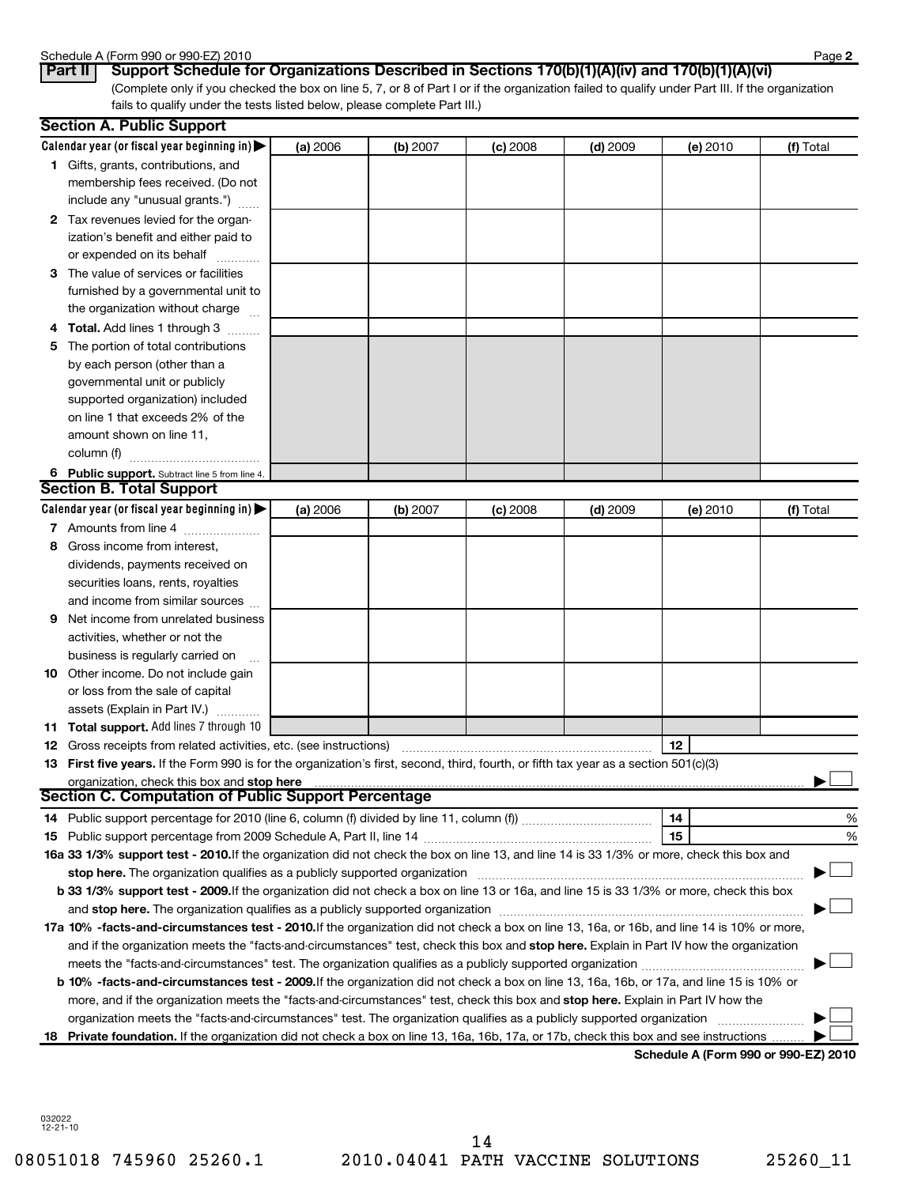**Part II** **Support Schedule for Organizations Described in Sections 170(b)(1)(A)(iv) and 170(b)(1)(A)(vi)**

(Complete only if you checked the box on line 5, 7, or 8 of Part I or if the organization failed to qualify under Part III. If the organization fails to qualify under the tests listed below, please complete Part III.)

## Section A. Public Support

| Calendar year (or fiscal year beginning in) ▶ | (a) 2006 | (b) 2007 | (c) 2008 | (d) 2009 | (e) 2010 | (f) Total |
|---|---|---|---|---|---|---|
| 1 Gifts, grants, contributions, and membership fees received. (Do not include any "unusual grants.") | | | | | | |
| 2 Tax revenues levied for the organization's benefit and either paid to or expended on its behalf | | | | | | |
| 3 The value of services or facilities furnished by a governmental unit to the organization without charge | | | | | | |
| 4 **Total.** Add lines 1 through 3 | | | | | | |
| 5 The portion of total contributions by each person (other than a governmental unit or publicly supported organization) included on line 1 that exceeds 2% of the amount shown on line 11, column (f) | | | | | | |
| 6 **Public support.** Subtract line 5 from line 4. | | | | | | |

## Section B. Total Support

| Calendar year (or fiscal year beginning in) ▶ | (a) 2006 | (b) 2007 | (c) 2008 | (d) 2009 | (e) 2010 | (f) Total |
|---|---|---|---|---|---|---|
| 7 Amounts from line 4 | | | | | | |
| 8 Gross income from interest, dividends, payments received on securities loans, rents, royalties and income from similar sources | | | | | | |
| 9 Net income from unrelated business activities, whether or not the business is regularly carried on | | | | | | |
| 10 Other income. Do not include gain or loss from the sale of capital assets (Explain in Part IV.) | | | | | | |
| 11 **Total support.** Add lines 7 through 10 | | | | | | |

12 Gross receipts from related activities, etc. (see instructions) ..... 12

13 **First five years.** If the Form 990 is for the organization's first, second, third, fourth, or fifth tax year as a section 501(c)(3) organization, check this box and **stop here** ▶ ☐

## Section C. Computation of Public Support Percentage

14 Public support percentage for 2010 (line 6, column (f) divided by line 11, column (f)) ..... 14 %

15 Public support percentage from 2009 Schedule A, Part II, line 14 ..... 15 %

**16a 33 1/3% support test - 2010.** If the organization did not check the box on line 13, and line 14 is 33 1/3% or more, check this box and **stop here.** The organization qualifies as a publicly supported organization ▶ ☐

**b 33 1/3% support test - 2009.** If the organization did not check a box on line 13 or 16a, and line 15 is 33 1/3% or more, check this box and **stop here.** The organization qualifies as a publicly supported organization ▶ ☐

**17a 10% -facts-and-circumstances test - 2010.** If the organization did not check a box on line 13, 16a, or 16b, and line 14 is 10% or more, and if the organization meets the "facts-and-circumstances" test, check this box and **stop here.** Explain in Part IV how the organization meets the "facts-and-circumstances" test. The organization qualifies as a publicly supported organization ▶ ☐

**b 10% -facts-and-circumstances test - 2009.** If the organization did not check a box on line 13, 16a, 16b, or 17a, and line 15 is 10% or more, and if the organization meets the "facts-and-circumstances" test, check this box and **stop here.** Explain in Part IV how the organization meets the "facts-and-circumstances" test. The organization qualifies as a publicly supported organization ▶ ☐

**18 Private foundation.** If the organization did not check a box on line 13, 16a, 16b, 17a, or 17b, check this box and see instructions ▶ ☐

**Schedule A (Form 990 or 990-EZ) 2010**

032022
12-21-10

08051018 745960 25260.1 2010.04041 PATH VACCINE SOLUTIONS 25260_11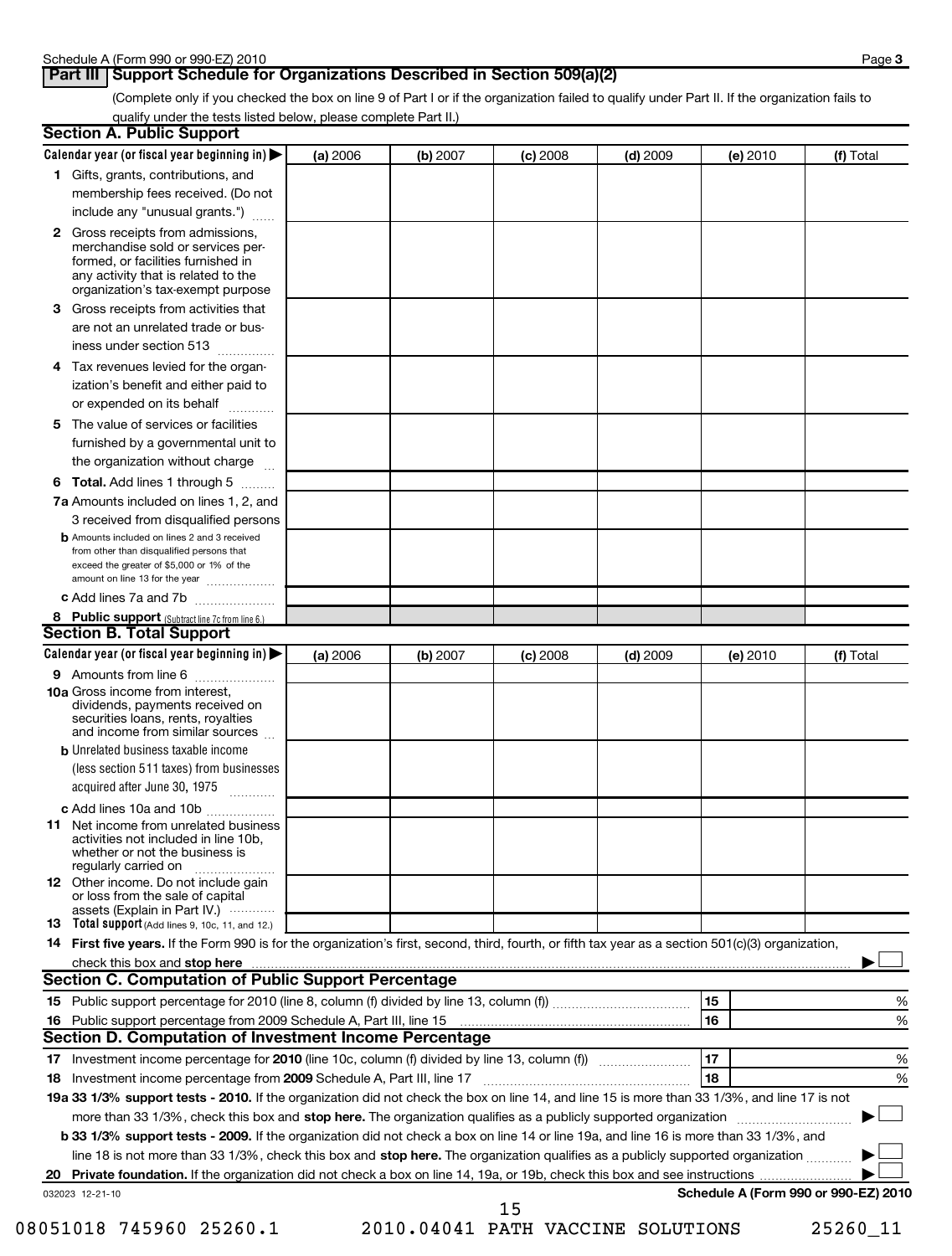## Part III Support Schedule for Organizations Described in Section 509(a)(2)

(Complete only if you checked the box on line 9 of Part I or if the organization failed to qualify under Part II. If the organization fails to qualify under the tests listed below, please complete Part II.)

### Section A. Public Support

| Calendar year (or fiscal year beginning in) ▶ | (a) 2006 | (b) 2007 | (c) 2008 | (d) 2009 | (e) 2010 | (f) Total |
|---|---|---|---|---|---|---|
| **1** Gifts, grants, contributions, and membership fees received. (Do not include any "unusual grants.") | | | | | | |
| **2** Gross receipts from admissions, merchandise sold or services performed, or facilities furnished in any activity that is related to the organization's tax-exempt purpose | | | | | | |
| **3** Gross receipts from activities that are not an unrelated trade or business under section 513 | | | | | | |
| **4** Tax revenues levied for the organization's benefit and either paid to or expended on its behalf | | | | | | |
| **5** The value of services or facilities furnished by a governmental unit to the organization without charge | | | | | | |
| **6 Total.** Add lines 1 through 5 | | | | | | |
| **7a** Amounts included on lines 1, 2, and 3 received from disqualified persons | | | | | | |
| **b** Amounts included on lines 2 and 3 received from other than disqualified persons that exceed the greater of $5,000 or 1% of the amount on line 13 for the year | | | | | | |
| **c** Add lines 7a and 7b | | | | | | |
| **8 Public support** (Subtract line 7c from line 6.) | | | | | | |

### Section B. Total Support

| Calendar year (or fiscal year beginning in) ▶ | (a) 2006 | (b) 2007 | (c) 2008 | (d) 2009 | (e) 2010 | (f) Total |
|---|---|---|---|---|---|---|
| **9** Amounts from line 6 | | | | | | |
| **10a** Gross income from interest, dividends, payments received on securities loans, rents, royalties and income from similar sources | | | | | | |
| **b** Unrelated business taxable income (less section 511 taxes) from businesses acquired after June 30, 1975 | | | | | | |
| **c** Add lines 10a and 10b | | | | | | |
| **11** Net income from unrelated business activities not included in line 10b, whether or not the business is regularly carried on | | | | | | |
| **12** Other income. Do not include gain or loss from the sale of capital assets (Explain in Part IV.) | | | | | | |
| **13 Total support** (Add lines 9, 10c, 11, and 12.) | | | | | | |

**14 First five years.** If the Form 990 is for the organization's first, second, third, fourth, or fifth tax year as a section 501(c)(3) organization, check this box and **stop here** ▶ ☐

### Section C. Computation of Public Support Percentage

| | | |
|---|---|---|
| **15** Public support percentage for 2010 (line 8, column (f) divided by line 13, column (f)) | 15 | % |
| **16** Public support percentage from 2009 Schedule A, Part III, line 15 | 16 | % |

### Section D. Computation of Investment Income Percentage

| | | |
|---|---|---|
| **17** Investment income percentage for **2010** (line 10c, column (f) divided by line 13, column (f)) | 17 | % |
| **18** Investment income percentage from **2009** Schedule A, Part III, line 17 | 18 | % |

**19a 33 1/3% support tests - 2010.** If the organization did not check the box on line 14, and line 15 is more than 33 1/3%, and line 17 is not more than 33 1/3%, check this box and **stop here.** The organization qualifies as a publicly supported organization ▶ ☐

**b 33 1/3% support tests - 2009.** If the organization did not check a box on line 14 or line 19a, and line 16 is more than 33 1/3%, and line 18 is not more than 33 1/3%, check this box and **stop here.** The organization qualifies as a publicly supported organization ▶ ☐

**20 Private foundation.** If the organization did not check a box on line 14, 19a, or 19b, check this box and see instructions ▶ ☐

032023 12-21-10 **Schedule A (Form 990 or 990-EZ) 2010**

08051018 745960 25260.1 2010.04041 PATH VACCINE SOLUTIONS 25260_11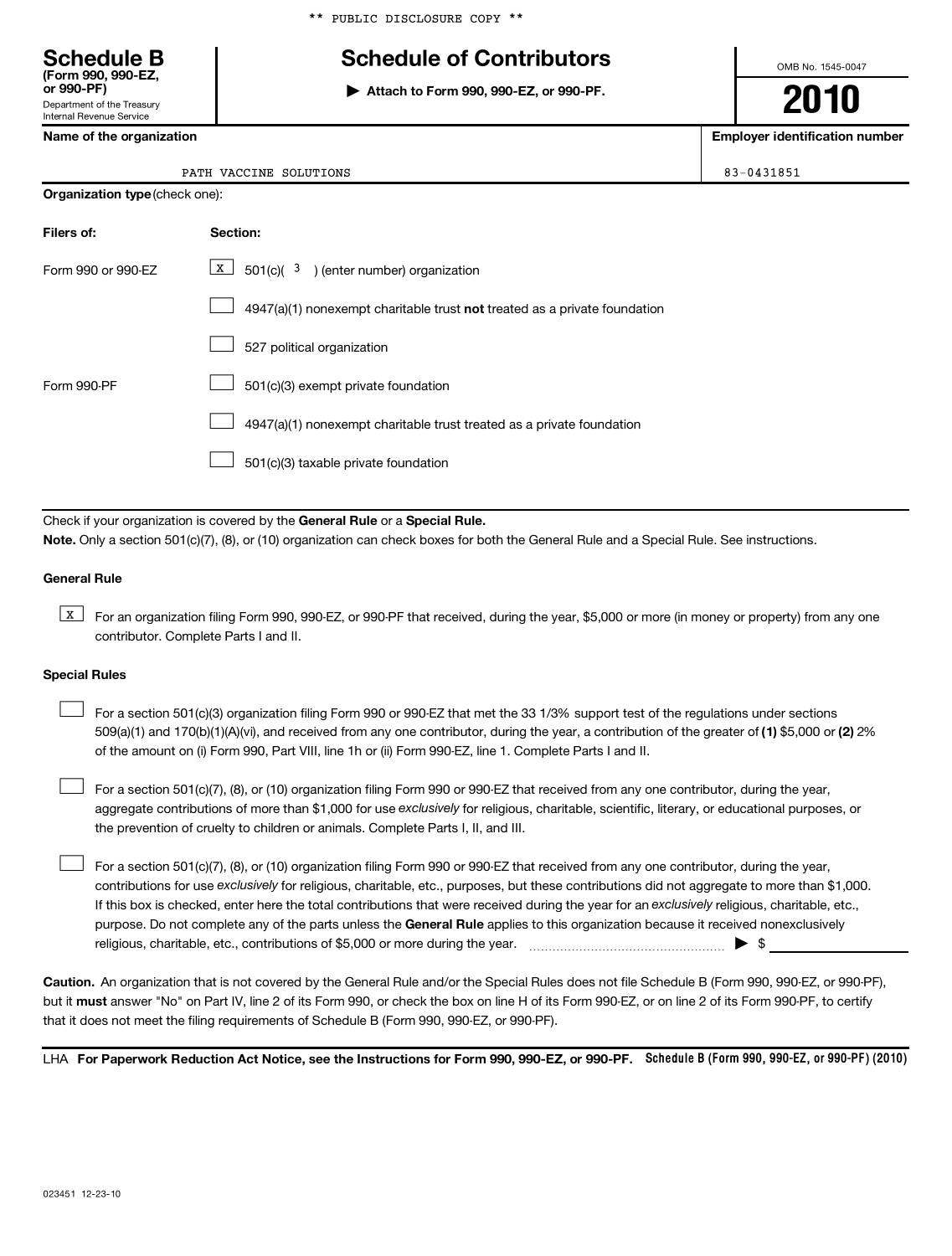\*\* PUBLIC DISCLOSURE COPY \*\*

# Schedule B
**(Form 990, 990-EZ, or 990-PF)**
Department of the Treasury
Internal Revenue Service

## Schedule of Contributors

▶ **Attach to Form 990, 990-EZ, or 990-PF.**

OMB No. 1545-0047

**2010**

| **Name of the organization** | **Employer identification number** |
|---|---|
| PATH VACCINE SOLUTIONS | 83-0431851 |

**Organization type** (check one):

| **Filers of:** | **Section:** |
|---|---|
| Form 990 or 990-EZ | [X] 501(c)( 3 ) (enter number) organization |
| | [ ] 4947(a)(1) nonexempt charitable trust **not** treated as a private foundation |
| | [ ] 527 political organization |
| Form 990-PF | [ ] 501(c)(3) exempt private foundation |
| | [ ] 4947(a)(1) nonexempt charitable trust treated as a private foundation |
| | [ ] 501(c)(3) taxable private foundation |

Check if your organization is covered by the **General Rule** or a **Special Rule.**

**Note.** Only a section 501(c)(7), (8), or (10) organization can check boxes for both the General Rule and a Special Rule. See instructions.

**General Rule**

[X] For an organization filing Form 990, 990-EZ, or 990-PF that received, during the year, $5,000 or more (in money or property) from any one contributor. Complete Parts I and II.

**Special Rules**

[ ] For a section 501(c)(3) organization filing Form 990 or 990-EZ that met the 33 1/3% support test of the regulations under sections 509(a)(1) and 170(b)(1)(A)(vi), and received from any one contributor, during the year, a contribution of the greater of **(1)** $5,000 or **(2)** 2% of the amount on (i) Form 990, Part VIII, line 1h or (ii) Form 990-EZ, line 1. Complete Parts I and II.

[ ] For a section 501(c)(7), (8), or (10) organization filing Form 990 or 990-EZ that received from any one contributor, during the year, aggregate contributions of more than $1,000 for use *exclusively* for religious, charitable, scientific, literary, or educational purposes, or the prevention of cruelty to children or animals. Complete Parts I, II, and III.

[ ] For a section 501(c)(7), (8), or (10) organization filing Form 990 or 990-EZ that received from any one contributor, during the year, contributions for use *exclusively* for religious, charitable, etc., purposes, but these contributions did not aggregate to more than $1,000. If this box is checked, enter here the total contributions that were received during the year for an *exclusively* religious, charitable, etc., purpose. Do not complete any of the parts unless the **General Rule** applies to this organization because it received nonexclusively religious, charitable, etc., contributions of $5,000 or more during the year. ▶ $ ____________

**Caution.** An organization that is not covered by the General Rule and/or the Special Rules does not file Schedule B (Form 990, 990-EZ, or 990-PF), but it **must** answer "No" on Part IV, line 2 of its Form 990, or check the box on line H of its Form 990-EZ, or on line 2 of its Form 990-PF, to certify that it does not meet the filing requirements of Schedule B (Form 990, 990-EZ, or 990-PF).

LHA **For Paperwork Reduction Act Notice, see the Instructions for Form 990, 990-EZ, or 990-PF.** **Schedule B (Form 990, 990-EZ, or 990-PF) (2010)**

023451 12-23-10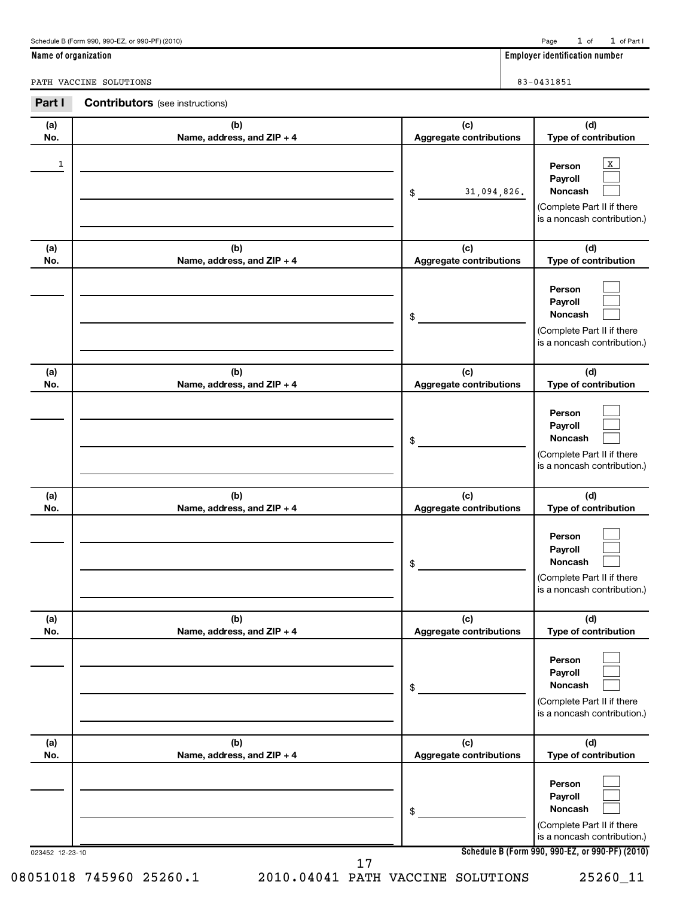Schedule B (Form 990, 990-EZ, or 990-PF) (2010) Page 1 of 1 of Part I

**Name of organization**: PATH VACCINE SOLUTIONS

**Employer identification number**: 83-0431851

## Part I Contributors (see instructions)

| (a) No. | (b) Name, address, and ZIP + 4 | (c) Aggregate contributions | (d) Type of contribution |
|---|---|---|---|
| 1 | | $ 31,094,826. | Person [X] Payroll [ ] Noncash [ ] (Complete Part II if there is a noncash contribution.) |
| | | $ | Person [ ] Payroll [ ] Noncash [ ] (Complete Part II if there is a noncash contribution.) |
| | | $ | Person [ ] Payroll [ ] Noncash [ ] (Complete Part II if there is a noncash contribution.) |
| | | $ | Person [ ] Payroll [ ] Noncash [ ] (Complete Part II if there is a noncash contribution.) |
| | | $ | Person [ ] Payroll [ ] Noncash [ ] (Complete Part II if there is a noncash contribution.) |
| | | $ | Person [ ] Payroll [ ] Noncash [ ] (Complete Part II if there is a noncash contribution.) |

023452 12-23-10

**Schedule B (Form 990, 990-EZ, or 990-PF) (2010)**

08051018 745960 25260.1 2010.04041 PATH VACCINE SOLUTIONS 25260_11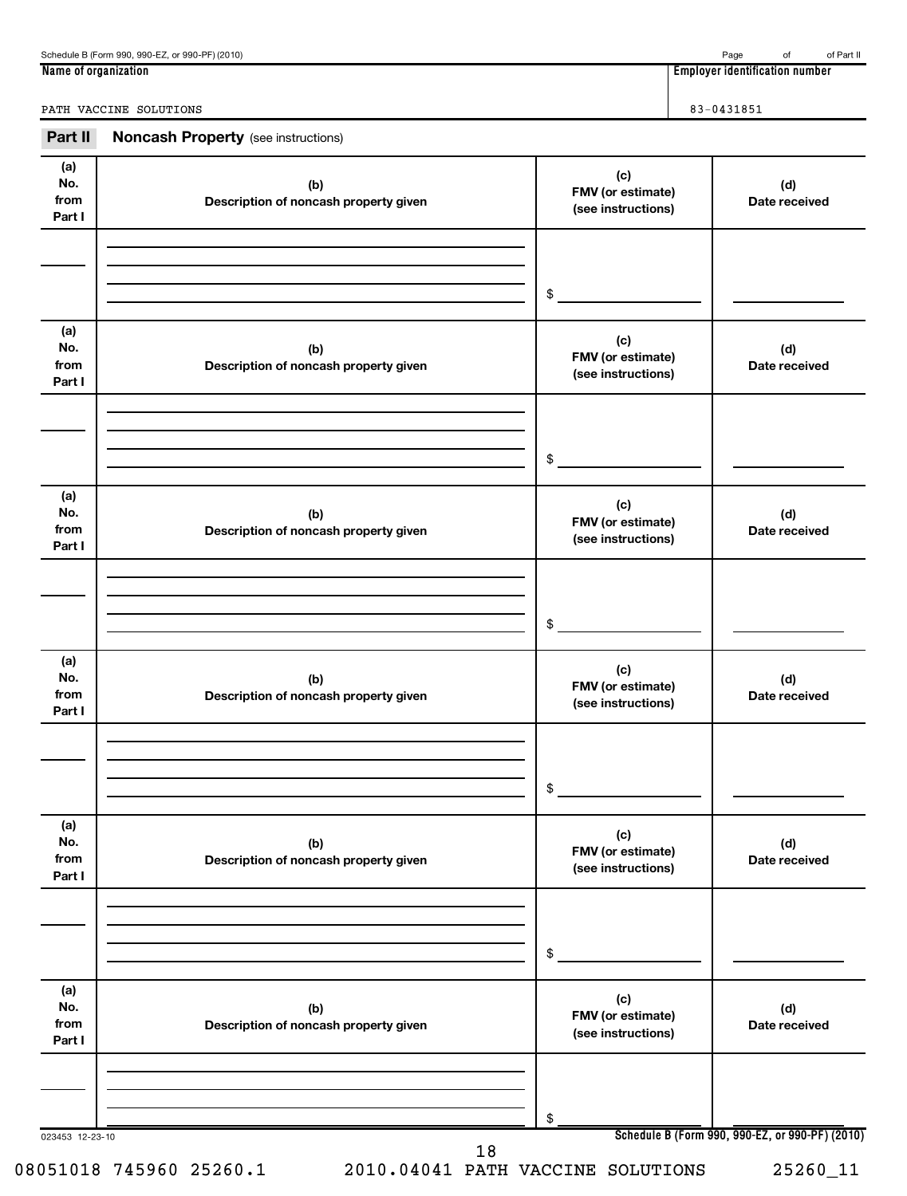Schedule B (Form 990, 990-EZ, or 990-PF) (2010) Page of of Part II

| Name of organization | Employer identification number |
|---|---|
| PATH VACCINE SOLUTIONS | 83-0431851 |

## Part II Noncash Property (see instructions)

| (a) No. from Part I | (b) Description of noncash property given | (c) FMV (or estimate) (see instructions) | (d) Date received |
|---|---|---|---|
| | | $ | |

| (a) No. from Part I | (b) Description of noncash property given | (c) FMV (or estimate) (see instructions) | (d) Date received |
|---|---|---|---|
| | | $ | |

| (a) No. from Part I | (b) Description of noncash property given | (c) FMV (or estimate) (see instructions) | (d) Date received |
|---|---|---|---|
| | | $ | |

| (a) No. from Part I | (b) Description of noncash property given | (c) FMV (or estimate) (see instructions) | (d) Date received |
|---|---|---|---|
| | | $ | |

| (a) No. from Part I | (b) Description of noncash property given | (c) FMV (or estimate) (see instructions) | (d) Date received |
|---|---|---|---|
| | | $ | |

| (a) No. from Part I | (b) Description of noncash property given | (c) FMV (or estimate) (see instructions) | (d) Date received |
|---|---|---|---|
| | | $ | |

023453 12-23-10

Schedule B (Form 990, 990-EZ, or 990-PF) (2010)

08051018 745960 25260.1 2010.04041 PATH VACCINE SOLUTIONS 25260_11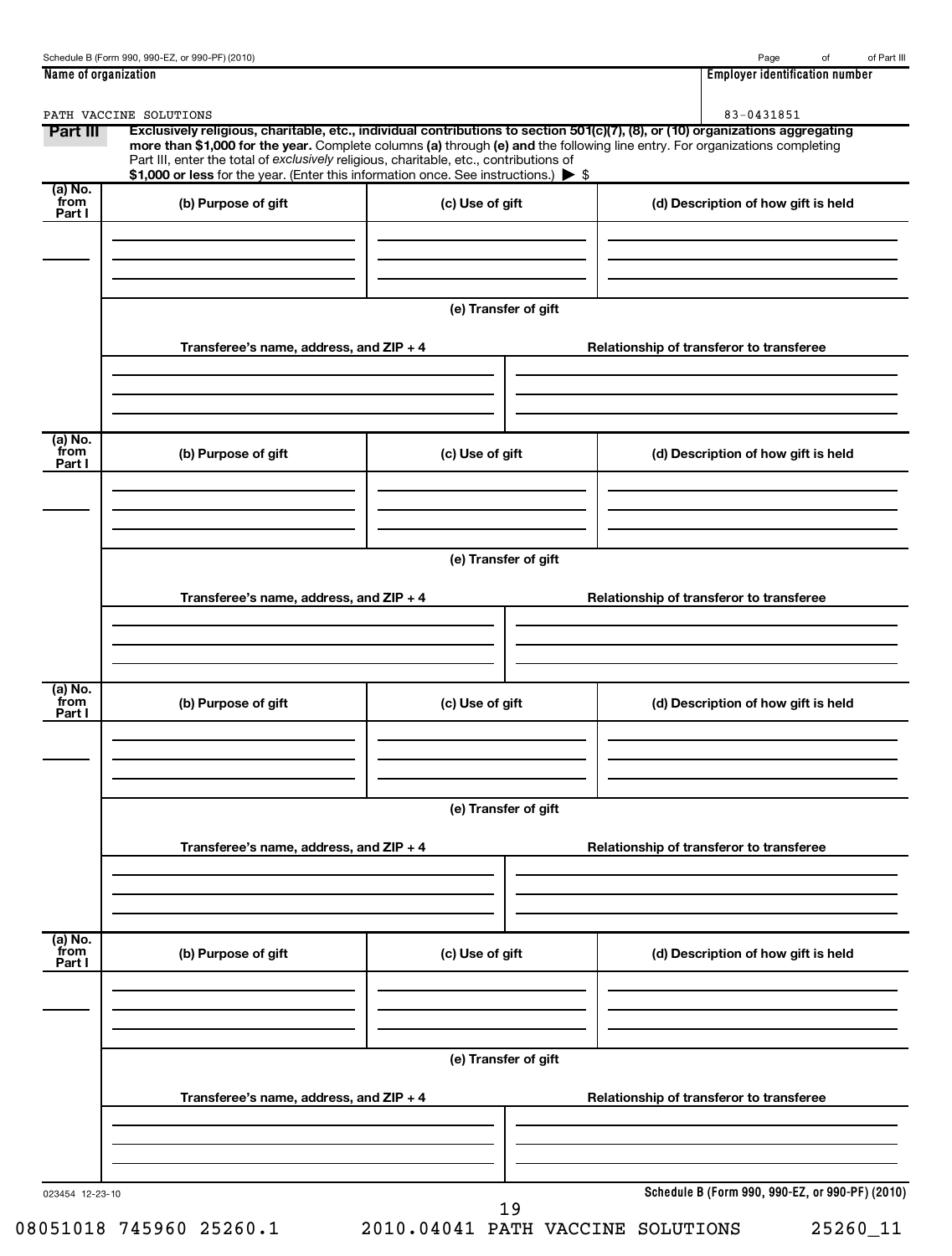Schedule B (Form 990, 990-EZ, or 990-PF) (2010) Page of of Part III

| Name of organization | Employer identification number |
| --- | --- |
| PATH VACCINE SOLUTIONS | 83-0431851 |

**Part III** **Exclusively religious, charitable, etc., individual contributions to section 501(c)(7), (8), or (10) organizations aggregating more than $1,000 for the year.** Complete columns **(a)** through **(e) and** the following line entry. For organizations completing Part III, enter the total of *exclusively* religious, charitable, etc., contributions of **$1,000 or less** for the year. (Enter this information once. See instructions.) ▶ $

| (a) No. from Part I | (b) Purpose of gift | (c) Use of gift | (d) Description of how gift is held |
| --- | --- | --- | --- |
| | | | |

(e) Transfer of gift

| Transferee's name, address, and ZIP + 4 | Relationship of transferor to transferee |
| --- | --- |
| | |

| (a) No. from Part I | (b) Purpose of gift | (c) Use of gift | (d) Description of how gift is held |
| --- | --- | --- | --- |
| | | | |

(e) Transfer of gift

| Transferee's name, address, and ZIP + 4 | Relationship of transferor to transferee |
| --- | --- |
| | |

| (a) No. from Part I | (b) Purpose of gift | (c) Use of gift | (d) Description of how gift is held |
| --- | --- | --- | --- |
| | | | |

(e) Transfer of gift

| Transferee's name, address, and ZIP + 4 | Relationship of transferor to transferee |
| --- | --- |
| | |

| (a) No. from Part I | (b) Purpose of gift | (c) Use of gift | (d) Description of how gift is held |
| --- | --- | --- | --- |
| | | | |

(e) Transfer of gift

| Transferee's name, address, and ZIP + 4 | Relationship of transferor to transferee |
| --- | --- |
| | |

023454 12-23-10 **Schedule B (Form 990, 990-EZ, or 990-PF) (2010)**

08051018 745960 25260.1 2010.04041 PATH VACCINE SOLUTIONS 25260_11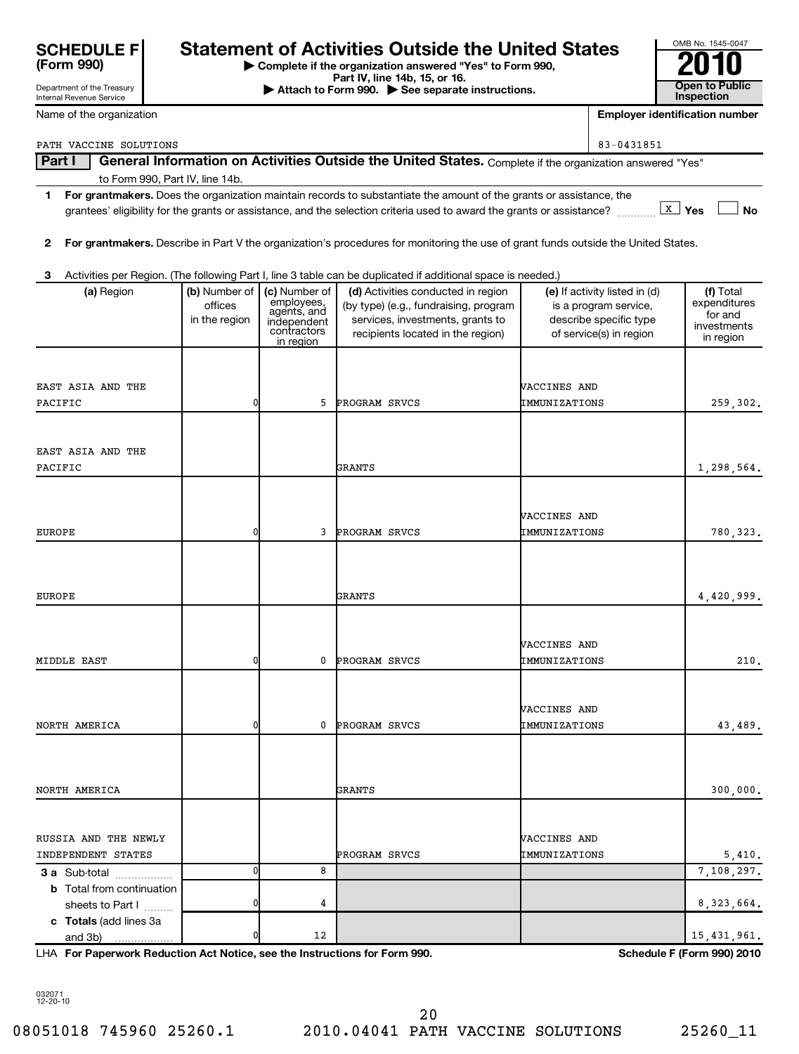**SCHEDULE F (Form 990)**

Department of the Treasury
Internal Revenue Service

# Statement of Activities Outside the United States

▶ Complete if the organization answered "Yes" to Form 990, Part IV, line 14b, 15, or 16.
▶ Attach to Form 990. ▶ See separate instructions.

OMB No. 1545-0047
**2010**
**Open to Public Inspection**

Name of the organization: PATH VACCINE SOLUTIONS

Employer identification number: 83-0431851

**Part I** **General Information on Activities Outside the United States.** Complete if the organization answered "Yes" to Form 990, Part IV, line 14b.

1 **For grantmakers.** Does the organization maintain records to substantiate the amount of the grants or assistance, the grantees' eligibility for the grants or assistance, and the selection criteria used to award the grants or assistance? ..... [X] Yes [ ] No

2 **For grantmakers.** Describe in Part V the organization's procedures for monitoring the use of grant funds outside the United States.

3 Activities per Region. (The following Part I, line 3 table can be duplicated if additional space is needed.)

| (a) Region | (b) Number of offices in the region | (c) Number of employees, agents, and independent contractors in region | (d) Activities conducted in region (by type) (e.g., fundraising, program services, investments, grants to recipients located in the region) | (e) If activity listed in (d) is a program service, describe specific type of service(s) in region | (f) Total expenditures for and investments in region |
|---|---|---|---|---|---|
| EAST ASIA AND THE PACIFIC | 0 | 5 | PROGRAM SRVCS | VACCINES AND IMMUNIZATIONS | 259,302. |
| EAST ASIA AND THE PACIFIC | | | GRANTS | | 1,298,564. |
| EUROPE | 0 | 3 | PROGRAM SRVCS | VACCINES AND IMMUNIZATIONS | 780,323. |
| EUROPE | | | GRANTS | | 4,420,999. |
| MIDDLE EAST | 0 | 0 | PROGRAM SRVCS | VACCINES AND IMMUNIZATIONS | 210. |
| NORTH AMERICA | 0 | 0 | PROGRAM SRVCS | VACCINES AND IMMUNIZATIONS | 43,489. |
| NORTH AMERICA | | | GRANTS | | 300,000. |
| RUSSIA AND THE NEWLY INDEPENDENT STATES | | | PROGRAM SRVCS | VACCINES AND IMMUNIZATIONS | 5,410. |
| **3 a** Sub-total | 0 | 8 | | | 7,108,297. |
| **b** Total from continuation sheets to Part I | 0 | 4 | | | 8,323,664. |
| **c Totals** (add lines 3a and 3b) | 0 | 12 | | | 15,431,961. |

LHA **For Paperwork Reduction Act Notice, see the Instructions for Form 990.** **Schedule F (Form 990) 2010**

032071 12-20-10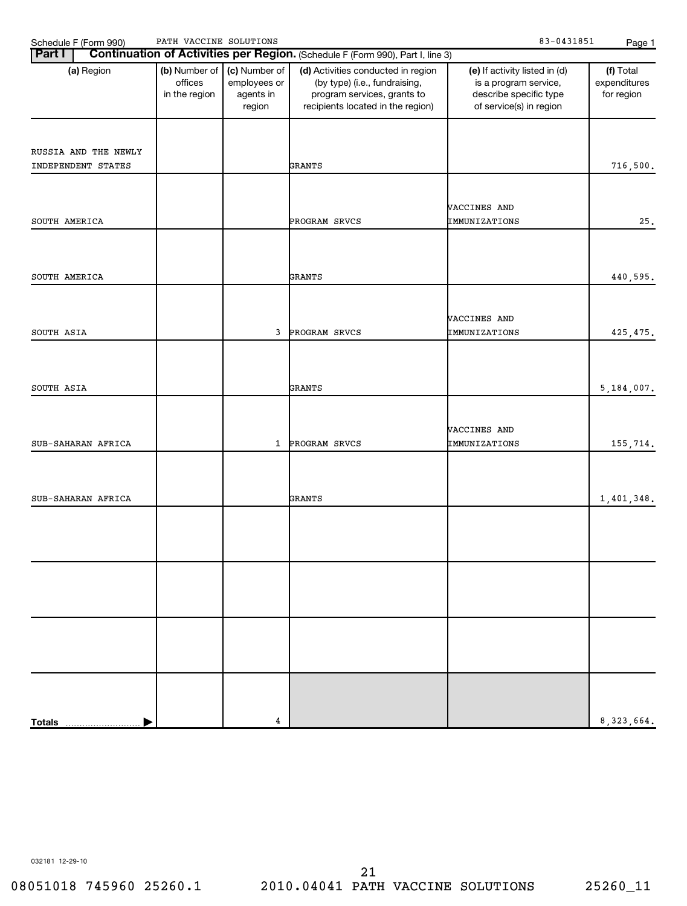Schedule F (Form 990) PATH VACCINE SOLUTIONS 83-0431851

## Part I Continuation of Activities per Region. (Schedule F (Form 990), Part I, line 3)

| (a) Region | (b) Number of offices in the region | (c) Number of employees or agents in region | (d) Activities conducted in region (by type) (i.e., fundraising, program services, grants to recipients located in the region) | (e) If activity listed in (d) is a program service, describe specific type of service(s) in region | (f) Total expenditures for region |
|---|---|---|---|---|---|
| RUSSIA AND THE NEWLY INDEPENDENT STATES | | | GRANTS | | 716,500. |
| SOUTH AMERICA | | | PROGRAM SRVCS | VACCINES AND IMMUNIZATIONS | 25. |
| SOUTH AMERICA | | | GRANTS | | 440,595. |
| SOUTH ASIA | | 3 | PROGRAM SRVCS | VACCINES AND IMMUNIZATIONS | 425,475. |
| SOUTH ASIA | | | GRANTS | | 5,184,007. |
| SUB-SAHARAN AFRICA | | 1 | PROGRAM SRVCS | VACCINES AND IMMUNIZATIONS | 155,714. |
| SUB-SAHARAN AFRICA | | | GRANTS | | 1,401,348. |
| | | | | | |
| | | | | | |
| | | | | | |
| **Totals** | | 4 | | | 8,323,664. |

032181 12-29-10

08051018 745960 25260.1 2010.04041 PATH VACCINE SOLUTIONS 25260_11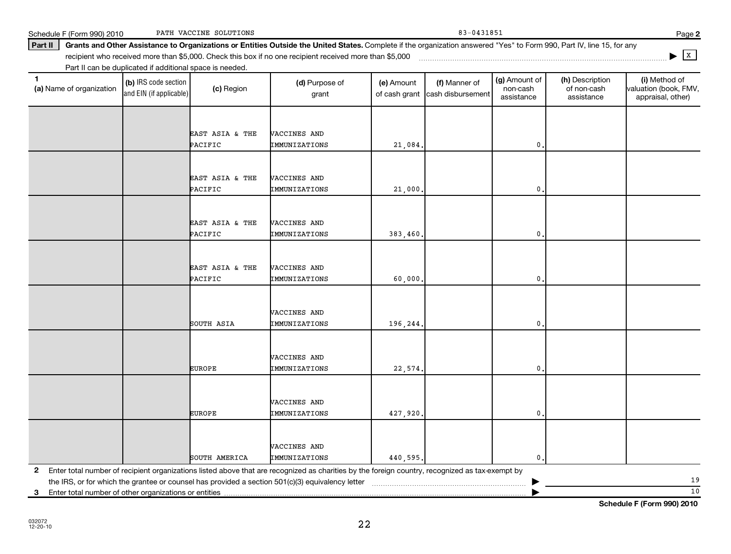Schedule F (Form 990) 2010 PATH VACCINE SOLUTIONS 83-0431851

**Part II** **Grants and Other Assistance to Organizations or Entities Outside the United States.** Complete if the organization answered "Yes" to Form 990, Part IV, line 15, for any recipient who received more than $5,000. Check this box if no one recipient received more than $5,000 ▶ [ X ]
Part II can be duplicated if additional space is needed.

| 1 (a) Name of organization | (b) IRS code section and EIN (if applicable) | (c) Region | (d) Purpose of grant | (e) Amount of cash grant | (f) Manner of cash disbursement | (g) Amount of non-cash assistance | (h) Description of non-cash assistance | (i) Method of valuation (book, FMV, appraisal, other) |
|---|---|---|---|---|---|---|---|---|
| | | EAST ASIA & THE PACIFIC | VACCINES AND IMMUNIZATIONS | 21,084. | | 0. | | |
| | | EAST ASIA & THE PACIFIC | VACCINES AND IMMUNIZATIONS | 21,000. | | 0. | | |
| | | EAST ASIA & THE PACIFIC | VACCINES AND IMMUNIZATIONS | 383,460. | | 0. | | |
| | | EAST ASIA & THE PACIFIC | VACCINES AND IMMUNIZATIONS | 60,000. | | 0. | | |
| | | SOUTH ASIA | VACCINES AND IMMUNIZATIONS | 196,244. | | 0. | | |
| | | EUROPE | VACCINES AND IMMUNIZATIONS | 22,574. | | 0. | | |
| | | EUROPE | VACCINES AND IMMUNIZATIONS | 427,920. | | 0. | | |
| | | SOUTH AMERICA | VACCINES AND IMMUNIZATIONS | 440,595. | | 0. | | |

2 Enter total number of recipient organizations listed above that are recognized as charities by the foreign country, recognized as tax-exempt by the IRS, or for which the grantee or counsel has provided a section 501(c)(3) equivalency letter ▶ 19

3 Enter total number of other organizations or entities ▶ 10

**Schedule F (Form 990) 2010**

032072 12-20-10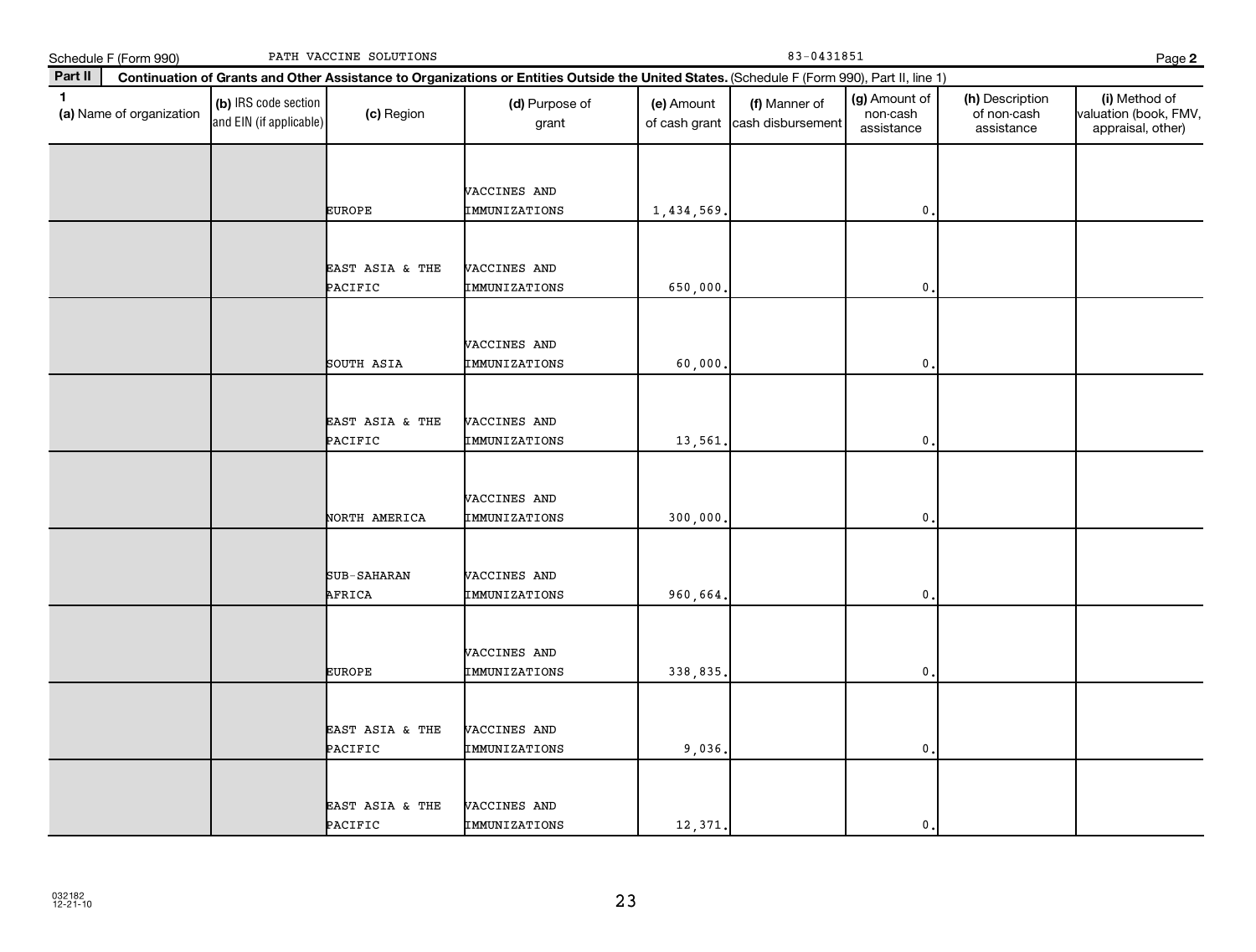Schedule F (Form 990) PATH VACCINE SOLUTIONS 83-0431851 Page 2

**Part II** **Continuation of Grants and Other Assistance to Organizations or Entities Outside the United States.** (Schedule F (Form 990), Part II, line 1)

| 1 (a) Name of organization | (b) IRS code section and EIN (if applicable) | (c) Region | (d) Purpose of grant | (e) Amount of cash grant | (f) Manner of cash disbursement | (g) Amount of non-cash assistance | (h) Description of non-cash assistance | (i) Method of valuation (book, FMV, appraisal, other) |
|---|---|---|---|---|---|---|---|---|
| | | EUROPE | VACCINES AND IMMUNIZATIONS | 1,434,569. | | 0. | | |
| | | EAST ASIA & THE PACIFIC | VACCINES AND IMMUNIZATIONS | 650,000. | | 0. | | |
| | | SOUTH ASIA | VACCINES AND IMMUNIZATIONS | 60,000. | | 0. | | |
| | | EAST ASIA & THE PACIFIC | VACCINES AND IMMUNIZATIONS | 13,561. | | 0. | | |
| | | NORTH AMERICA | VACCINES AND IMMUNIZATIONS | 300,000. | | 0. | | |
| | | SUB-SAHARAN AFRICA | VACCINES AND IMMUNIZATIONS | 960,664. | | 0. | | |
| | | EUROPE | VACCINES AND IMMUNIZATIONS | 338,835. | | 0. | | |
| | | EAST ASIA & THE PACIFIC | VACCINES AND IMMUNIZATIONS | 9,036. | | 0. | | |
| | | EAST ASIA & THE PACIFIC | VACCINES AND IMMUNIZATIONS | 12,371. | | 0. | | |

032182 12-21-10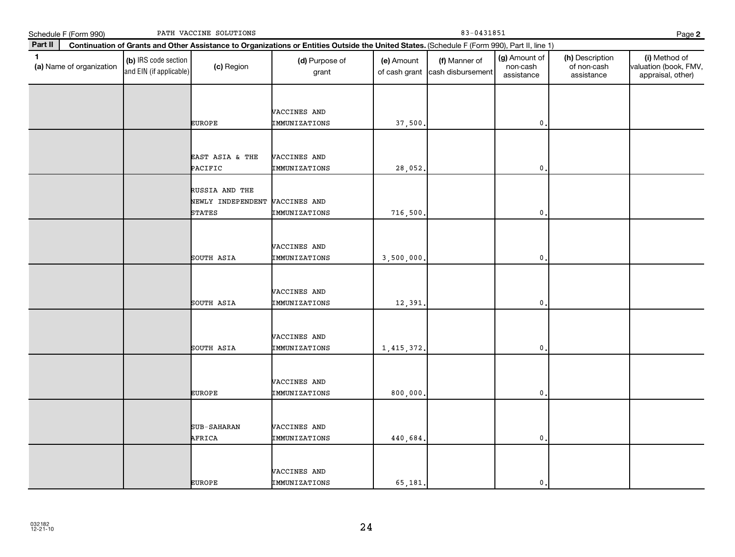Schedule F (Form 990) PATH VACCINE SOLUTIONS 83-0431851 Page 2

**Part II** **Continuation of Grants and Other Assistance to Organizations or Entities Outside the United States.** (Schedule F (Form 990), Part II, line 1)

| 1 (a) Name of organization | (b) IRS code section and EIN (if applicable) | (c) Region | (d) Purpose of grant | (e) Amount of cash grant | (f) Manner of cash disbursement | (g) Amount of non-cash assistance | (h) Description of non-cash assistance | (i) Method of valuation (book, FMV, appraisal, other) |
|---|---|---|---|---|---|---|---|---|
| | | EUROPE | VACCINES AND IMMUNIZATIONS | 37,500. | | 0. | | |
| | | EAST ASIA & THE PACIFIC | VACCINES AND IMMUNIZATIONS | 28,052. | | 0. | | |
| | | RUSSIA AND THE NEWLY INDEPENDENT STATES | VACCINES AND IMMUNIZATIONS | 716,500. | | 0. | | |
| | | SOUTH ASIA | VACCINES AND IMMUNIZATIONS | 3,500,000. | | 0. | | |
| | | SOUTH ASIA | VACCINES AND IMMUNIZATIONS | 12,391. | | 0. | | |
| | | SOUTH ASIA | VACCINES AND IMMUNIZATIONS | 1,415,372. | | 0. | | |
| | | EUROPE | VACCINES AND IMMUNIZATIONS | 800,000. | | 0. | | |
| | | SUB-SAHARAN AFRICA | VACCINES AND IMMUNIZATIONS | 440,684. | | 0. | | |
| | | EUROPE | VACCINES AND IMMUNIZATIONS | 65,181. | | 0. | | |

032182 12-21-10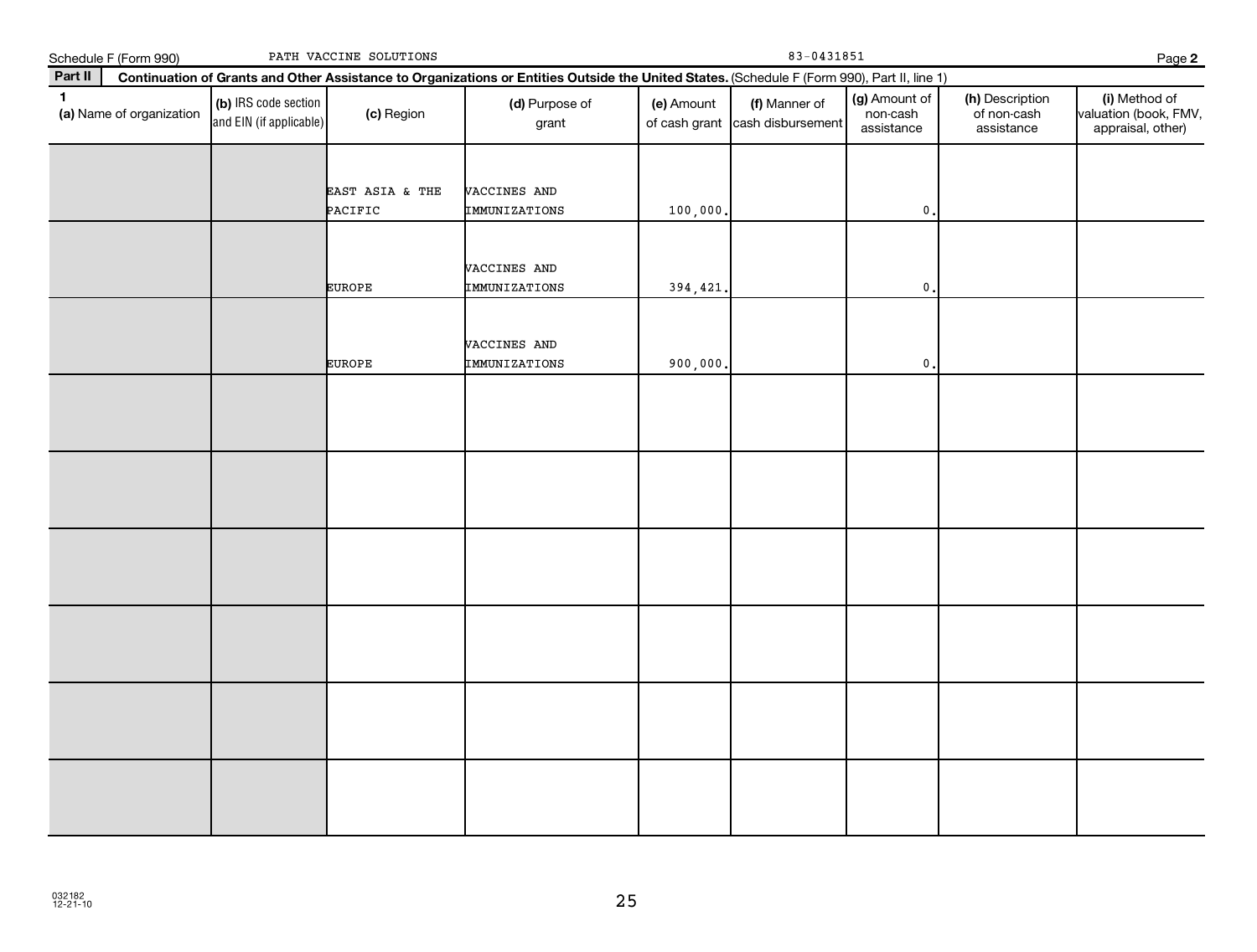Schedule F (Form 990) PATH VACCINE SOLUTIONS 83-0431851 Page **2**

**Part II** **Continuation of Grants and Other Assistance to Organizations or Entities Outside the United States.** (Schedule F (Form 990), Part II, line 1)

| 1 (a) Name of organization | (b) IRS code section and EIN (if applicable) | (c) Region | (d) Purpose of grant | (e) Amount of cash grant | (f) Manner of cash disbursement | (g) Amount of non-cash assistance | (h) Description of non-cash assistance | (i) Method of valuation (book, FMV, appraisal, other) |
|---|---|---|---|---|---|---|---|---|
| | | EAST ASIA & THE PACIFIC | VACCINES AND IMMUNIZATIONS | 100,000. | | 0. | | |
| | | EUROPE | VACCINES AND IMMUNIZATIONS | 394,421. | | 0. | | |
| | | EUROPE | VACCINES AND IMMUNIZATIONS | 900,000. | | 0. | | |
| | | | | | | | | |
| | | | | | | | | |
| | | | | | | | | |
| | | | | | | | | |
| | | | | | | | | |
| | | | | | | | | |

032182 12-21-10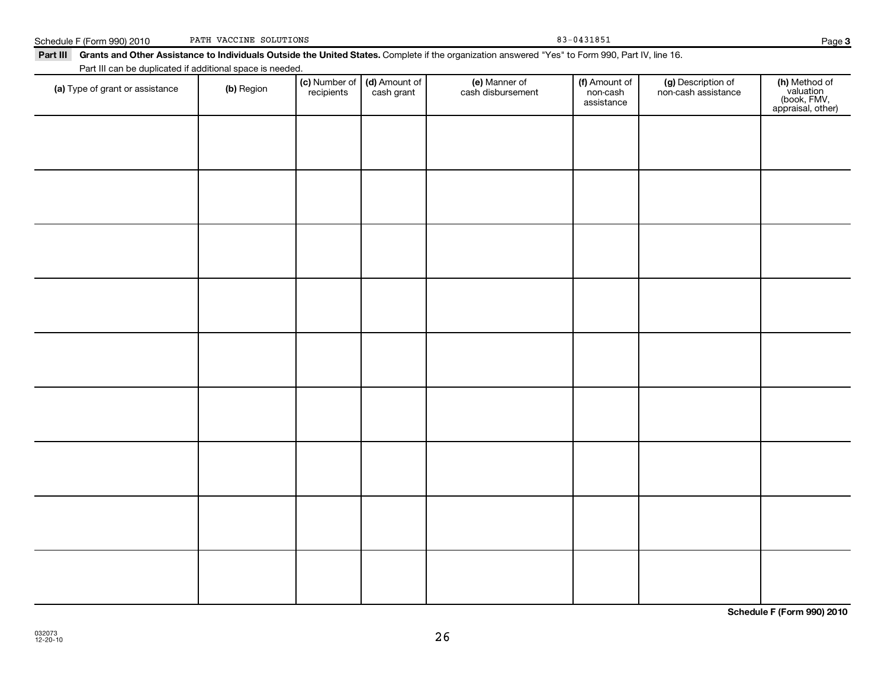Schedule F (Form 990) 2010 PATH VACCINE SOLUTIONS 83-0431851

**Part III** **Grants and Other Assistance to Individuals Outside the United States.** Complete if the organization answered "Yes" to Form 990, Part IV, line 16.
Part III can be duplicated if additional space is needed.

| (a) Type of grant or assistance | (b) Region | (c) Number of recipients | (d) Amount of cash grant | (e) Manner of cash disbursement | (f) Amount of non-cash assistance | (g) Description of non-cash assistance | (h) Method of valuation (book, FMV, appraisal, other) |
|---|---|---|---|---|---|---|---|
| | | | | | | | |
| | | | | | | | |
| | | | | | | | |
| | | | | | | | |
| | | | | | | | |
| | | | | | | | |
| | | | | | | | |
| | | | | | | | |
| | | | | | | | |

**Schedule F (Form 990) 2010**

032073
12-20-10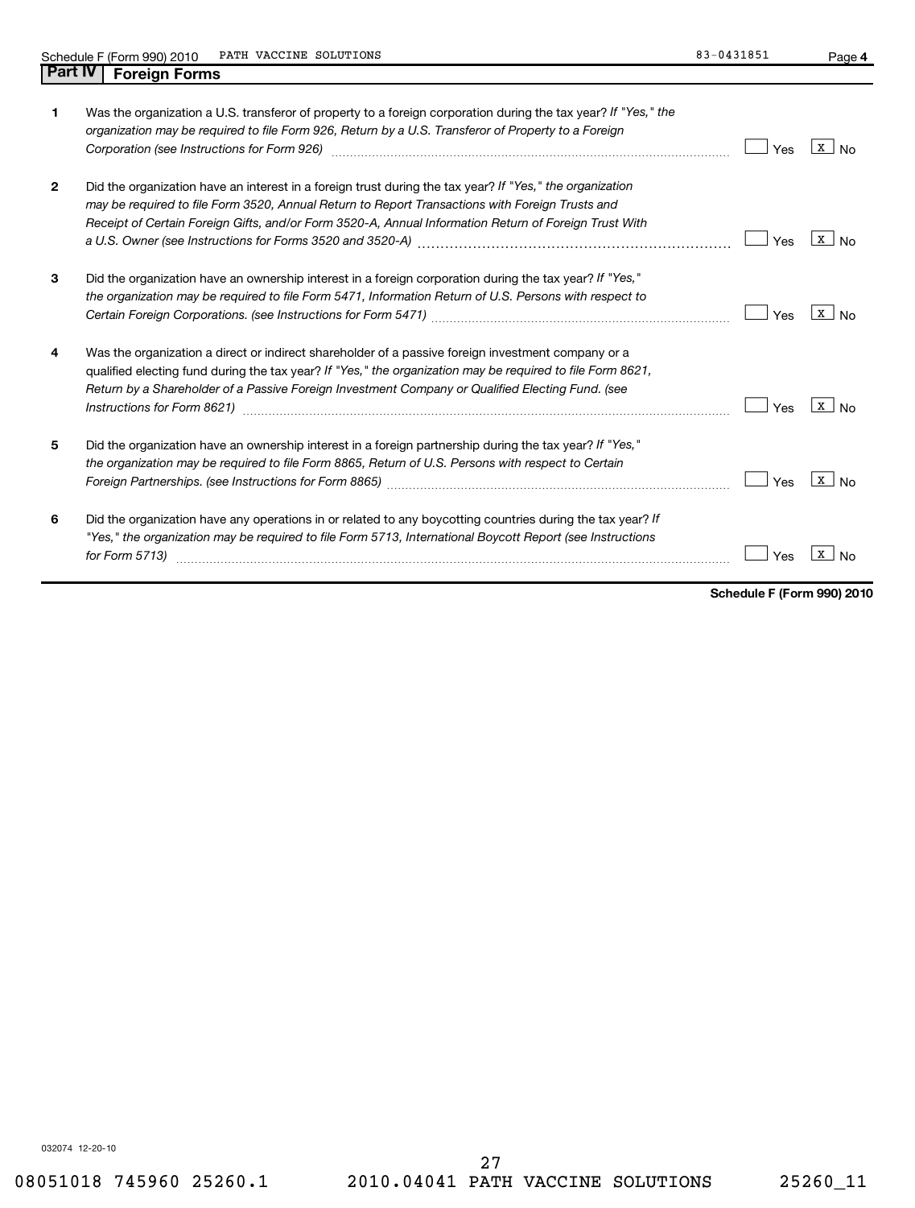Schedule F (Form 990) 2010 PATH VACCINE SOLUTIONS 83-0431851 Page **4**

## Part IV | Foreign Forms

| | | Yes | No |
|---|---|---|---|
| **1** | Was the organization a U.S. transferor of property to a foreign corporation during the tax year? *If "Yes," the organization may be required to file Form 926, Return by a U.S. Transferor of Property to a Foreign Corporation (see Instructions for Form 926)* | | X |
| **2** | Did the organization have an interest in a foreign trust during the tax year? *If "Yes," the organization may be required to file Form 3520, Annual Return to Report Transactions with Foreign Trusts and Receipt of Certain Foreign Gifts, and/or Form 3520-A, Annual Information Return of Foreign Trust With a U.S. Owner (see Instructions for Forms 3520 and 3520-A)* | | X |
| **3** | Did the organization have an ownership interest in a foreign corporation during the tax year? *If "Yes," the organization may be required to file Form 5471, Information Return of U.S. Persons with respect to Certain Foreign Corporations. (see Instructions for Form 5471)* | | X |
| **4** | Was the organization a direct or indirect shareholder of a passive foreign investment company or a qualified electing fund during the tax year? *If "Yes," the organization may be required to file Form 8621, Return by a Shareholder of a Passive Foreign Investment Company or Qualified Electing Fund. (see Instructions for Form 8621)* | | X |
| **5** | Did the organization have an ownership interest in a foreign partnership during the tax year? *If "Yes," the organization may be required to file Form 8865, Return of U.S. Persons with respect to Certain Foreign Partnerships. (see Instructions for Form 8865)* | | X |
| **6** | Did the organization have any operations in or related to any boycotting countries during the tax year? *If "Yes," the organization may be required to file Form 5713, International Boycott Report (see Instructions for Form 5713)* | | X |

**Schedule F (Form 990) 2010**

032074 12-20-10

08051018 745960 25260.1 2010.04041 PATH VACCINE SOLUTIONS 25260_11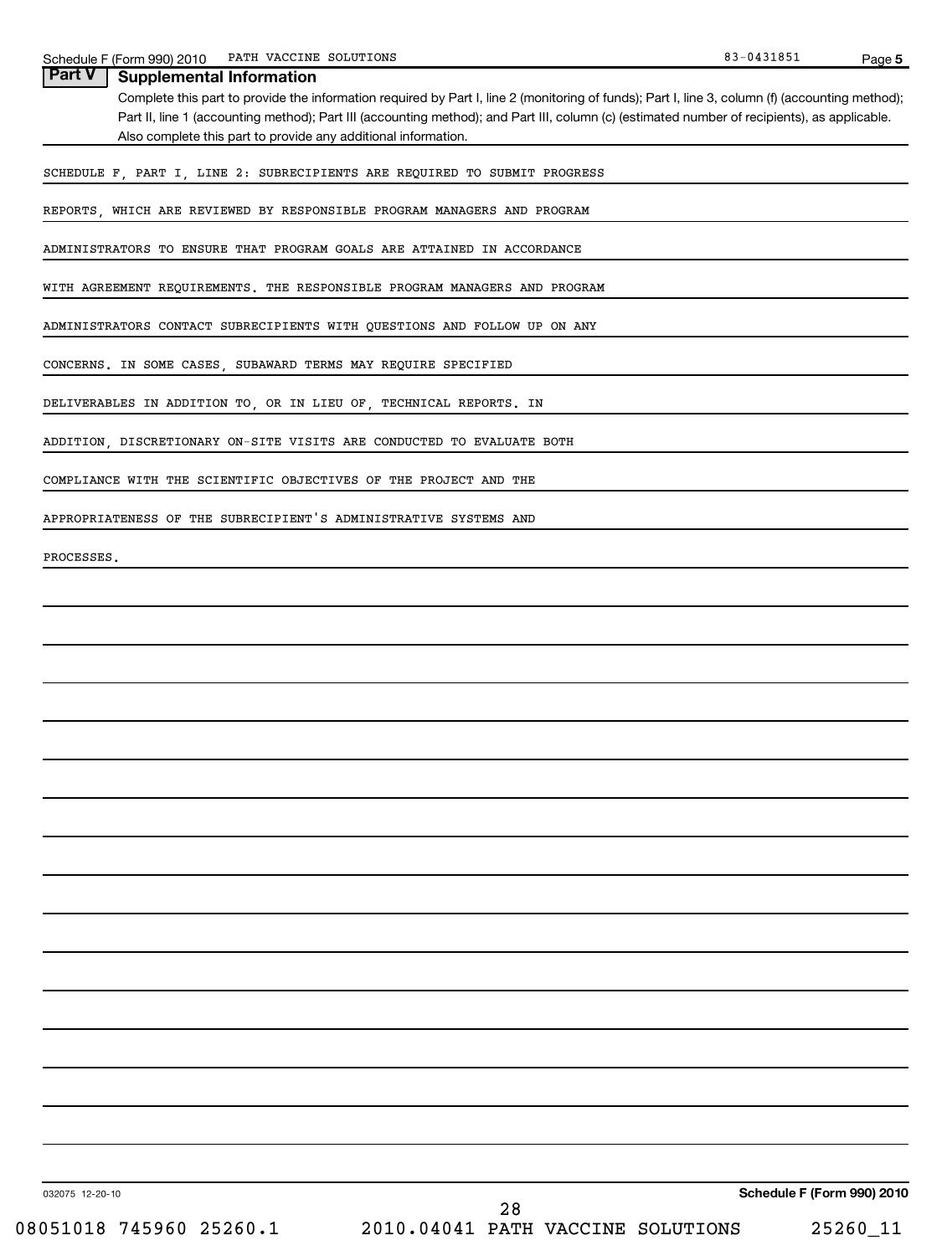## Part V Supplemental Information

Complete this part to provide the information required by Part I, line 2 (monitoring of funds); Part I, line 3, column (f) (accounting method); Part II, line 1 (accounting method); Part III (accounting method); and Part III, column (c) (estimated number of recipients), as applicable. Also complete this part to provide any additional information.

SCHEDULE F, PART I, LINE 2: SUBRECIPIENTS ARE REQUIRED TO SUBMIT PROGRESS REPORTS, WHICH ARE REVIEWED BY RESPONSIBLE PROGRAM MANAGERS AND PROGRAM ADMINISTRATORS TO ENSURE THAT PROGRAM GOALS ARE ATTAINED IN ACCORDANCE WITH AGREEMENT REQUIREMENTS. THE RESPONSIBLE PROGRAM MANAGERS AND PROGRAM ADMINISTRATORS CONTACT SUBRECIPIENTS WITH QUESTIONS AND FOLLOW UP ON ANY CONCERNS. IN SOME CASES, SUBAWARD TERMS MAY REQUIRE SPECIFIED DELIVERABLES IN ADDITION TO, OR IN LIEU OF, TECHNICAL REPORTS. IN ADDITION, DISCRETIONARY ON-SITE VISITS ARE CONDUCTED TO EVALUATE BOTH COMPLIANCE WITH THE SCIENTIFIC OBJECTIVES OF THE PROJECT AND THE APPROPRIATENESS OF THE SUBRECIPIENT'S ADMINISTRATIVE SYSTEMS AND PROCESSES.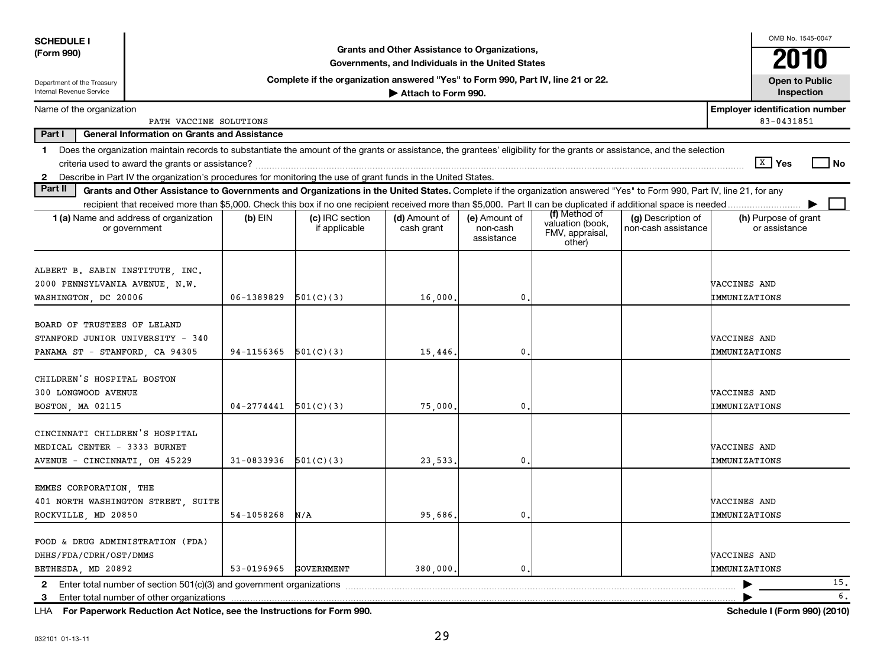**SCHEDULE I (Form 990)**

Department of the Treasury
Internal Revenue Service

# Grants and Other Assistance to Organizations, Governments, and Individuals in the United States

**Complete if the organization answered "Yes" to Form 990, Part IV, line 21 or 22.**

**▶ Attach to Form 990.**

OMB No. 1545-0047

**2010**

**Open to Public Inspection**

Name of the organization: PATH VACCINE SOLUTIONS

Employer identification number: 83-0431851

**Part I — General Information on Grants and Assistance**

1 Does the organization maintain records to substantiate the amount of the grants or assistance, the grantees' eligibility for the grants or assistance, and the selection criteria used to award the grants or assistance? [X] Yes [ ] No

2 Describe in Part IV the organization's procedures for monitoring the use of grant funds in the United States.

**Part II — Grants and Other Assistance to Governments and Organizations in the United States.** Complete if the organization answered "Yes" to Form 990, Part IV, line 21, for any recipient that received more than $5,000. Check this box if no one recipient received more than $5,000. Part II can be duplicated if additional space is needed ▶ [ ]

| 1 (a) Name and address of organization or government | (b) EIN | (c) IRC section if applicable | (d) Amount of cash grant | (e) Amount of non-cash assistance | (f) Method of valuation (book, FMV, appraisal, other) | (g) Description of non-cash assistance | (h) Purpose of grant or assistance |
|---|---|---|---|---|---|---|---|
| ALBERT B. SABIN INSTITUTE, INC. 2000 PENNSYLVANIA AVENUE, N.W. WASHINGTON, DC 20006 | 06-1389829 | 501(C)(3) | 16,000. | 0. | | | VACCINES AND IMMUNIZATIONS |
| BOARD OF TRUSTEES OF LELAND STANFORD JUNIOR UNIVERSITY - 340 PANAMA ST - STANFORD, CA 94305 | 94-1156365 | 501(C)(3) | 15,446. | 0. | | | VACCINES AND IMMUNIZATIONS |
| CHILDREN'S HOSPITAL BOSTON 300 LONGWOOD AVENUE BOSTON, MA 02115 | 04-2774441 | 501(C)(3) | 75,000. | 0. | | | VACCINES AND IMMUNIZATIONS |
| CINCINNATI CHILDREN'S HOSPITAL MEDICAL CENTER - 3333 BURNET AVENUE - CINCINNATI, OH 45229 | 31-0833936 | 501(C)(3) | 23,533. | 0. | | | VACCINES AND IMMUNIZATIONS |
| EMMES CORPORATION, THE 401 NORTH WASHINGTON STREET, SUITE ROCKVILLE, MD 20850 | 54-1058268 | N/A | 95,686. | 0. | | | VACCINES AND IMMUNIZATIONS |
| FOOD & DRUG ADMINISTRATION (FDA) DHHS/FDA/CDRH/OST/DMMS BETHESDA, MD 20892 | 53-0196965 | GOVERNMENT | 380,000. | 0. | | | VACCINES AND IMMUNIZATIONS |

2 Enter total number of section 501(c)(3) and government organizations ▶ 15.

3 Enter total number of other organizations ▶ 6.

LHA **For Paperwork Reduction Act Notice, see the Instructions for Form 990.** **Schedule I (Form 990) (2010)**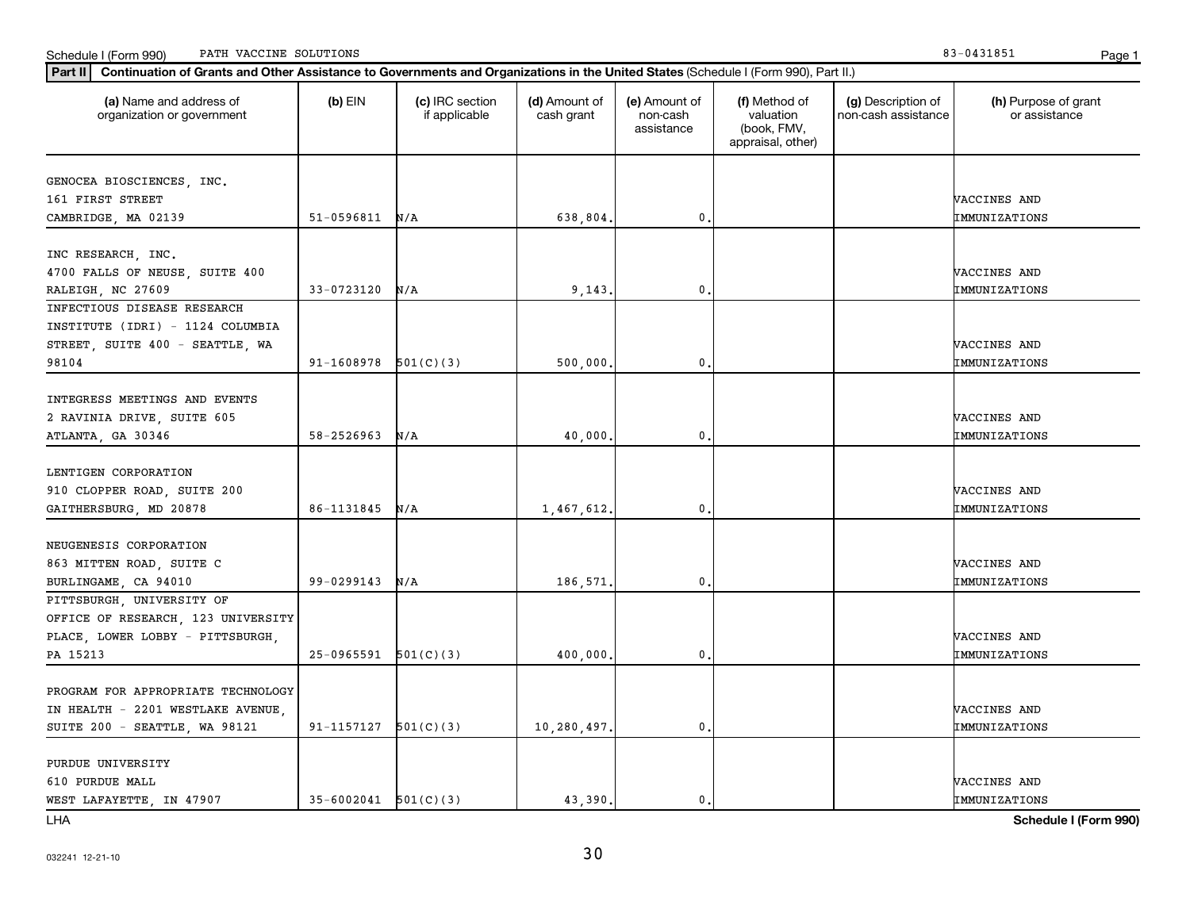Schedule I (Form 990) PATH VACCINE SOLUTIONS 83-0431851

**Part II Continuation of Grants and Other Assistance to Governments and Organizations in the United States** (Schedule I (Form 990), Part II.)

| (a) Name and address of organization or government | (b) EIN | (c) IRC section if applicable | (d) Amount of cash grant | (e) Amount of non-cash assistance | (f) Method of valuation (book, FMV, appraisal, other) | (g) Description of non-cash assistance | (h) Purpose of grant or assistance |
|---|---|---|---|---|---|---|---|
| GENOCEA BIOSCIENCES, INC. 161 FIRST STREET CAMBRIDGE, MA 02139 | 51-0596811 | N/A | 638,804. | 0. | | | VACCINES AND IMMUNIZATIONS |
| INC RESEARCH, INC. 4700 FALLS OF NEUSE, SUITE 400 RALEIGH, NC 27609 | 33-0723120 | N/A | 9,143. | 0. | | | VACCINES AND IMMUNIZATIONS |
| INFECTIOUS DISEASE RESEARCH INSTITUTE (IDRI) - 1124 COLUMBIA STREET, SUITE 400 - SEATTLE, WA 98104 | 91-1608978 | 501(C)(3) | 500,000. | 0. | | | VACCINES AND IMMUNIZATIONS |
| INTEGRESS MEETINGS AND EVENTS 2 RAVINIA DRIVE, SUITE 605 ATLANTA, GA 30346 | 58-2526963 | N/A | 40,000. | 0. | | | VACCINES AND IMMUNIZATIONS |
| LENTIGEN CORPORATION 910 CLOPPER ROAD, SUITE 200 GAITHERSBURG, MD 20878 | 86-1131845 | N/A | 1,467,612. | 0. | | | VACCINES AND IMMUNIZATIONS |
| NEUGENESIS CORPORATION 863 MITTEN ROAD, SUITE C BURLINGAME, CA 94010 | 99-0299143 | N/A | 186,571. | 0. | | | VACCINES AND IMMUNIZATIONS |
| PITTSBURGH, UNIVERSITY OF OFFICE OF RESEARCH, 123 UNIVERSITY PLACE, LOWER LOBBY - PITTSBURGH, PA 15213 | 25-0965591 | 501(C)(3) | 400,000. | 0. | | | VACCINES AND IMMUNIZATIONS |
| PROGRAM FOR APPROPRIATE TECHNOLOGY IN HEALTH - 2201 WESTLAKE AVENUE, SUITE 200 - SEATTLE, WA 98121 | 91-1157127 | 501(C)(3) | 10,280,497. | 0. | | | VACCINES AND IMMUNIZATIONS |
| PURDUE UNIVERSITY 610 PURDUE MALL WEST LAFAYETTE, IN 47907 | 35-6002041 | 501(C)(3) | 43,390. | 0. | | | VACCINES AND IMMUNIZATIONS |

LHA Schedule I (Form 990)

032241 12-21-10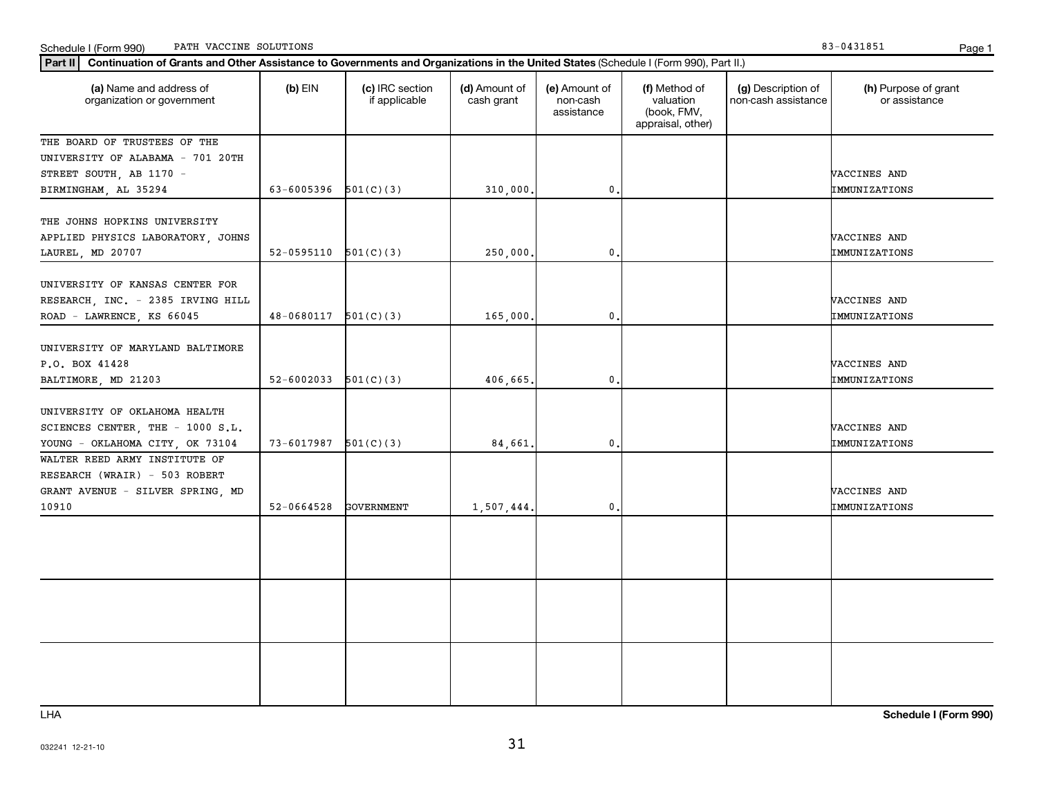Schedule I (Form 990) PATH VACCINE SOLUTIONS 83-0431851

**Part II** **Continuation of Grants and Other Assistance to Governments and Organizations in the United States** (Schedule I (Form 990), Part II.)

| (a) Name and address of organization or government | (b) EIN | (c) IRC section if applicable | (d) Amount of cash grant | (e) Amount of non-cash assistance | (f) Method of valuation (book, FMV, appraisal, other) | (g) Description of non-cash assistance | (h) Purpose of grant or assistance |
|---|---|---|---|---|---|---|---|
| THE BOARD OF TRUSTEES OF THE UNIVERSITY OF ALABAMA - 701 20TH STREET SOUTH, AB 1170 - BIRMINGHAM, AL 35294 | 63-6005396 | 501(C)(3) | 310,000. | 0. | | | VACCINES AND IMMUNIZATIONS |
| THE JOHNS HOPKINS UNIVERSITY APPLIED PHYSICS LABORATORY, JOHNS LAUREL, MD 20707 | 52-0595110 | 501(C)(3) | 250,000. | 0. | | | VACCINES AND IMMUNIZATIONS |
| UNIVERSITY OF KANSAS CENTER FOR RESEARCH, INC. - 2385 IRVING HILL ROAD - LAWRENCE, KS 66045 | 48-0680117 | 501(C)(3) | 165,000. | 0. | | | VACCINES AND IMMUNIZATIONS |
| UNIVERSITY OF MARYLAND BALTIMORE P.O. BOX 41428 BALTIMORE, MD 21203 | 52-6002033 | 501(C)(3) | 406,665. | 0. | | | VACCINES AND IMMUNIZATIONS |
| UNIVERSITY OF OKLAHOMA HEALTH SCIENCES CENTER, THE - 1000 S.L. YOUNG - OKLAHOMA CITY, OK 73104 | 73-6017987 | 501(C)(3) | 84,661. | 0. | | | VACCINES AND IMMUNIZATIONS |
| WALTER REED ARMY INSTITUTE OF RESEARCH (WRAIR) - 503 ROBERT GRANT AVENUE - SILVER SPRING, MD 10910 | 52-0664528 | GOVERNMENT | 1,507,444. | 0. | | | VACCINES AND IMMUNIZATIONS |
| | | | | | | | |
| | | | | | | | |
| | | | | | | | |

LHA **Schedule I (Form 990)**

032241 12-21-10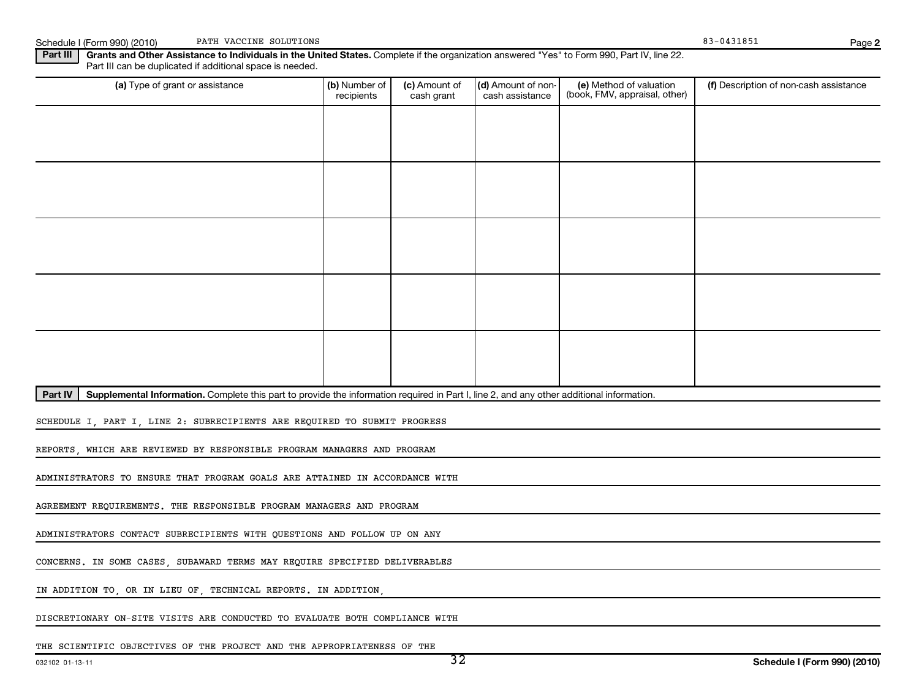Schedule I (Form 990) (2010) PATH VACCINE SOLUTIONS 83-0431851

## Part III Grants and Other Assistance to Individuals in the United States.

Complete if the organization answered "Yes" to Form 990, Part IV, line 22. Part III can be duplicated if additional space is needed.

| (a) Type of grant or assistance | (b) Number of recipients | (c) Amount of cash grant | (d) Amount of non-cash assistance | (e) Method of valuation (book, FMV, appraisal, other) | (f) Description of non-cash assistance |
|---|---|---|---|---|---|
| | | | | | |
| | | | | | |
| | | | | | |
| | | | | | |
| | | | | | |

## Part IV Supplemental Information.

Complete this part to provide the information required in Part I, line 2, and any other additional information.

SCHEDULE I, PART I, LINE 2: SUBRECIPIENTS ARE REQUIRED TO SUBMIT PROGRESS REPORTS, WHICH ARE REVIEWED BY RESPONSIBLE PROGRAM MANAGERS AND PROGRAM ADMINISTRATORS TO ENSURE THAT PROGRAM GOALS ARE ATTAINED IN ACCORDANCE WITH AGREEMENT REQUIREMENTS. THE RESPONSIBLE PROGRAM MANAGERS AND PROGRAM ADMINISTRATORS CONTACT SUBRECIPIENTS WITH QUESTIONS AND FOLLOW UP ON ANY CONCERNS. IN SOME CASES, SUBAWARD TERMS MAY REQUIRE SPECIFIED DELIVERABLES IN ADDITION TO, OR IN LIEU OF, TECHNICAL REPORTS. IN ADDITION, DISCRETIONARY ON-SITE VISITS ARE CONDUCTED TO EVALUATE BOTH COMPLIANCE WITH THE SCIENTIFIC OBJECTIVES OF THE PROJECT AND THE APPROPRIATENESS OF THE

032102 01-13-11 Schedule I (Form 990) (2010)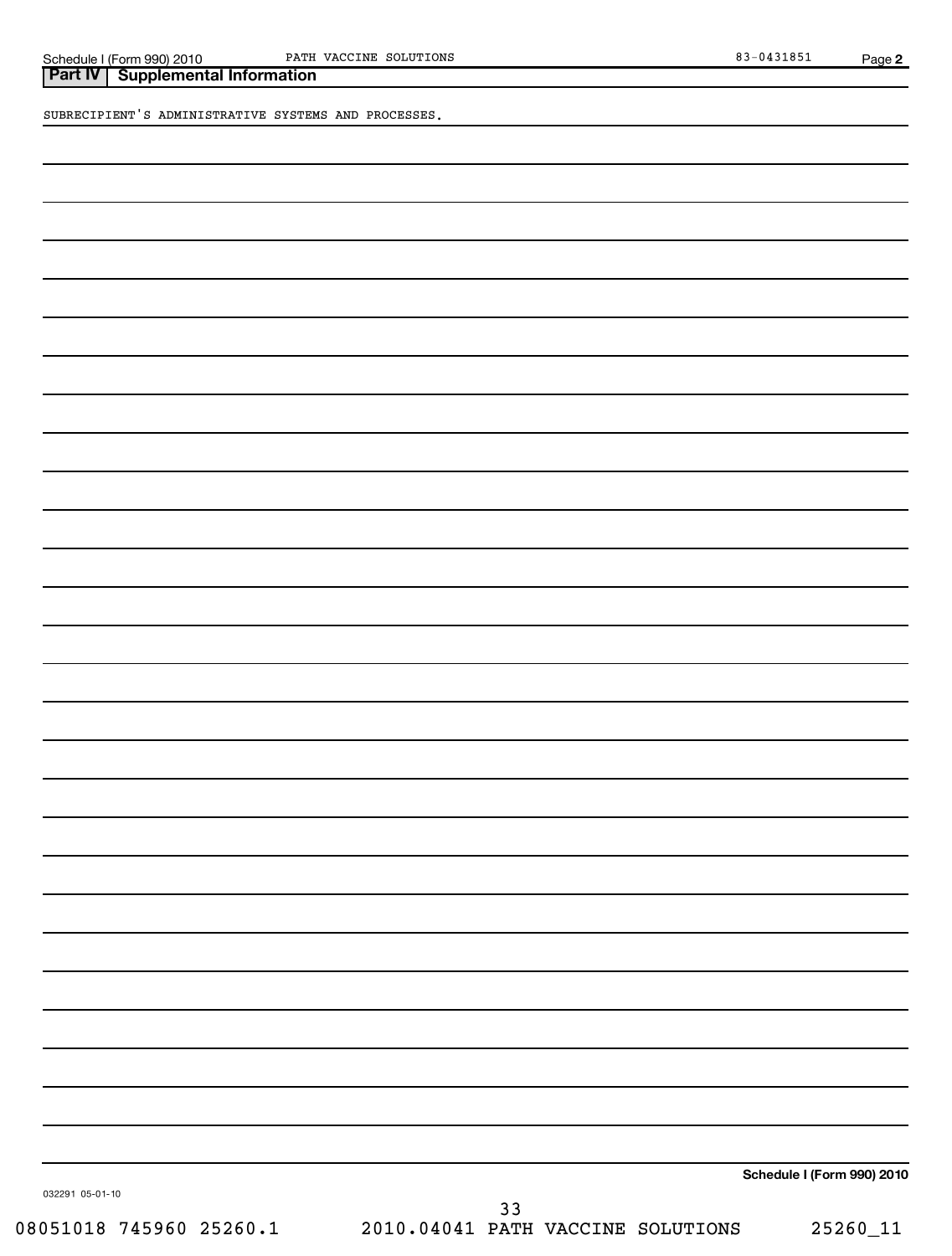## Part IV | Supplemental Information

SUBRECIPIENT'S ADMINISTRATIVE SYSTEMS AND PROCESSES.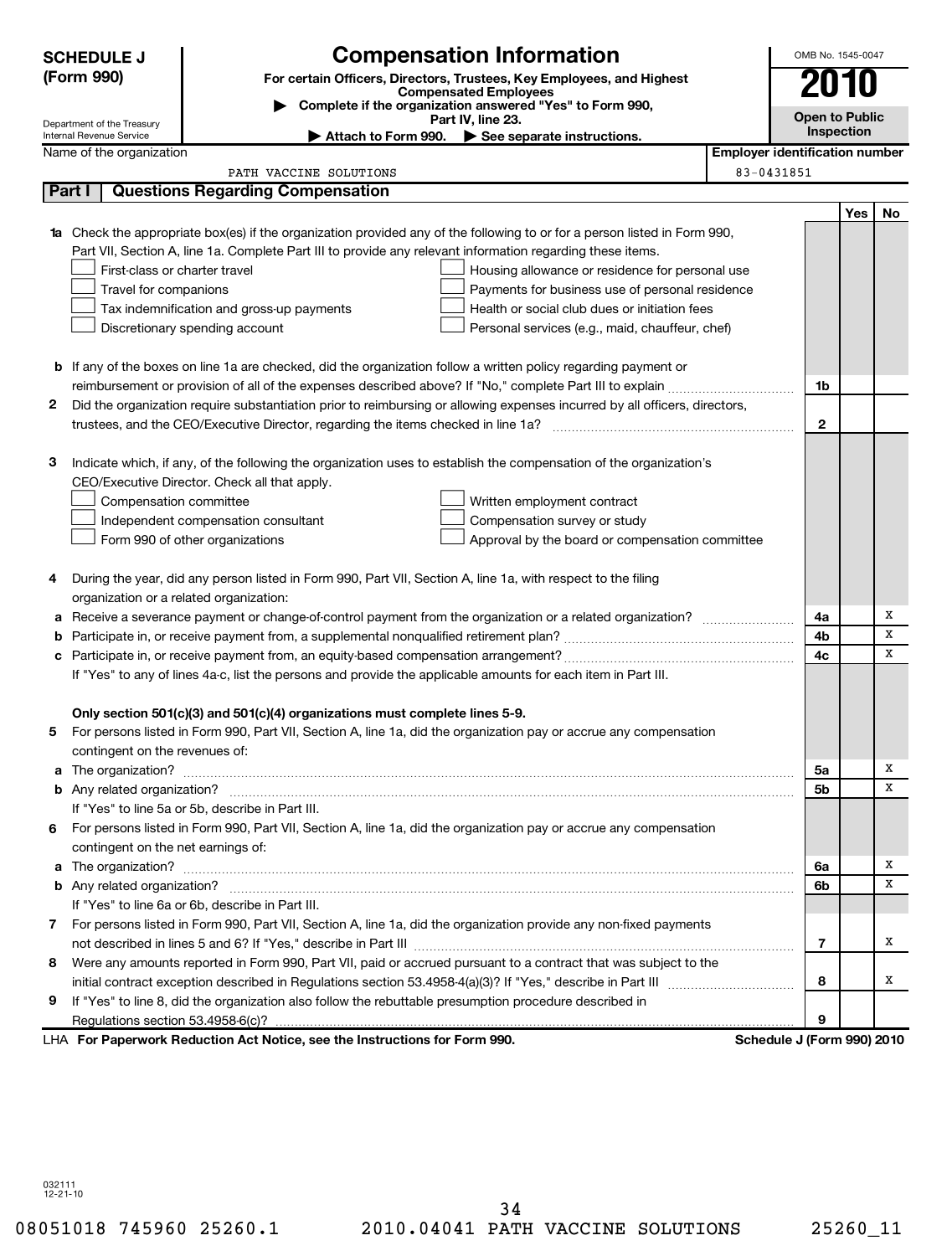**SCHEDULE J (Form 990)**

Department of the Treasury
Internal Revenue Service

# Compensation Information

**For certain Officers, Directors, Trustees, Key Employees, and Highest Compensated Employees**

▶ **Complete if the organization answered "Yes" to Form 990, Part IV, line 23.**

▶ **Attach to Form 990.** ▶ **See separate instructions.**

OMB No. 1545-0047

**2010**

**Open to Public Inspection**

Name of the organization: PATH VACCINE SOLUTIONS

Employer identification number: 83-0431851

## Part I Questions Regarding Compensation

| | | | Yes | No |
|---|---|---|---|---|
| **1a** | Check the appropriate box(es) if the organization provided any of the following to or for a person listed in Form 990, Part VII, Section A, line 1a. Complete Part III to provide any relevant information regarding these items.<br>☐ First-class or charter travel ☐ Housing allowance or residence for personal use<br>☐ Travel for companions ☐ Payments for business use of personal residence<br>☐ Tax indemnification and gross-up payments ☐ Health or social club dues or initiation fees<br>☐ Discretionary spending account ☐ Personal services (e.g., maid, chauffeur, chef) | | | |
| **b** | If any of the boxes on line 1a are checked, did the organization follow a written policy regarding payment or reimbursement or provision of all of the expenses described above? If "No," complete Part III to explain | 1b | | |
| **2** | Did the organization require substantiation prior to reimbursing or allowing expenses incurred by all officers, directors, trustees, and the CEO/Executive Director, regarding the items checked in line 1a? | 2 | | |
| **3** | Indicate which, if any, of the following the organization uses to establish the compensation of the organization's CEO/Executive Director. Check all that apply.<br>☐ Compensation committee ☐ Written employment contract<br>☐ Independent compensation consultant ☐ Compensation survey or study<br>☐ Form 990 of other organizations ☐ Approval by the board or compensation committee | | | |
| **4** | During the year, did any person listed in Form 990, Part VII, Section A, line 1a, with respect to the filing organization or a related organization: | | | |
| **a** | Receive a severance payment or change-of-control payment from the organization or a related organization? | 4a | | X |
| **b** | Participate in, or receive payment from, a supplemental nonqualified retirement plan? | 4b | | X |
| **c** | Participate in, or receive payment from, an equity-based compensation arrangement? | 4c | | X |
| | If "Yes" to any of lines 4a-c, list the persons and provide the applicable amounts for each item in Part III. | | | |
| | **Only section 501(c)(3) and 501(c)(4) organizations must complete lines 5-9.** | | | |
| **5** | For persons listed in Form 990, Part VII, Section A, line 1a, did the organization pay or accrue any compensation contingent on the revenues of: | | | |
| **a** | The organization? | 5a | | X |
| **b** | Any related organization? | 5b | | X |
| | If "Yes" to line 5a or 5b, describe in Part III. | | | |
| **6** | For persons listed in Form 990, Part VII, Section A, line 1a, did the organization pay or accrue any compensation contingent on the net earnings of: | | | |
| **a** | The organization? | 6a | | X |
| **b** | Any related organization? | 6b | | X |
| | If "Yes" to line 6a or 6b, describe in Part III. | | | |
| **7** | For persons listed in Form 990, Part VII, Section A, line 1a, did the organization provide any non-fixed payments not described in lines 5 and 6? If "Yes," describe in Part III | 7 | | X |
| **8** | Were any amounts reported in Form 990, Part VII, paid or accrued pursuant to a contract that was subject to the initial contract exception described in Regulations section 53.4958-4(a)(3)? If "Yes," describe in Part III | 8 | | X |
| **9** | If "Yes" to line 8, did the organization also follow the rebuttable presumption procedure described in Regulations section 53.4958-6(c)? | 9 | | |

LHA **For Paperwork Reduction Act Notice, see the Instructions for Form 990.** **Schedule J (Form 990) 2010**

032111
12-21-10

08051018 745960 25260.1 2010.04041 PATH VACCINE SOLUTIONS 25260_11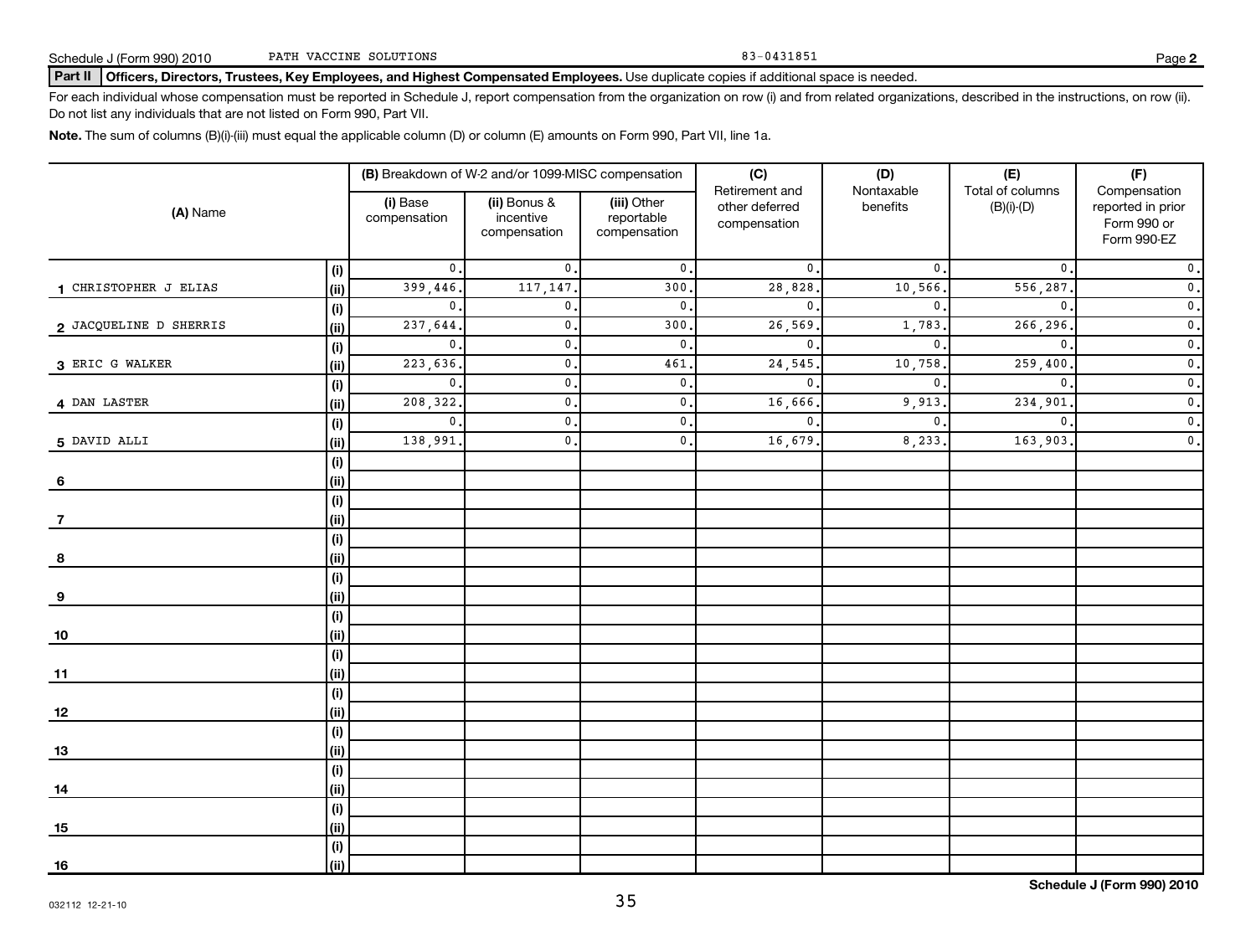Schedule J (Form 990) 2010 PATH VACCINE SOLUTIONS 83-0431851 Page **2**

**Part II Officers, Directors, Trustees, Key Employees, and Highest Compensated Employees.** Use duplicate copies if additional space is needed.

For each individual whose compensation must be reported in Schedule J, report compensation from the organization on row (i) and from related organizations, described in the instructions, on row (ii). Do not list any individuals that are not listed on Form 990, Part VII.

**Note.** The sum of columns (B)(i)-(iii) must equal the applicable column (D) or column (E) amounts on Form 990, Part VII, line 1a.

| (A) Name | | (B) Breakdown of W-2 and/or 1099-MISC compensation | | | (C) Retirement and other deferred compensation | (D) Nontaxable benefits | (E) Total of columns (B)(i)-(D) | (F) Compensation reported in prior Form 990 or Form 990-EZ |
|---|---|---|---|---|---|---|---|---|
| | | (i) Base compensation | (ii) Bonus & incentive compensation | (iii) Other reportable compensation | | | | |
| 1 CHRISTOPHER J ELIAS | (i) | 0. | 0. | 0. | 0. | 0. | 0. | 0. |
| | (ii) | 399,446. | 117,147. | 300. | 28,828. | 10,566. | 556,287. | 0. |
| 2 JACQUELINE D SHERRIS | (i) | 0. | 0. | 0. | 0. | 0. | 0. | 0. |
| | (ii) | 237,644. | 0. | 300. | 26,569. | 1,783. | 266,296. | 0. |
| 3 ERIC G WALKER | (i) | 0. | 0. | 0. | 0. | 0. | 0. | 0. |
| | (ii) | 223,636. | 0. | 461. | 24,545. | 10,758. | 259,400. | 0. |
| 4 DAN LASTER | (i) | 0. | 0. | 0. | 0. | 0. | 0. | 0. |
| | (ii) | 208,322. | 0. | 0. | 16,666. | 9,913. | 234,901. | 0. |
| 5 DAVID ALLI | (i) | 0. | 0. | 0. | 0. | 0. | 0. | 0. |
| | (ii) | 138,991. | 0. | 0. | 16,679. | 8,233. | 163,903. | 0. |
| 6 | (i) | | | | | | | |
| | (ii) | | | | | | | |
| 7 | (i) | | | | | | | |
| | (ii) | | | | | | | |
| 8 | (i) | | | | | | | |
| | (ii) | | | | | | | |
| 9 | (i) | | | | | | | |
| | (ii) | | | | | | | |
| 10 | (i) | | | | | | | |
| | (ii) | | | | | | | |
| 11 | (i) | | | | | | | |
| | (ii) | | | | | | | |
| 12 | (i) | | | | | | | |
| | (ii) | | | | | | | |
| 13 | (i) | | | | | | | |
| | (ii) | | | | | | | |
| 14 | (i) | | | | | | | |
| | (ii) | | | | | | | |
| 15 | (i) | | | | | | | |
| | (ii) | | | | | | | |
| 16 | (i) | | | | | | | |
| | (ii) | | | | | | | |

032112 12-21-10 **Schedule J (Form 990) 2010**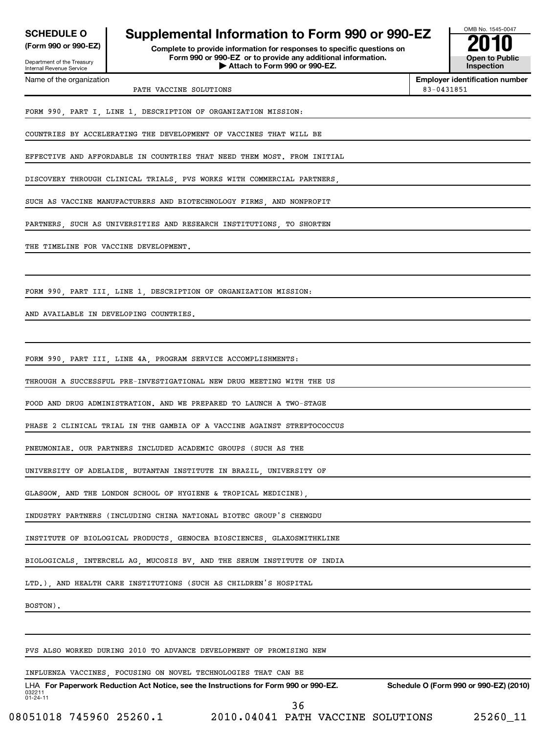**SCHEDULE O** (Form 990 or 990-EZ)

Department of the Treasury
Internal Revenue Service

# Supplemental Information to Form 990 or 990-EZ

**Complete to provide information for responses to specific questions on Form 990 or 990-EZ or to provide any additional information.**
**▶ Attach to Form 990 or 990-EZ.**

OMB No. 1545-0047

**2010**

**Open to Public Inspection**

Name of the organization: PATH VACCINE SOLUTIONS

**Employer identification number:** 83-0431851

FORM 990, PART I, LINE 1, DESCRIPTION OF ORGANIZATION MISSION:

COUNTRIES BY ACCELERATING THE DEVELOPMENT OF VACCINES THAT WILL BE EFFECTIVE AND AFFORDABLE IN COUNTRIES THAT NEED THEM MOST. FROM INITIAL DISCOVERY THROUGH CLINICAL TRIALS, PVS WORKS WITH COMMERCIAL PARTNERS, SUCH AS VACCINE MANUFACTURERS AND BIOTECHNOLOGY FIRMS, AND NONPROFIT PARTNERS, SUCH AS UNIVERSITIES AND RESEARCH INSTITUTIONS, TO SHORTEN THE TIMELINE FOR VACCINE DEVELOPMENT.

FORM 990, PART III, LINE 1, DESCRIPTION OF ORGANIZATION MISSION:

AND AVAILABLE IN DEVELOPING COUNTRIES.

FORM 990, PART III, LINE 4A, PROGRAM SERVICE ACCOMPLISHMENTS:

THROUGH A SUCCESSFUL PRE-INVESTIGATIONAL NEW DRUG MEETING WITH THE US FOOD AND DRUG ADMINISTRATION. AND WE PREPARED TO LAUNCH A TWO-STAGE PHASE 2 CLINICAL TRIAL IN THE GAMBIA OF A VACCINE AGAINST STREPTOCOCCUS PNEUMONIAE. OUR PARTNERS INCLUDED ACADEMIC GROUPS (SUCH AS THE UNIVERSITY OF ADELAIDE, BUTANTAN INSTITUTE IN BRAZIL, UNIVERSITY OF GLASGOW, AND THE LONDON SCHOOL OF HYGIENE & TROPICAL MEDICINE), INDUSTRY PARTNERS (INCLUDING CHINA NATIONAL BIOTEC GROUP'S CHENGDU INSTITUTE OF BIOLOGICAL PRODUCTS, GENOCEA BIOSCIENCES, GLAXOSMITHKLINE BIOLOGICALS, INTERCELL AG, MUCOSIS BV, AND THE SERUM INSTITUTE OF INDIA LTD.), AND HEALTH CARE INSTITUTIONS (SUCH AS CHILDREN'S HOSPITAL BOSTON).

PVS ALSO WORKED DURING 2010 TO ADVANCE DEVELOPMENT OF PROMISING NEW INFLUENZA VACCINES, FOCUSING ON NOVEL TECHNOLOGIES THAT CAN BE

LHA **For Paperwork Reduction Act Notice, see the Instructions for Form 990 or 990-EZ.** 032211 01-24-11 **Schedule O (Form 990 or 990-EZ) (2010)**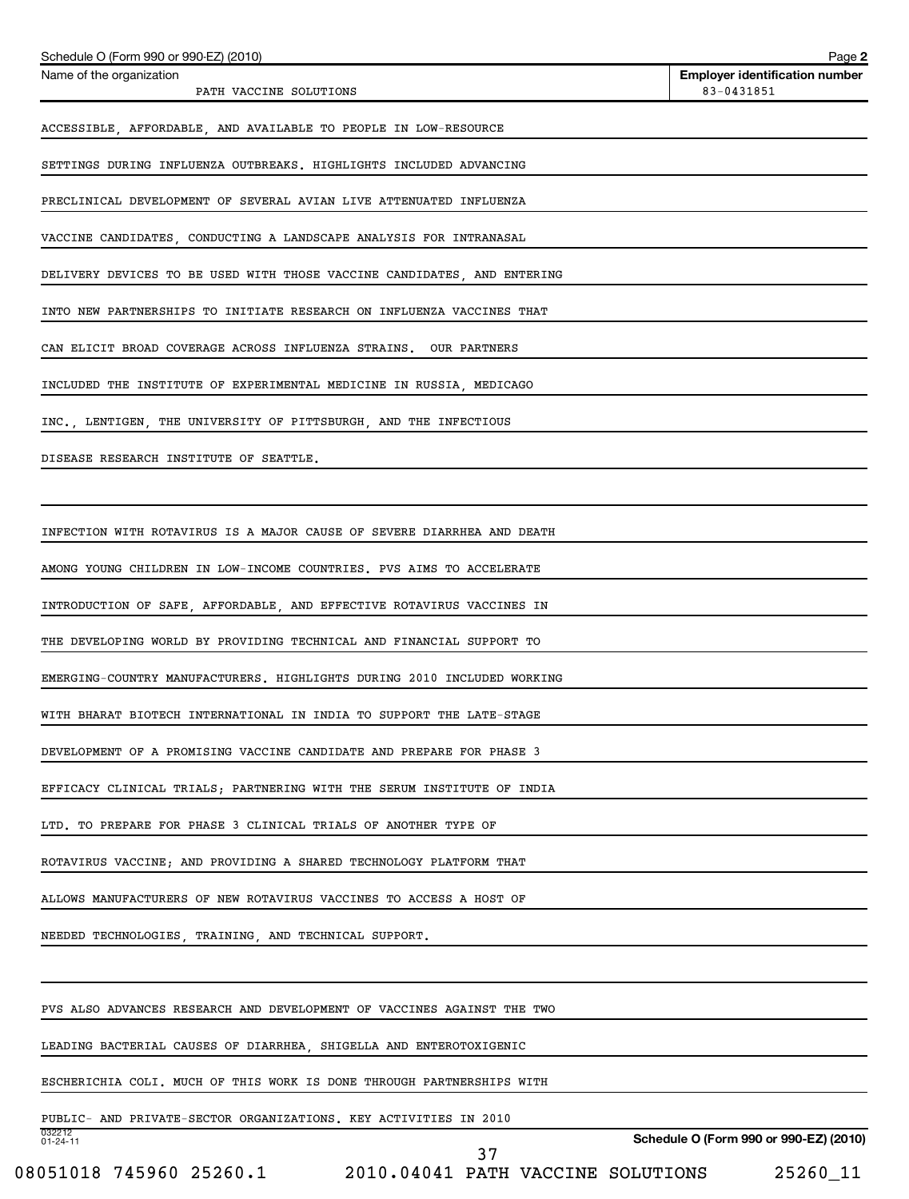Schedule O (Form 990 or 990-EZ) (2010) Page 2

| Name of the organization | Employer identification number |
| --- | --- |
| PATH VACCINE SOLUTIONS | 83-0431851 |

ACCESSIBLE, AFFORDABLE, AND AVAILABLE TO PEOPLE IN LOW-RESOURCE SETTINGS DURING INFLUENZA OUTBREAKS. HIGHLIGHTS INCLUDED ADVANCING PRECLINICAL DEVELOPMENT OF SEVERAL AVIAN LIVE ATTENUATED INFLUENZA VACCINE CANDIDATES, CONDUCTING A LANDSCAPE ANALYSIS FOR INTRANASAL DELIVERY DEVICES TO BE USED WITH THOSE VACCINE CANDIDATES, AND ENTERING INTO NEW PARTNERSHIPS TO INITIATE RESEARCH ON INFLUENZA VACCINES THAT CAN ELICIT BROAD COVERAGE ACROSS INFLUENZA STRAINS. OUR PARTNERS INCLUDED THE INSTITUTE OF EXPERIMENTAL MEDICINE IN RUSSIA, MEDICAGO INC., LENTIGEN, THE UNIVERSITY OF PITTSBURGH, AND THE INFECTIOUS DISEASE RESEARCH INSTITUTE OF SEATTLE.

INFECTION WITH ROTAVIRUS IS A MAJOR CAUSE OF SEVERE DIARRHEA AND DEATH AMONG YOUNG CHILDREN IN LOW-INCOME COUNTRIES. PVS AIMS TO ACCELERATE INTRODUCTION OF SAFE, AFFORDABLE, AND EFFECTIVE ROTAVIRUS VACCINES IN THE DEVELOPING WORLD BY PROVIDING TECHNICAL AND FINANCIAL SUPPORT TO EMERGING-COUNTRY MANUFACTURERS. HIGHLIGHTS DURING 2010 INCLUDED WORKING WITH BHARAT BIOTECH INTERNATIONAL IN INDIA TO SUPPORT THE LATE-STAGE DEVELOPMENT OF A PROMISING VACCINE CANDIDATE AND PREPARE FOR PHASE 3 EFFICACY CLINICAL TRIALS; PARTNERING WITH THE SERUM INSTITUTE OF INDIA LTD. TO PREPARE FOR PHASE 3 CLINICAL TRIALS OF ANOTHER TYPE OF ROTAVIRUS VACCINE; AND PROVIDING A SHARED TECHNOLOGY PLATFORM THAT ALLOWS MANUFACTURERS OF NEW ROTAVIRUS VACCINES TO ACCESS A HOST OF NEEDED TECHNOLOGIES, TRAINING, AND TECHNICAL SUPPORT.

PVS ALSO ADVANCES RESEARCH AND DEVELOPMENT OF VACCINES AGAINST THE TWO LEADING BACTERIAL CAUSES OF DIARRHEA, SHIGELLA AND ENTEROTOXIGENIC ESCHERICHIA COLI. MUCH OF THIS WORK IS DONE THROUGH PARTNERSHIPS WITH PUBLIC- AND PRIVATE-SECTOR ORGANIZATIONS. KEY ACTIVITIES IN 2010

032212 01-24-11 Schedule O (Form 990 or 990-EZ) (2010)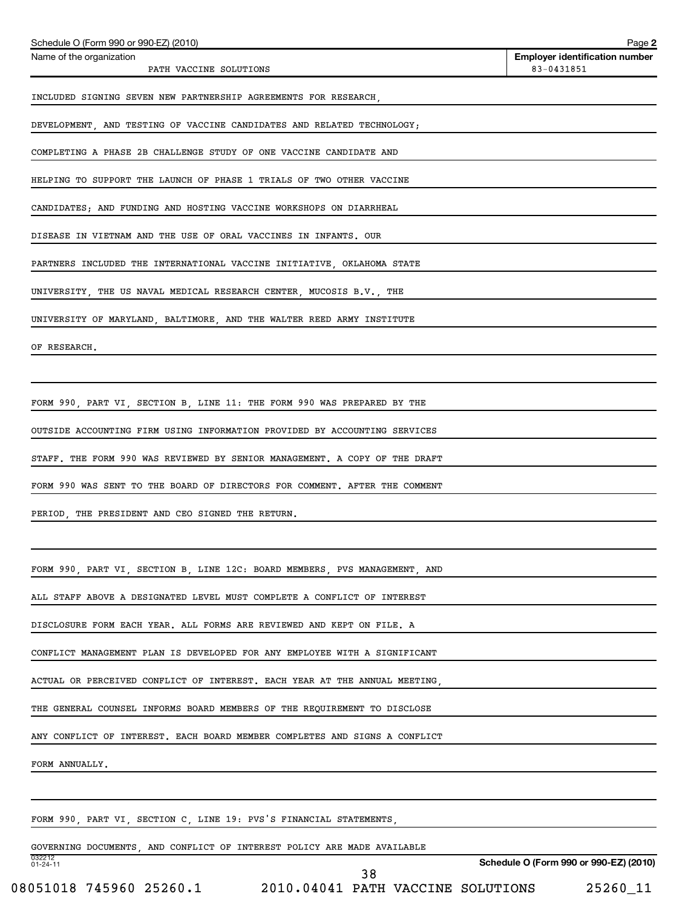Schedule O (Form 990 or 990-EZ) (2010) Page **2**

| Name of the organization | **Employer identification number** |
|---|---|
| PATH VACCINE SOLUTIONS | 83-0431851 |

INCLUDED SIGNING SEVEN NEW PARTNERSHIP AGREEMENTS FOR RESEARCH, DEVELOPMENT, AND TESTING OF VACCINE CANDIDATES AND RELATED TECHNOLOGY; COMPLETING A PHASE 2B CHALLENGE STUDY OF ONE VACCINE CANDIDATE AND HELPING TO SUPPORT THE LAUNCH OF PHASE 1 TRIALS OF TWO OTHER VACCINE CANDIDATES; AND FUNDING AND HOSTING VACCINE WORKSHOPS ON DIARRHEAL DISEASE IN VIETNAM AND THE USE OF ORAL VACCINES IN INFANTS. OUR PARTNERS INCLUDED THE INTERNATIONAL VACCINE INITIATIVE, OKLAHOMA STATE UNIVERSITY, THE US NAVAL MEDICAL RESEARCH CENTER, MUCOSIS B.V., THE UNIVERSITY OF MARYLAND, BALTIMORE, AND THE WALTER REED ARMY INSTITUTE OF RESEARCH.

FORM 990, PART VI, SECTION B, LINE 11: THE FORM 990 WAS PREPARED BY THE OUTSIDE ACCOUNTING FIRM USING INFORMATION PROVIDED BY ACCOUNTING SERVICES STAFF. THE FORM 990 WAS REVIEWED BY SENIOR MANAGEMENT. A COPY OF THE DRAFT FORM 990 WAS SENT TO THE BOARD OF DIRECTORS FOR COMMENT. AFTER THE COMMENT PERIOD, THE PRESIDENT AND CEO SIGNED THE RETURN.

FORM 990, PART VI, SECTION B, LINE 12C: BOARD MEMBERS, PVS MANAGEMENT, AND ALL STAFF ABOVE A DESIGNATED LEVEL MUST COMPLETE A CONFLICT OF INTEREST DISCLOSURE FORM EACH YEAR. ALL FORMS ARE REVIEWED AND KEPT ON FILE. A CONFLICT MANAGEMENT PLAN IS DEVELOPED FOR ANY EMPLOYEE WITH A SIGNIFICANT ACTUAL OR PERCEIVED CONFLICT OF INTEREST. EACH YEAR AT THE ANNUAL MEETING, THE GENERAL COUNSEL INFORMS BOARD MEMBERS OF THE REQUIREMENT TO DISCLOSE ANY CONFLICT OF INTEREST. EACH BOARD MEMBER COMPLETES AND SIGNS A CONFLICT FORM ANNUALLY.

FORM 990, PART VI, SECTION C, LINE 19: PVS'S FINANCIAL STATEMENTS, GOVERNING DOCUMENTS, AND CONFLICT OF INTEREST POLICY ARE MADE AVAILABLE

032212 01-24-11 **Schedule O (Form 990 or 990-EZ) (2010)**

08051018 745960 25260.1 2010.04041 PATH VACCINE SOLUTIONS 25260_11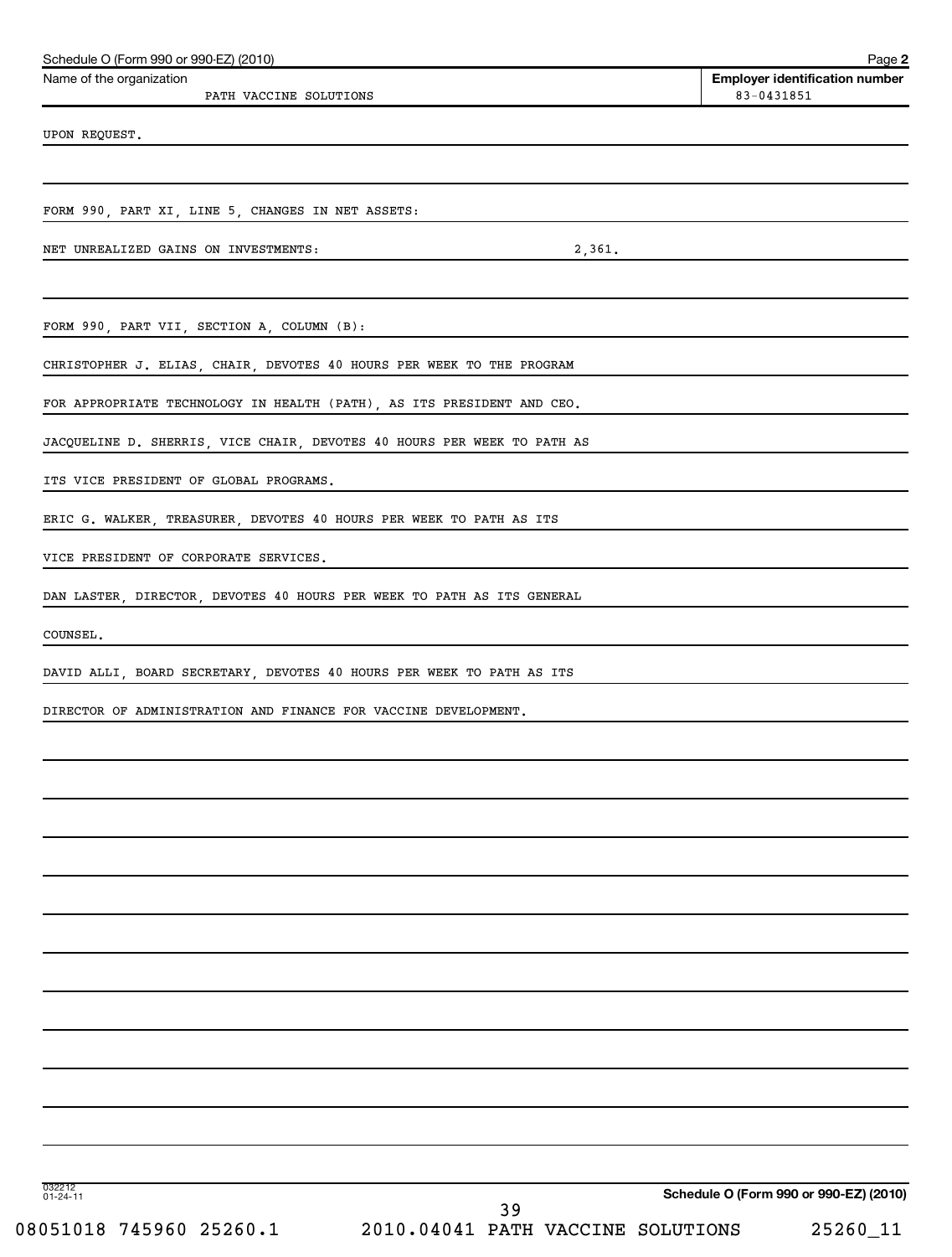Schedule O (Form 990 or 990-EZ) (2010) Page 2

| Name of the organization | Employer identification number |
|---|---|
| PATH VACCINE SOLUTIONS | 83-0431851 |

UPON REQUEST.

FORM 990, PART XI, LINE 5, CHANGES IN NET ASSETS:

NET UNREALIZED GAINS ON INVESTMENTS: 2,361.

FORM 990, PART VII, SECTION A, COLUMN (B):

CHRISTOPHER J. ELIAS, CHAIR, DEVOTES 40 HOURS PER WEEK TO THE PROGRAM FOR APPROPRIATE TECHNOLOGY IN HEALTH (PATH), AS ITS PRESIDENT AND CEO.

JACQUELINE D. SHERRIS, VICE CHAIR, DEVOTES 40 HOURS PER WEEK TO PATH AS ITS VICE PRESIDENT OF GLOBAL PROGRAMS.

ERIC G. WALKER, TREASURER, DEVOTES 40 HOURS PER WEEK TO PATH AS ITS VICE PRESIDENT OF CORPORATE SERVICES.

DAN LASTER, DIRECTOR, DEVOTES 40 HOURS PER WEEK TO PATH AS ITS GENERAL COUNSEL.

DAVID ALLI, BOARD SECRETARY, DEVOTES 40 HOURS PER WEEK TO PATH AS ITS DIRECTOR OF ADMINISTRATION AND FINANCE FOR VACCINE DEVELOPMENT.

032212 01-24-11

Schedule O (Form 990 or 990-EZ) (2010)

08051018 745960 25260.1 2010.04041 PATH VACCINE SOLUTIONS 25260_11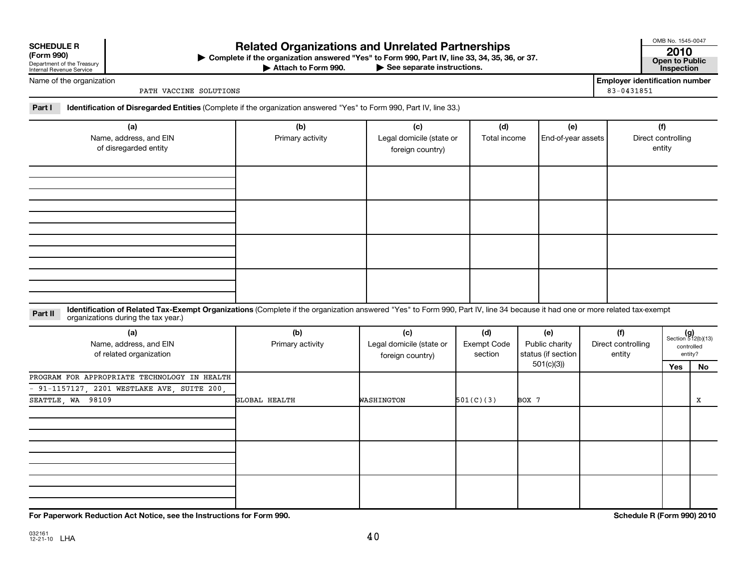**SCHEDULE R (Form 990)**
Department of the Treasury
Internal Revenue Service

# Related Organizations and Unrelated Partnerships

▶ Complete if the organization answered "Yes" to Form 990, Part IV, line 33, 34, 35, 36, or 37.
▶ Attach to Form 990. ▶ See separate instructions.

OMB No. 1545-0047
**2010**
**Open to Public Inspection**

Name of the organization: PATH VACCINE SOLUTIONS

**Employer identification number:** 83-0431851

**Part I — Identification of Disregarded Entities** (Complete if the organization answered "Yes" to Form 990, Part IV, line 33.)

| (a) Name, address, and EIN of disregarded entity | (b) Primary activity | (c) Legal domicile (state or foreign country) | (d) Total income | (e) End-of-year assets | (f) Direct controlling entity |
|---|---|---|---|---|---|
| | | | | | |
| | | | | | |
| | | | | | |
| | | | | | |

**Part II — Identification of Related Tax-Exempt Organizations** (Complete if the organization answered "Yes" to Form 990, Part IV, line 34 because it had one or more related tax-exempt organizations during the tax year.)

| (a) Name, address, and EIN of related organization | (b) Primary activity | (c) Legal domicile (state or foreign country) | (d) Exempt Code section | (e) Public charity status (if section 501(c)(3)) | (f) Direct controlling entity | (g) Section 512(b)(13) controlled entity? Yes | No |
|---|---|---|---|---|---|---|---|
| PROGRAM FOR APPROPRIATE TECHNOLOGY IN HEALTH - 91-1157127, 2201 WESTLAKE AVE, SUITE 200, SEATTLE, WA 98109 | GLOBAL HEALTH | WASHINGTON | 501(C)(3) | BOX 7 | | | X |
| | | | | | | | |
| | | | | | | | |
| | | | | | | | |

**For Paperwork Reduction Act Notice, see the Instructions for Form 990.**

**Schedule R (Form 990) 2010**

032161 12-21-10 LHA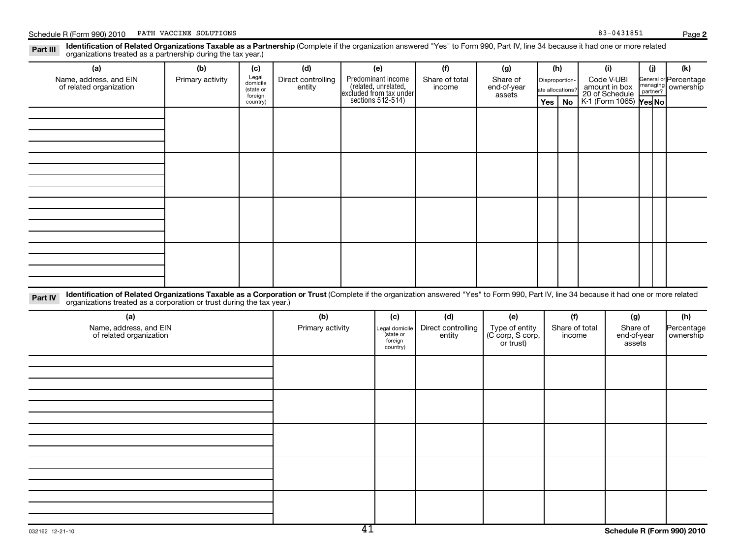Schedule R (Form 990) 2010 PATH VACCINE SOLUTIONS 83-0431851 Page **2**

**Part III** **Identification of Related Organizations Taxable as a Partnership** (Complete if the organization answered "Yes" to Form 990, Part IV, line 34 because it had one or more related organizations treated as a partnership during the tax year.)

| (a) Name, address, and EIN of related organization | (b) Primary activity | (c) Legal domicile (state or foreign country) | (d) Direct controlling entity | (e) Predominant income (related, unrelated, excluded from tax under sections 512-514) | (f) Share of total income | (g) Share of end-of-year assets | (h) Disproportion-ate allocations? | | (i) Code V-UBI amount in box 20 of Schedule K-1 (Form 1065) | (j) General or managing partner? | | (k) Percentage ownership |
|---|---|---|---|---|---|---|---|---|---|---|---|---|
| | | | | | | | Yes | No | | Yes | No | |
| | | | | | | | | | | | | |
| | | | | | | | | | | | | |
| | | | | | | | | | | | | |
| | | | | | | | | | | | | |

**Part IV** **Identification of Related Organizations Taxable as a Corporation or Trust** (Complete if the organization answered "Yes" to Form 990, Part IV, line 34 because it had one or more related organizations treated as a corporation or trust during the tax year.)

| (a) Name, address, and EIN of related organization | (b) Primary activity | (c) Legal domicile (state or foreign country) | (d) Direct controlling entity | (e) Type of entity (C corp, S corp, or trust) | (f) Share of total income | (g) Share of end-of-year assets | (h) Percentage ownership |
|---|---|---|---|---|---|---|---|
| | | | | | | | |
| | | | | | | | |
| | | | | | | | |
| | | | | | | | |
| | | | | | | | |

032162 12-21-10 **Schedule R (Form 990) 2010**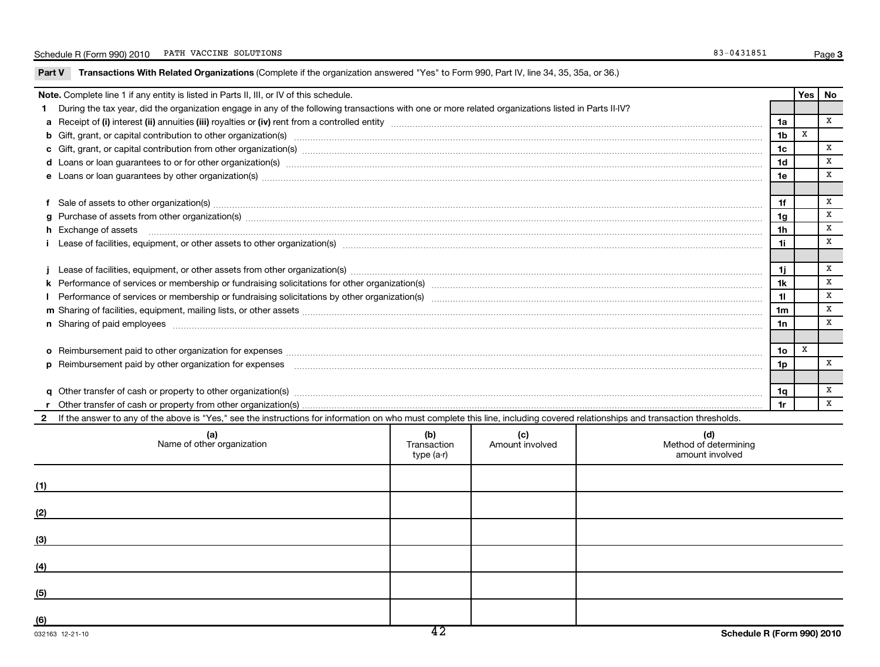Schedule R (Form 990) 2010 PATH VACCINE SOLUTIONS 83-0431851 Page 3

**Part V Transactions With Related Organizations** (Complete if the organization answered "Yes" to Form 990, Part IV, line 34, 35, 35a, or 36.)

| **Note.** Complete line 1 if any entity is listed in Parts II, III, or IV of this schedule. | | Yes | No |
|---|---|---|---|
| **1** During the tax year, did the organization engage in any of the following transactions with one or more related organizations listed in Parts II-IV? | | | |
| **a** Receipt of **(i)** interest **(ii)** annuities **(iii)** royalties or **(iv)** rent from a controlled entity | 1a | | X |
| **b** Gift, grant, or capital contribution to other organization(s) | 1b | X | |
| **c** Gift, grant, or capital contribution from other organization(s) | 1c | | X |
| **d** Loans or loan guarantees to or for other organization(s) | 1d | | X |
| **e** Loans or loan guarantees by other organization(s) | 1e | | X |
| **f** Sale of assets to other organization(s) | 1f | | X |
| **g** Purchase of assets from other organization(s) | 1g | | X |
| **h** Exchange of assets | 1h | | X |
| **i** Lease of facilities, equipment, or other assets to other organization(s) | 1i | | X |
| **j** Lease of facilities, equipment, or other assets from other organization(s) | 1j | | X |
| **k** Performance of services or membership or fundraising solicitations for other organization(s) | 1k | | X |
| **l** Performance of services or membership or fundraising solicitations by other organization(s) | 1l | | X |
| **m** Sharing of facilities, equipment, mailing lists, or other assets | 1m | | X |
| **n** Sharing of paid employees | 1n | | X |
| **o** Reimbursement paid to other organization for expenses | 1o | X | |
| **p** Reimbursement paid by other organization for expenses | 1p | | X |
| **q** Other transfer of cash or property to other organization(s) | 1q | | X |
| **r** Other transfer of cash or property from other organization(s) | 1r | | X |

**2** If the answer to any of the above is "Yes," see the instructions for information on who must complete this line, including covered relationships and transaction thresholds.

| (a) Name of other organization | (b) Transaction type (a-r) | (c) Amount involved | (d) Method of determining amount involved |
|---|---|---|---|
| (1) | | | |
| (2) | | | |
| (3) | | | |
| (4) | | | |
| (5) | | | |
| (6) | | | |

032163 12-21-10 **Schedule R (Form 990) 2010**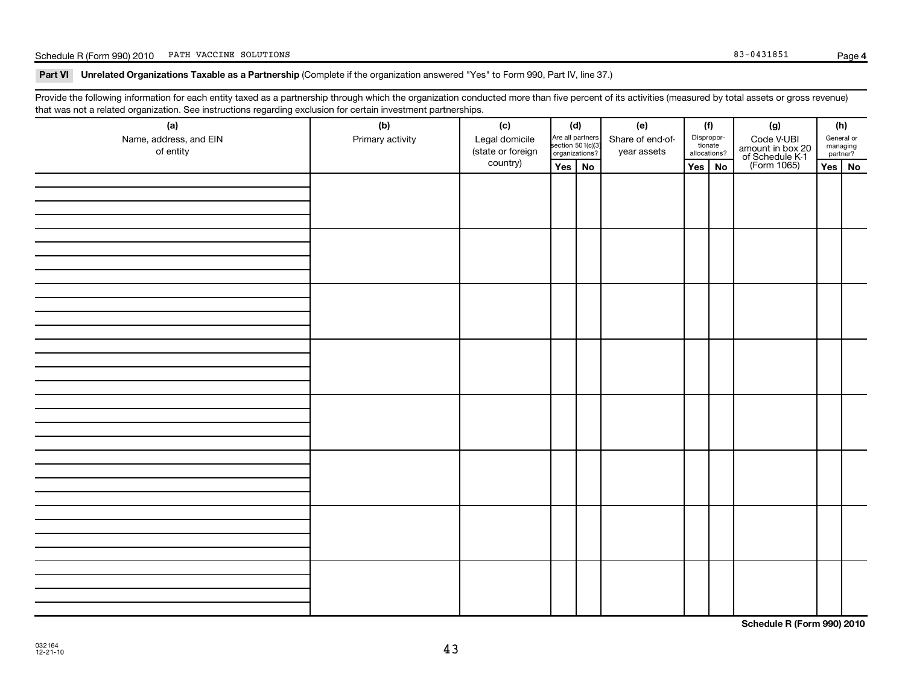## Part VI Unrelated Organizations Taxable as a Partnership (Complete if the organization answered "Yes" to Form 990, Part IV, line 37.)

Provide the following information for each entity taxed as a partnership through which the organization conducted more than five percent of its activities (measured by total assets or gross revenue) that was not a related organization. See instructions regarding exclusion for certain investment partnerships.

| (a) Name, address, and EIN of entity | (b) Primary activity | (c) Legal domicile (state or foreign country) | (d) Are all partners section 501(c)(3) organizations? | | (e) Share of end-of-year assets | (f) Disproportionate allocations? | | (g) Code V-UBI amount in box 20 of Schedule K-1 (Form 1065) | (h) General or managing partner? | |
|---|---|---|---|---|---|---|---|---|---|---|
| | | | Yes | No | | Yes | No | | Yes | No |
| | | | | | | | | | | |
| | | | | | | | | | | |
| | | | | | | | | | | |
| | | | | | | | | | | |
| | | | | | | | | | | |
| | | | | | | | | | | |
| | | | | | | | | | | |
| | | | | | | | | | | |

Schedule R (Form 990) 2010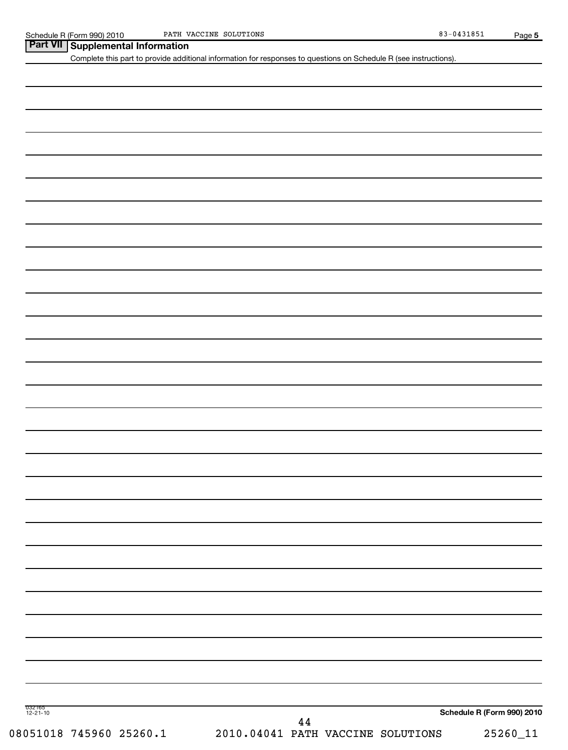## Part VII Supplemental Information

Complete this part to provide additional information for responses to questions on Schedule R (see instructions).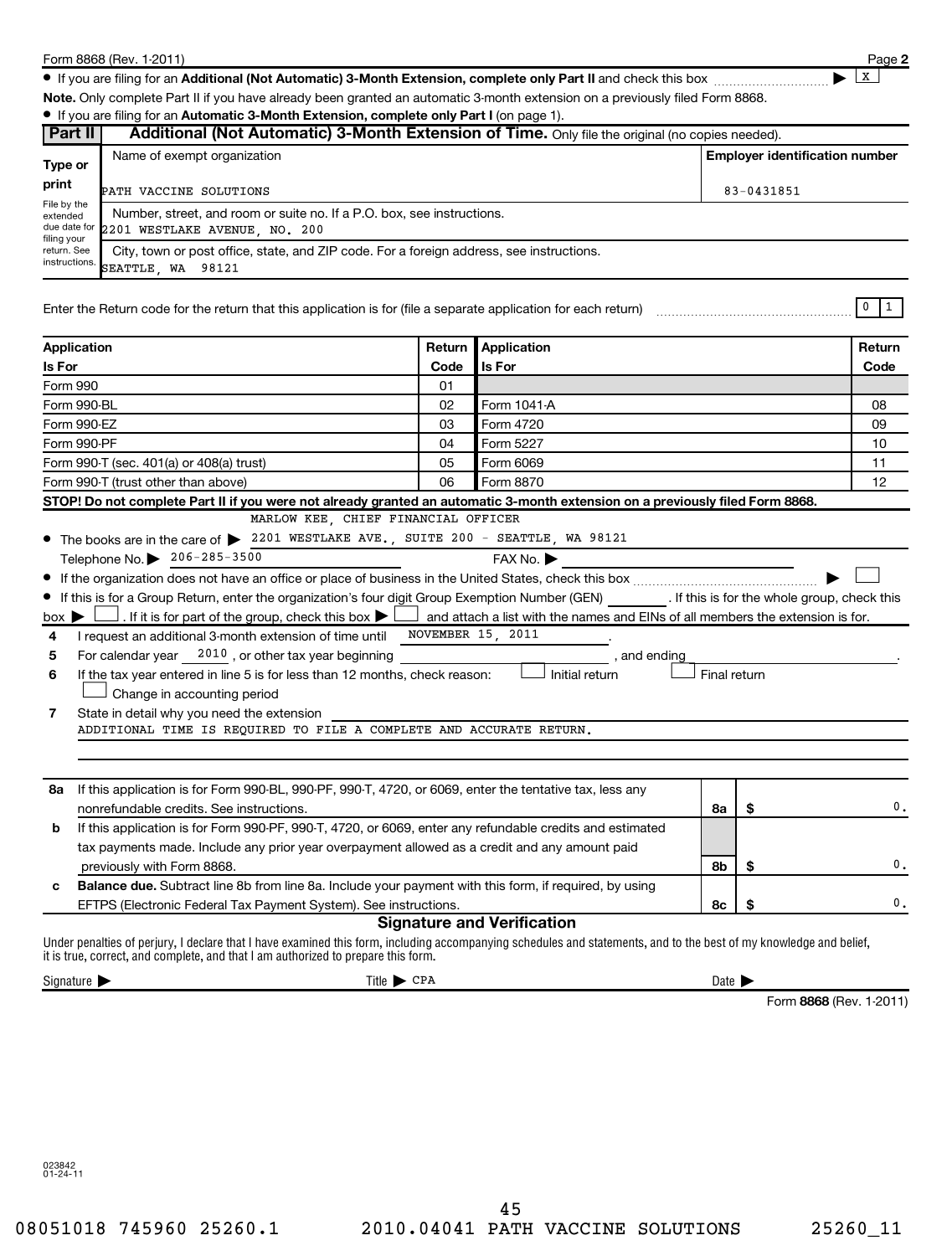Form 8868 (Rev. 1-2011)

- If you are filing for an **Additional (Not Automatic) 3-Month Extension, complete only Part II** and check this box ▶ [X]

**Note.** Only complete Part II if you have already been granted an automatic 3-month extension on a previously filed Form 8868.

- If you are filing for an **Automatic 3-Month Extension, complete only Part I** (on page 1).

## Part II — Additional (Not Automatic) 3-Month Extension of Time. Only file the original (no copies needed).

| Type or print | Name of exempt organization | Employer identification number |
|---|---|---|
| | PATH VACCINE SOLUTIONS | 83-0431851 |
| File by the extended due date for filing your return. See instructions. | Number, street, and room or suite no. If a P.O. box, see instructions. 2201 WESTLAKE AVENUE, NO. 200 | |
| | City, town or post office, state, and ZIP code. For a foreign address, see instructions. SEATTLE, WA 98121 | |

Enter the Return code for the return that this application is for (file a separate application for each return) 0 1

| Application Is For | Return Code | Application Is For | Return Code |
|---|---|---|---|
| Form 990 | 01 | | |
| Form 990-BL | 02 | Form 1041-A | 08 |
| Form 990-EZ | 03 | Form 4720 | 09 |
| Form 990-PF | 04 | Form 5227 | 10 |
| Form 990-T (sec. 401(a) or 408(a) trust) | 05 | Form 6069 | 11 |
| Form 990-T (trust other than above) | 06 | Form 8870 | 12 |

**STOP! Do not complete Part II if you were not already granted an automatic 3-month extension on a previously filed Form 8868.**

- The books are in the care of ▶ MARLOW KEE, CHIEF FINANCIAL OFFICER 2201 WESTLAKE AVE., SUITE 200 - SEATTLE, WA 98121

  Telephone No. ▶ 206-285-3500 FAX No. ▶

- If the organization does not have an office or place of business in the United States, check this box ▶ [ ]
- If this is for a Group Return, enter the organization's four digit Group Exemption Number (GEN) ________ . If this is for the whole group, check this box ▶ [ ] . If it is for part of the group, check this box ▶ [ ] and attach a list with the names and EINs of all members the extension is for.

4 I request an additional 3-month extension of time until NOVEMBER 15, 2011 .

5 For calendar year 2010 , or other tax year beginning ____________ , and ending ____________ .

6 If the tax year entered in line 5 is for less than 12 months, check reason: [ ] Initial return [ ] Final return [ ] Change in accounting period

7 State in detail why you need the extension
ADDITIONAL TIME IS REQUIRED TO FILE A COMPLETE AND ACCURATE RETURN.

| | | | |
|---|---|---|---|
| **8a** | If this application is for Form 990-BL, 990-PF, 990-T, 4720, or 6069, enter the tentative tax, less any nonrefundable credits. See instructions. | 8a | $ 0. |
| **b** | If this application is for Form 990-PF, 990-T, 4720, or 6069, enter any refundable credits and estimated tax payments made. Include any prior year overpayment allowed as a credit and any amount paid previously with Form 8868. | 8b | $ 0. |
| **c** | **Balance due.** Subtract line 8b from line 8a. Include your payment with this form, if required, by using EFTPS (Electronic Federal Tax Payment System). See instructions. | 8c | $ 0. |

### Signature and Verification

Under penalties of perjury, I declare that I have examined this form, including accompanying schedules and statements, and to the best of my knowledge and belief, it is true, correct, and complete, and that I am authorized to prepare this form.

Signature ▶ Title ▶ CPA Date ▶

Form **8868** (Rev. 1-2011)

023842 01-24-11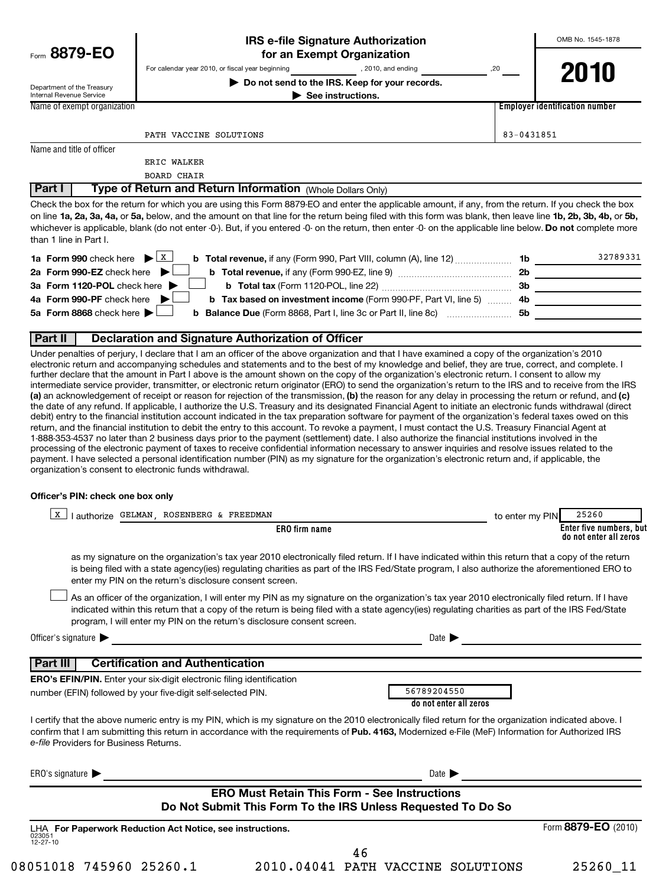Form **8879-EO**

Department of the Treasury
Internal Revenue Service

# IRS e-file Signature Authorization for an Exempt Organization

For calendar year 2010, or fiscal year beginning \_\_\_\_\_\_\_\_\_\_, 2010, and ending \_\_\_\_\_\_\_\_\_\_, 20\_\_

▶ **Do not send to the IRS. Keep for your records.**

▶ **See instructions.**

OMB No. 1545-1878

**2010**

| Name of exempt organization | Employer identification number |
|---|---|
| PATH VACCINE SOLUTIONS | 83-0431851 |

Name and title of officer
ERIC WALKER
BOARD CHAIR

## Part I — Type of Return and Return Information (Whole Dollars Only)

Check the box for the return for which you are using this Form 8879-EO and enter the applicable amount, if any, from the return. If you check the box on line **1a, 2a, 3a, 4a,** or **5a,** below, and the amount on that line for the return being filed with this form was blank, then leave line **1b, 2b, 3b, 4b,** or **5b,** whichever is applicable, blank (do not enter -0-). But, if you entered -0- on the return, then enter -0- on the applicable line below. **Do not** complete more than 1 line in Part I.

| | | | | |
|---|---|---|---|---|
| **1a Form 990** check here ▶ | X | **b Total revenue,** if any (Form 990, Part VIII, column (A), line 12) | **1b** | 32789331 |
| **2a Form 990-EZ** check here ▶ | | **b Total revenue,** if any (Form 990-EZ, line 9) | **2b** | |
| **3a Form 1120-POL** check here ▶ | | **b Total tax** (Form 1120-POL, line 22) | **3b** | |
| **4a Form 990-PF** check here ▶ | | **b Tax based on investment income** (Form 990-PF, Part VI, line 5) | **4b** | |
| **5a Form 8868** check here ▶ | | **b Balance Due** (Form 8868, Part I, line 3c or Part II, line 8c) | **5b** | |

## Part II — Declaration and Signature Authorization of Officer

Under penalties of perjury, I declare that I am an officer of the above organization and that I have examined a copy of the organization's 2010 electronic return and accompanying schedules and statements and to the best of my knowledge and belief, they are true, correct, and complete. I further declare that the amount in Part I above is the amount shown on the copy of the organization's electronic return. I consent to allow my intermediate service provider, transmitter, or electronic return originator (ERO) to send the organization's return to the IRS and to receive from the IRS **(a)** an acknowledgement of receipt or reason for rejection of the transmission, **(b)** the reason for any delay in processing the return or refund, and **(c)** the date of any refund. If applicable, I authorize the U.S. Treasury and its designated Financial Agent to initiate an electronic funds withdrawal (direct debit) entry to the financial institution account indicated in the tax preparation software for payment of the organization's federal taxes owed on this return, and the financial institution to debit the entry to this account. To revoke a payment, I must contact the U.S. Treasury Financial Agent at 1-888-353-4537 no later than 2 business days prior to the payment (settlement) date. I also authorize the financial institutions involved in the processing of the electronic payment of taxes to receive confidential information necessary to answer inquiries and resolve issues related to the payment. I have selected a personal identification number (PIN) as my signature for the organization's electronic return and, if applicable, the organization's consent to electronic funds withdrawal.

**Officer's PIN: check one box only**

[X] I authorize GELMAN, ROSENBERG & FREEDMAN (**ERO firm name**) to enter my PIN 25260 (**Enter five numbers, but do not enter all zeros**)

as my signature on the organization's tax year 2010 electronically filed return. If I have indicated within this return that a copy of the return is being filed with a state agency(ies) regulating charities as part of the IRS Fed/State program, I also authorize the aforementioned ERO to enter my PIN on the return's disclosure consent screen.

[ ] As an officer of the organization, I will enter my PIN as my signature on the organization's tax year 2010 electronically filed return. If I have indicated within this return that a copy of the return is being filed with a state agency(ies) regulating charities as part of the IRS Fed/State program, I will enter my PIN on the return's disclosure consent screen.

Officer's signature ▶ \_\_\_\_\_\_\_\_\_\_\_\_\_\_\_\_\_\_ Date ▶ \_\_\_\_\_\_\_\_\_\_

## Part III — Certification and Authentication

**ERO's EFIN/PIN.** Enter your six-digit electronic filing identification number (EFIN) followed by your five-digit self-selected PIN.

56789204550
**do not enter all zeros**

I certify that the above numeric entry is my PIN, which is my signature on the 2010 electronically filed return for the organization indicated above. I confirm that I am submitting this return in accordance with the requirements of **Pub. 4163,** Modernized e-File (MeF) Information for Authorized IRS *e-file* Providers for Business Returns.

ERO's signature ▶ \_\_\_\_\_\_\_\_\_\_\_\_\_\_\_\_\_\_ Date ▶ \_\_\_\_\_\_\_\_\_\_

**ERO Must Retain This Form - See Instructions**
**Do Not Submit This Form To the IRS Unless Requested To Do So**

LHA **For Paperwork Reduction Act Notice, see instructions.** Form **8879-EO** (2010)

023051
12-27-10

08051018 745960 25260.1 2010.04041 PATH VACCINE SOLUTIONS 25260_11